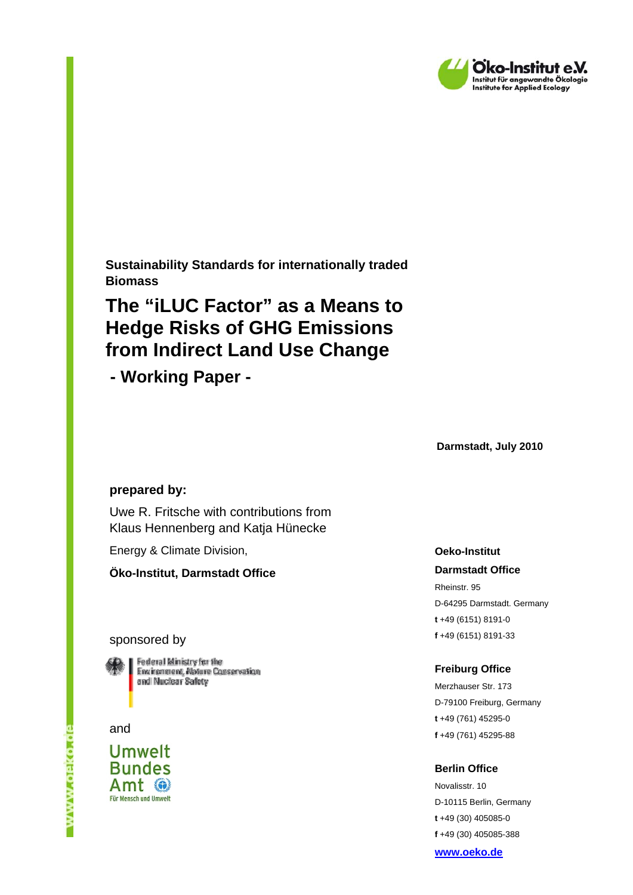Öko-Institut e.V.
Institut für angewandte Ökologie
Institute for Applied Ecology

**Sustainability Standards for internationally traded Biomass**

# The "iLUC Factor" as a Means to Hedge Risks of GHG Emissions from Indirect Land Use Change

## - Working Paper -

**Darmstadt, July 2010**

**prepared by:**

Uwe R. Fritsche with contributions from
Klaus Hennenberg and Katja Hünecke

Energy & Climate Division,

**Öko-Institut, Darmstadt Office**

sponsored by

Federal Ministry for the Environment, Nature Conservation and Nuclear Safety

and

Umwelt Bundes Amt
Für Mensch und Umwelt

**Oeko-Institut**

**Darmstadt Office**

Rheinstr. 95
D-64295 Darmstadt. Germany
**t** +49 (6151) 8191-0
**f** +49 (6151) 8191-33

**Freiburg Office**

Merzhauser Str. 173
D-79100 Freiburg, Germany
**t** +49 (761) 45295-0
**f** +49 (761) 45295-88

**Berlin Office**

Novalisstr. 10
D-10115 Berlin, Germany
**t** +49 (30) 405085-0
**f** +49 (30) 405085-388

**www.oeko.de**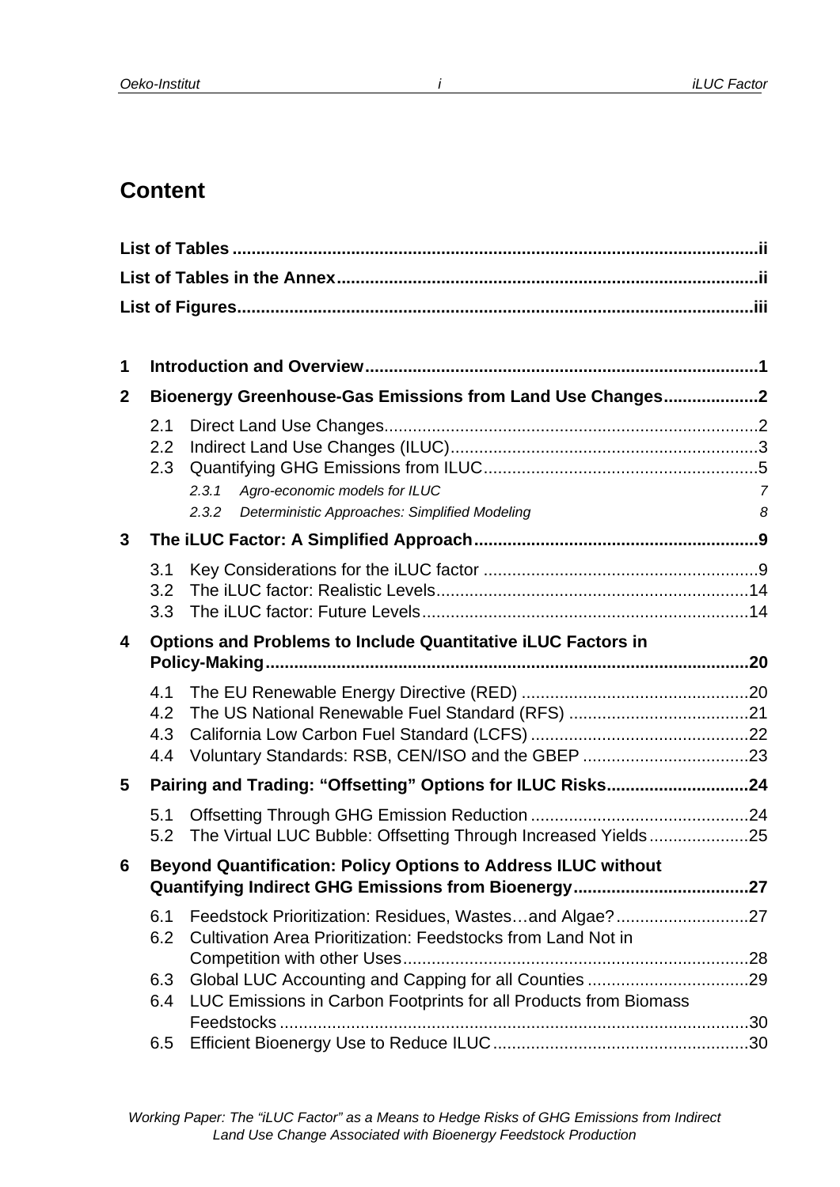# Content

**List of Tables** ii

**List of Tables in the Annex** ii

**List of Figures** iii

**1 Introduction and Overview** 1

**2 Bioenergy Greenhouse-Gas Emissions from Land Use Changes** 2

- 2.1 Direct Land Use Changes 2
- 2.2 Indirect Land Use Changes (ILUC) 3
- 2.3 Quantifying GHG Emissions from ILUC 5
  - *2.3.1 Agro-economic models for ILUC 7*
  - *2.3.2 Deterministic Approaches: Simplified Modeling 8*

**3 The iLUC Factor: A Simplified Approach** 9

- 3.1 Key Considerations for the iLUC factor 9
- 3.2 The iLUC factor: Realistic Levels 14
- 3.3 The iLUC factor: Future Levels 14

**4 Options and Problems to Include Quantitative iLUC Factors in Policy-Making** 20

- 4.1 The EU Renewable Energy Directive (RED) 20
- 4.2 The US National Renewable Fuel Standard (RFS) 21
- 4.3 California Low Carbon Fuel Standard (LCFS) 22
- 4.4 Voluntary Standards: RSB, CEN/ISO and the GBEP 23

**5 Pairing and Trading: "Offsetting" Options for ILUC Risks** 24

- 5.1 Offsetting Through GHG Emission Reduction 24
- 5.2 The Virtual LUC Bubble: Offsetting Through Increased Yields 25

**6 Beyond Quantification: Policy Options to Address ILUC without Quantifying Indirect GHG Emissions from Bioenergy** 27

- 6.1 Feedstock Prioritization: Residues, Wastes…and Algae? 27
- 6.2 Cultivation Area Prioritization: Feedstocks from Land Not in Competition with other Uses 28
- 6.3 Global LUC Accounting and Capping for all Counties 29
- 6.4 LUC Emissions in Carbon Footprints for all Products from Biomass Feedstocks 30
- 6.5 Efficient Bioenergy Use to Reduce ILUC 30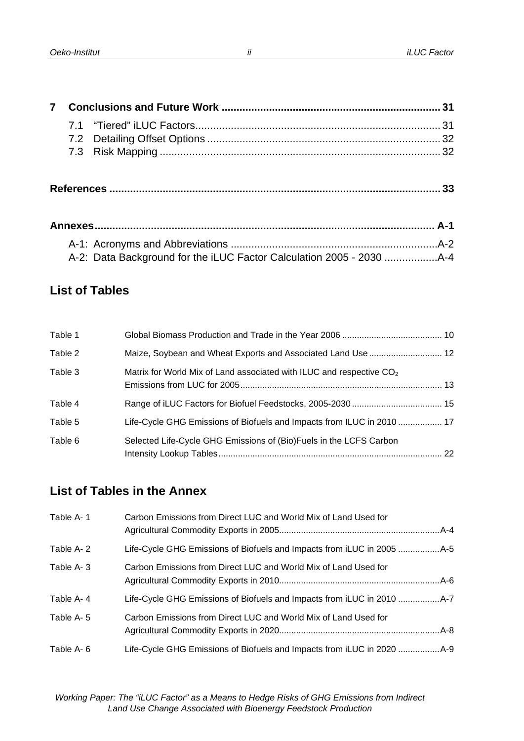**7 Conclusions and Future Work .......................................................................... 31**

7.1 "Tiered" iLUC Factors.................................................................................. 31
7.2 Detailing Offset Options .............................................................................. 32
7.3 Risk Mapping .............................................................................................. 32

**References ............................................................................................................. 33**

**Annexes................................................................................................................ A-1**

A-1: Acronyms and Abbreviations ......................................................................A-2
A-2: Data Background for the iLUC Factor Calculation 2005 - 2030 ..................A-4

## List of Tables

| | | |
|---|---|---|
| Table 1 | Global Biomass Production and Trade in the Year 2006 | 10 |
| Table 2 | Maize, Soybean and Wheat Exports and Associated Land Use | 12 |
| Table 3 | Matrix for World Mix of Land associated with ILUC and respective $CO_2$ Emissions from LUC for 2005 | 13 |
| Table 4 | Range of iLUC Factors for Biofuel Feedstocks, 2005-2030 | 15 |
| Table 5 | Life-Cycle GHG Emissions of Biofuels and Impacts from ILUC in 2010 | 17 |
| Table 6 | Selected Life-Cycle GHG Emissions of (Bio)Fuels in the LCFS Carbon Intensity Lookup Tables | 22 |

## List of Tables in the Annex

| | | |
|---|---|---|
| Table A- 1 | Carbon Emissions from Direct LUC and World Mix of Land Used for Agricultural Commodity Exports in 2005 | A-4 |
| Table A- 2 | Life-Cycle GHG Emissions of Biofuels and Impacts from iLUC in 2005 | A-5 |
| Table A- 3 | Carbon Emissions from Direct LUC and World Mix of Land Used for Agricultural Commodity Exports in 2010 | A-6 |
| Table A- 4 | Life-Cycle GHG Emissions of Biofuels and Impacts from iLUC in 2010 | A-7 |
| Table A- 5 | Carbon Emissions from Direct LUC and World Mix of Land Used for Agricultural Commodity Exports in 2020 | A-8 |
| Table A- 6 | Life-Cycle GHG Emissions of Biofuels and Impacts from iLUC in 2020 | A-9 |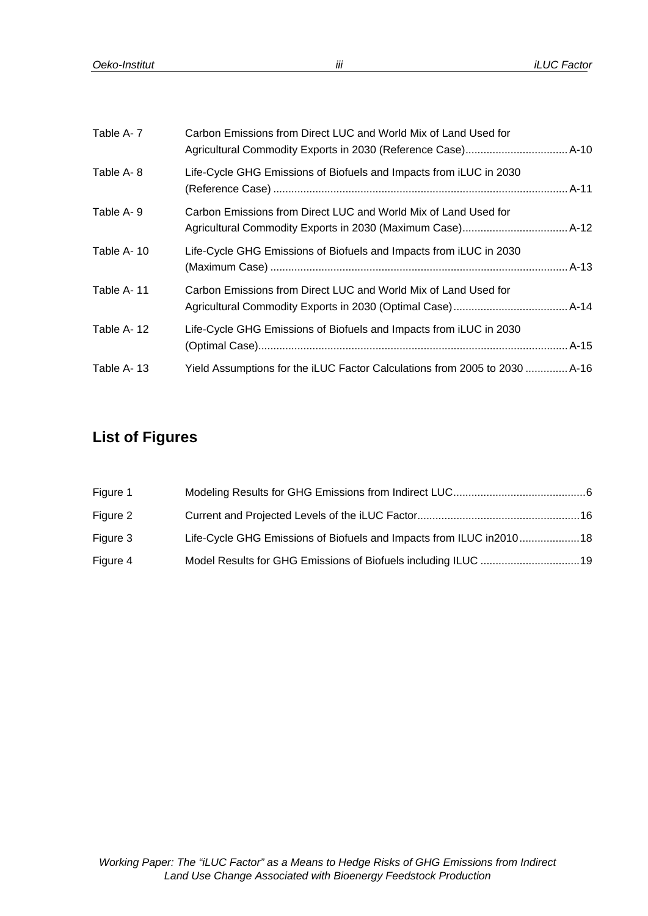| | | |
|---|---|---|
| Table A- 7 | Carbon Emissions from Direct LUC and World Mix of Land Used for Agricultural Commodity Exports in 2030 (Reference Case) | A-10 |
| Table A- 8 | Life-Cycle GHG Emissions of Biofuels and Impacts from iLUC in 2030 (Reference Case) | A-11 |
| Table A- 9 | Carbon Emissions from Direct LUC and World Mix of Land Used for Agricultural Commodity Exports in 2030 (Maximum Case) | A-12 |
| Table A- 10 | Life-Cycle GHG Emissions of Biofuels and Impacts from iLUC in 2030 (Maximum Case) | A-13 |
| Table A- 11 | Carbon Emissions from Direct LUC and World Mix of Land Used for Agricultural Commodity Exports in 2030 (Optimal Case) | A-14 |
| Table A- 12 | Life-Cycle GHG Emissions of Biofuels and Impacts from iLUC in 2030 (Optimal Case) | A-15 |
| Table A- 13 | Yield Assumptions for the iLUC Factor Calculations from 2005 to 2030 | A-16 |

## List of Figures

| | | |
|---|---|---|
| Figure 1 | Modeling Results for GHG Emissions from Indirect LUC | 6 |
| Figure 2 | Current and Projected Levels of the iLUC Factor | 16 |
| Figure 3 | Life-Cycle GHG Emissions of Biofuels and Impacts from ILUC in2010 | 18 |
| Figure 4 | Model Results for GHG Emissions of Biofuels including ILUC | 19 |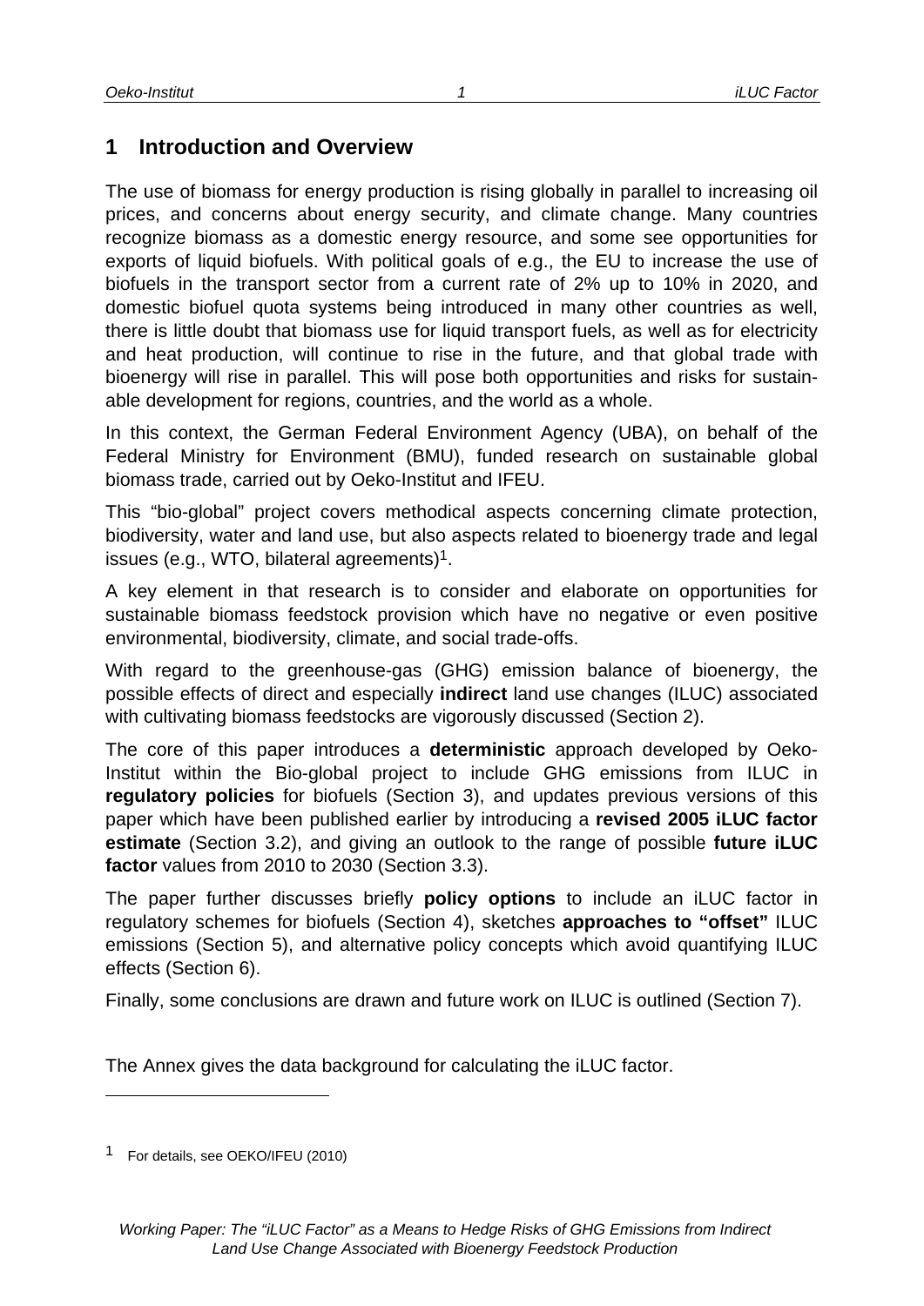# 1 Introduction and Overview

The use of biomass for energy production is rising globally in parallel to increasing oil prices, and concerns about energy security, and climate change. Many countries recognize biomass as a domestic energy resource, and some see opportunities for exports of liquid biofuels. With political goals of e.g., the EU to increase the use of biofuels in the transport sector from a current rate of 2% up to 10% in 2020, and domestic biofuel quota systems being introduced in many other countries as well, there is little doubt that biomass use for liquid transport fuels, as well as for electricity and heat production, will continue to rise in the future, and that global trade with bioenergy will rise in parallel. This will pose both opportunities and risks for sustainable development for regions, countries, and the world as a whole.

In this context, the German Federal Environment Agency (UBA), on behalf of the Federal Ministry for Environment (BMU), funded research on sustainable global biomass trade, carried out by Oeko-Institut and IFEU.

This "bio-global" project covers methodical aspects concerning climate protection, biodiversity, water and land use, but also aspects related to bioenergy trade and legal issues (e.g., WTO, bilateral agreements)[1].

A key element in that research is to consider and elaborate on opportunities for sustainable biomass feedstock provision which have no negative or even positive environmental, biodiversity, climate, and social trade-offs.

With regard to the greenhouse-gas (GHG) emission balance of bioenergy, the possible effects of direct and especially **indirect** land use changes (ILUC) associated with cultivating biomass feedstocks are vigorously discussed (Section 2).

The core of this paper introduces a **deterministic** approach developed by Oeko-Institut within the Bio-global project to include GHG emissions from ILUC in **regulatory policies** for biofuels (Section 3), and updates previous versions of this paper which have been published earlier by introducing a **revised 2005 iLUC factor estimate** (Section 3.2), and giving an outlook to the range of possible **future iLUC factor** values from 2010 to 2030 (Section 3.3).

The paper further discusses briefly **policy options** to include an iLUC factor in regulatory schemes for biofuels (Section 4), sketches **approaches to "offset"** ILUC emissions (Section 5), and alternative policy concepts which avoid quantifying ILUC effects (Section 6).

Finally, some conclusions are drawn and future work on ILUC is outlined (Section 7).

The Annex gives the data background for calculating the iLUC factor.

[1] For details, see OEKO/IFEU (2010)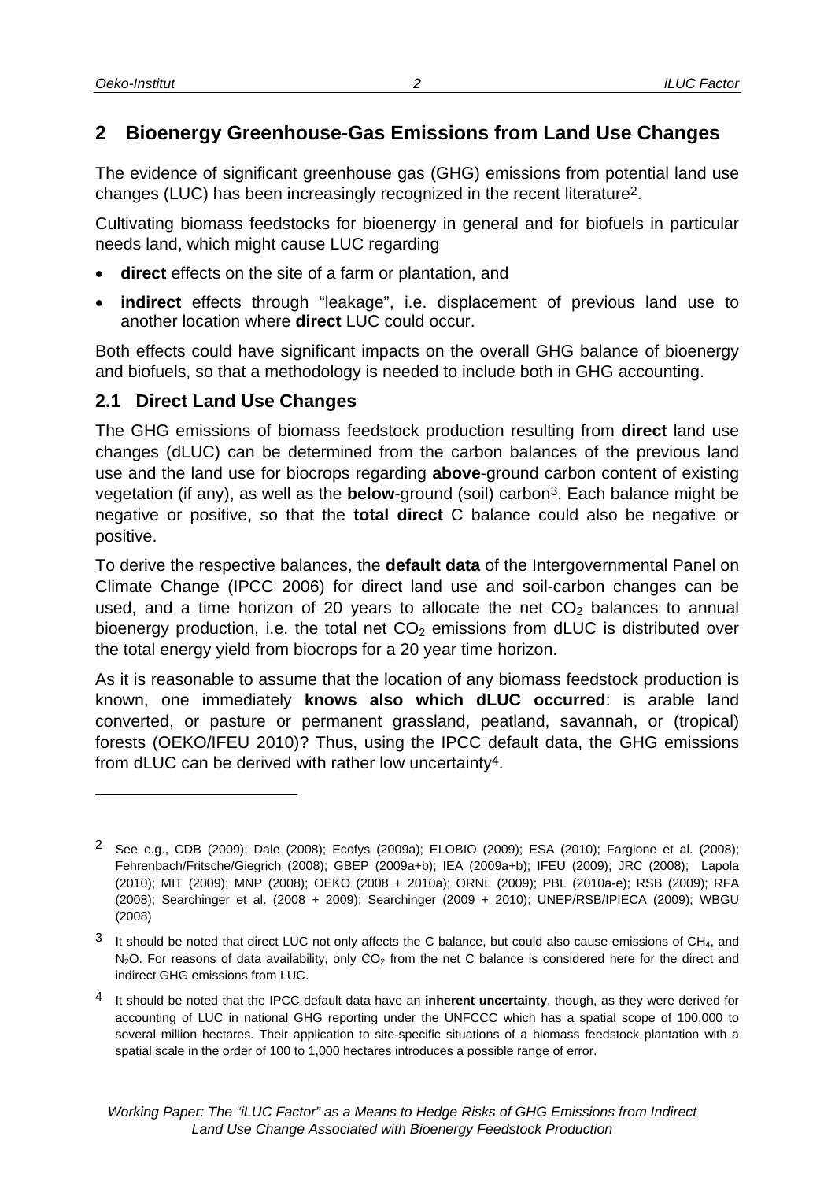## 2 Bioenergy Greenhouse-Gas Emissions from Land Use Changes

The evidence of significant greenhouse gas (GHG) emissions from potential land use changes (LUC) has been increasingly recognized in the recent literature[2].

Cultivating biomass feedstocks for bioenergy in general and for biofuels in particular needs land, which might cause LUC regarding

- **direct** effects on the site of a farm or plantation, and
- **indirect** effects through "leakage", i.e. displacement of previous land use to another location where **direct** LUC could occur.

Both effects could have significant impacts on the overall GHG balance of bioenergy and biofuels, so that a methodology is needed to include both in GHG accounting.

### 2.1 Direct Land Use Changes

The GHG emissions of biomass feedstock production resulting from **direct** land use changes (dLUC) can be determined from the carbon balances of the previous land use and the land use for biocrops regarding **above**-ground carbon content of existing vegetation (if any), as well as the **below**-ground (soil) carbon[3]. Each balance might be negative or positive, so that the **total direct** C balance could also be negative or positive.

To derive the respective balances, the **default data** of the Intergovernmental Panel on Climate Change (IPCC 2006) for direct land use and soil-carbon changes can be used, and a time horizon of 20 years to allocate the net $CO_2$ balances to annual bioenergy production, i.e. the total net $CO_2$ emissions from dLUC is distributed over the total energy yield from biocrops for a 20 year time horizon.

As it is reasonable to assume that the location of any biomass feedstock production is known, one immediately **knows also which dLUC occurred**: is arable land converted, or pasture or permanent grassland, peatland, savannah, or (tropical) forests (OEKO/IFEU 2010)? Thus, using the IPCC default data, the GHG emissions from dLUC can be derived with rather low uncertainty[4].

---

[2] See e.g., CDB (2009); Dale (2008); Ecofys (2009a); ELOBIO (2009); ESA (2010); Fargione et al. (2008); Fehrenbach/Fritsche/Giegrich (2008); GBEP (2009a+b); IEA (2009a+b); IFEU (2009); JRC (2008); Lapola (2010); MIT (2009); MNP (2008); OEKO (2008 + 2010a); ORNL (2009); PBL (2010a-e); RSB (2009); RFA (2008); Searchinger et al. (2008 + 2009); Searchinger (2009 + 2010); UNEP/RSB/IPIECA (2009); WBGU (2008)

[3] It should be noted that direct LUC not only affects the C balance, but could also cause emissions of $CH_4$, and $N_2O$. For reasons of data availability, only $CO_2$ from the net C balance is considered here for the direct and indirect GHG emissions from LUC.

[4] It should be noted that the IPCC default data have an **inherent uncertainty**, though, as they were derived for accounting of LUC in national GHG reporting under the UNFCCC which has a spatial scope of 100,000 to several million hectares. Their application to site-specific situations of a biomass feedstock plantation with a spatial scale in the order of 100 to 1,000 hectares introduces a possible range of error.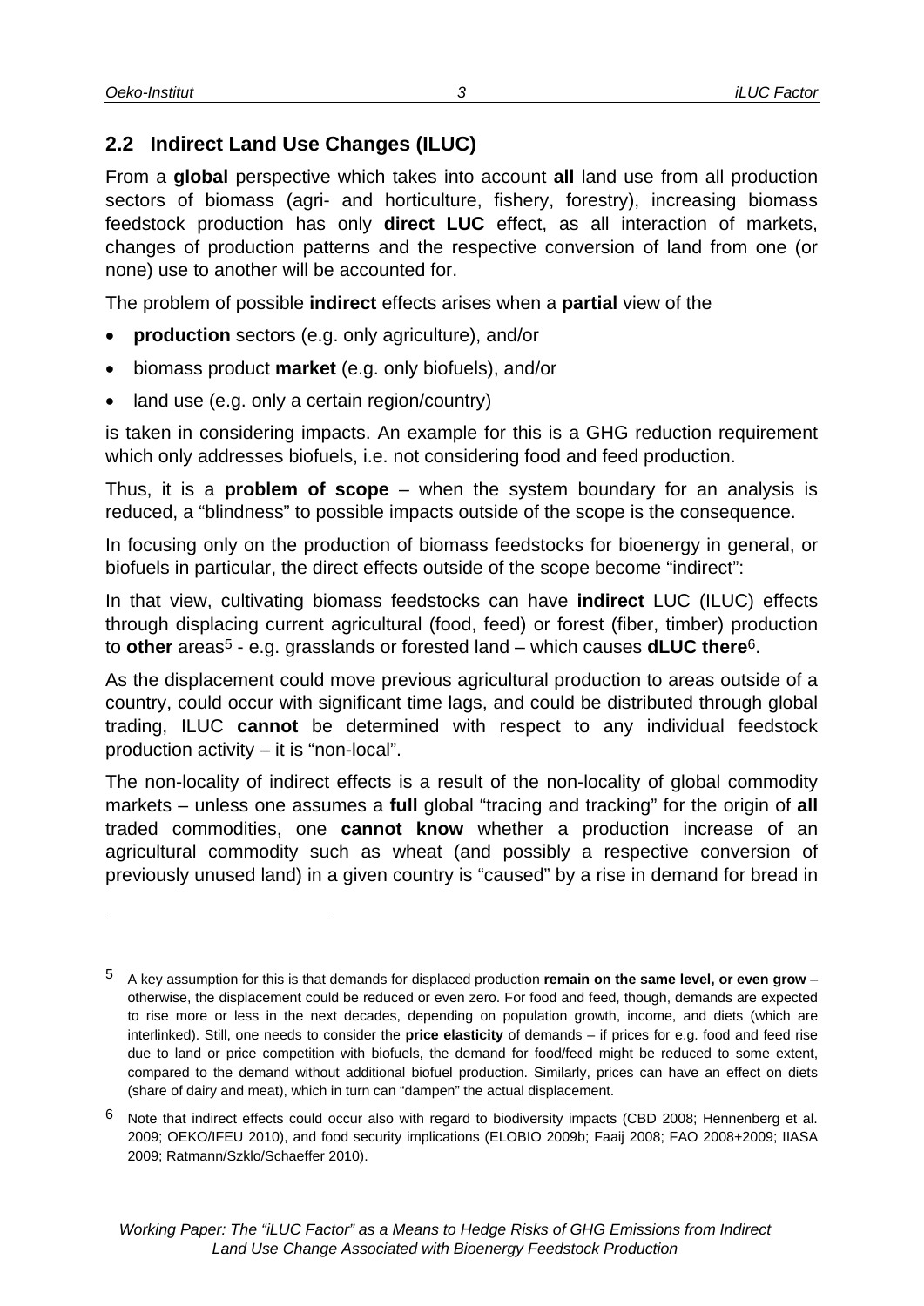## 2.2 Indirect Land Use Changes (ILUC)

From a **global** perspective which takes into account **all** land use from all production sectors of biomass (agri- and horticulture, fishery, forestry), increasing biomass feedstock production has only **direct LUC** effect, as all interaction of markets, changes of production patterns and the respective conversion of land from one (or none) use to another will be accounted for.

The problem of possible **indirect** effects arises when a **partial** view of the

- **production** sectors (e.g. only agriculture), and/or
- biomass product **market** (e.g. only biofuels), and/or
- land use (e.g. only a certain region/country)

is taken in considering impacts. An example for this is a GHG reduction requirement which only addresses biofuels, i.e. not considering food and feed production.

Thus, it is a **problem of scope** – when the system boundary for an analysis is reduced, a "blindness" to possible impacts outside of the scope is the consequence.

In focusing only on the production of biomass feedstocks for bioenergy in general, or biofuels in particular, the direct effects outside of the scope become "indirect":

In that view, cultivating biomass feedstocks can have **indirect** LUC (ILUC) effects through displacing current agricultural (food, feed) or forest (fiber, timber) production to **other** areas[5] - e.g. grasslands or forested land – which causes **dLUC there**[6].

As the displacement could move previous agricultural production to areas outside of a country, could occur with significant time lags, and could be distributed through global trading, ILUC **cannot** be determined with respect to any individual feedstock production activity – it is "non-local".

The non-locality of indirect effects is a result of the non-locality of global commodity markets – unless one assumes a **full** global "tracing and tracking" for the origin of **all** traded commodities, one **cannot know** whether a production increase of an agricultural commodity such as wheat (and possibly a respective conversion of previously unused land) in a given country is "caused" by a rise in demand for bread in

---

[5] A key assumption for this is that demands for displaced production **remain on the same level, or even grow** – otherwise, the displacement could be reduced or even zero. For food and feed, though, demands are expected to rise more or less in the next decades, depending on population growth, income, and diets (which are interlinked). Still, one needs to consider the **price elasticity** of demands – if prices for e.g. food and feed rise due to land or price competition with biofuels, the demand for food/feed might be reduced to some extent, compared to the demand without additional biofuel production. Similarly, prices can have an effect on diets (share of dairy and meat), which in turn can "dampen" the actual displacement.

[6] Note that indirect effects could occur also with regard to biodiversity impacts (CBD 2008; Hennenberg et al. 2009; OEKO/IFEU 2010), and food security implications (ELOBIO 2009b; Faaij 2008; FAO 2008+2009; IIASA 2009; Ratmann/Szklo/Schaeffer 2010).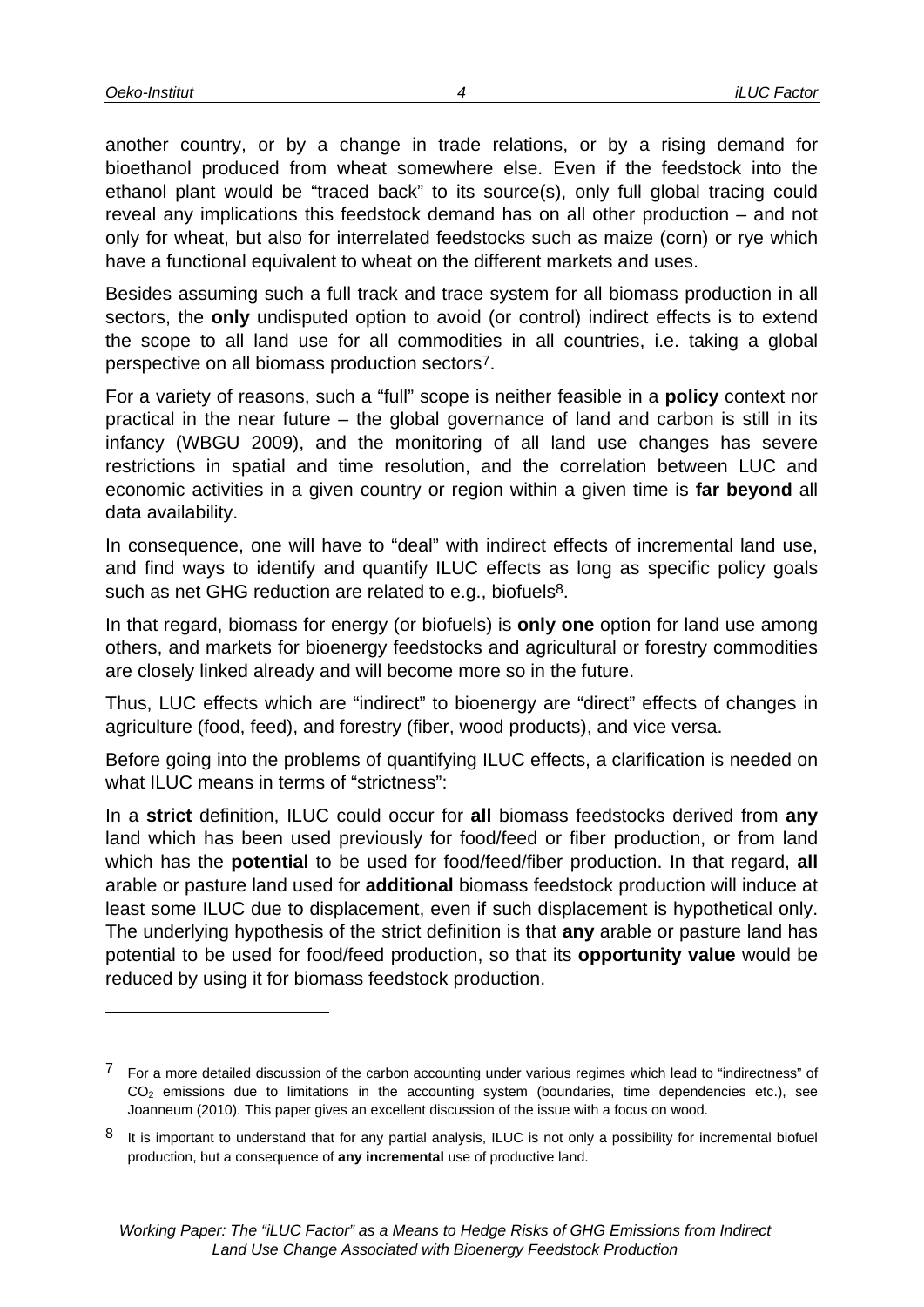another country, or by a change in trade relations, or by a rising demand for bioethanol produced from wheat somewhere else. Even if the feedstock into the ethanol plant would be "traced back" to its source(s), only full global tracing could reveal any implications this feedstock demand has on all other production – and not only for wheat, but also for interrelated feedstocks such as maize (corn) or rye which have a functional equivalent to wheat on the different markets and uses.

Besides assuming such a full track and trace system for all biomass production in all sectors, the **only** undisputed option to avoid (or control) indirect effects is to extend the scope to all land use for all commodities in all countries, i.e. taking a global perspective on all biomass production sectors[7].

For a variety of reasons, such a "full" scope is neither feasible in a **policy** context nor practical in the near future – the global governance of land and carbon is still in its infancy (WBGU 2009), and the monitoring of all land use changes has severe restrictions in spatial and time resolution, and the correlation between LUC and economic activities in a given country or region within a given time is **far beyond** all data availability.

In consequence, one will have to "deal" with indirect effects of incremental land use, and find ways to identify and quantify ILUC effects as long as specific policy goals such as net GHG reduction are related to e.g., biofuels[8].

In that regard, biomass for energy (or biofuels) is **only one** option for land use among others, and markets for bioenergy feedstocks and agricultural or forestry commodities are closely linked already and will become more so in the future.

Thus, LUC effects which are "indirect" to bioenergy are "direct" effects of changes in agriculture (food, feed), and forestry (fiber, wood products), and vice versa.

Before going into the problems of quantifying ILUC effects, a clarification is needed on what ILUC means in terms of "strictness":

In a **strict** definition, ILUC could occur for **all** biomass feedstocks derived from **any** land which has been used previously for food/feed or fiber production, or from land which has the **potential** to be used for food/feed/fiber production. In that regard, **all** arable or pasture land used for **additional** biomass feedstock production will induce at least some ILUC due to displacement, even if such displacement is hypothetical only. The underlying hypothesis of the strict definition is that **any** arable or pasture land has potential to be used for food/feed production, so that its **opportunity value** would be reduced by using it for biomass feedstock production.

---

[7] For a more detailed discussion of the carbon accounting under various regimes which lead to "indirectness" of $CO_2$ emissions due to limitations in the accounting system (boundaries, time dependencies etc.), see Joanneum (2010). This paper gives an excellent discussion of the issue with a focus on wood.

[8] It is important to understand that for any partial analysis, ILUC is not only a possibility for incremental biofuel production, but a consequence of **any incremental** use of productive land.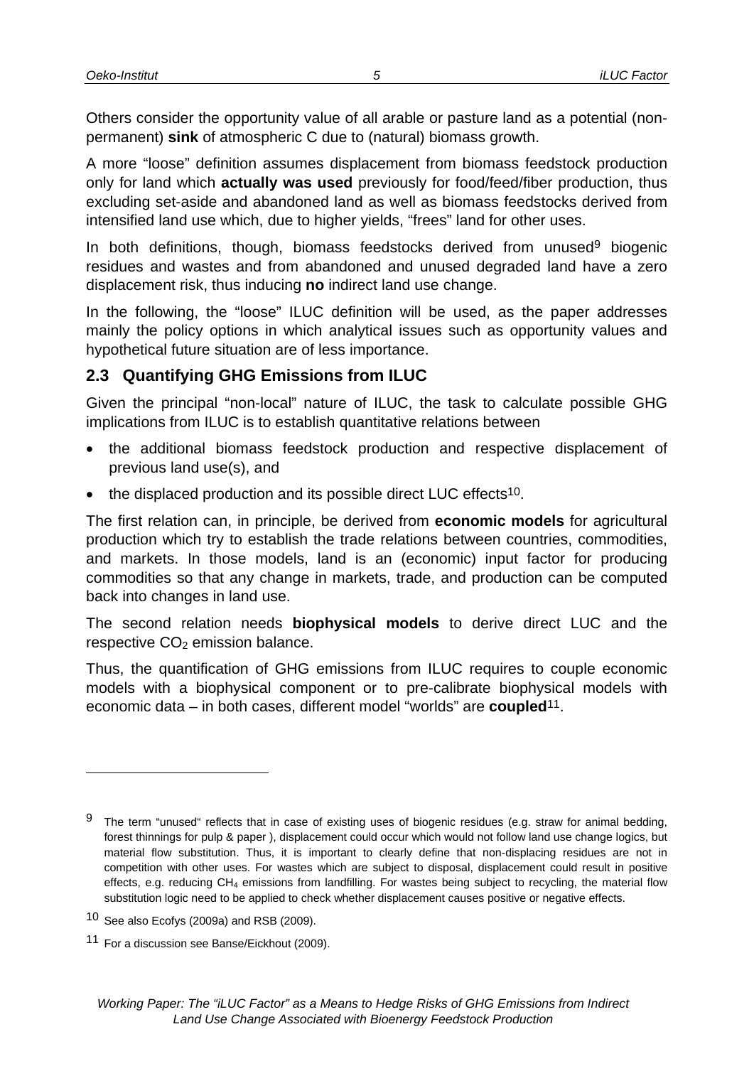Others consider the opportunity value of all arable or pasture land as a potential (non-permanent) **sink** of atmospheric C due to (natural) biomass growth.

A more "loose" definition assumes displacement from biomass feedstock production only for land which **actually was used** previously for food/feed/fiber production, thus excluding set-aside and abandoned land as well as biomass feedstocks derived from intensified land use which, due to higher yields, "frees" land for other uses.

In both definitions, though, biomass feedstocks derived from unused[9] biogenic residues and wastes and from abandoned and unused degraded land have a zero displacement risk, thus inducing **no** indirect land use change.

In the following, the "loose" ILUC definition will be used, as the paper addresses mainly the policy options in which analytical issues such as opportunity values and hypothetical future situation are of less importance.

## 2.3 Quantifying GHG Emissions from ILUC

Given the principal "non-local" nature of ILUC, the task to calculate possible GHG implications from ILUC is to establish quantitative relations between

- the additional biomass feedstock production and respective displacement of previous land use(s), and
- the displaced production and its possible direct LUC effects[10].

The first relation can, in principle, be derived from **economic models** for agricultural production which try to establish the trade relations between countries, commodities, and markets. In those models, land is an (economic) input factor for producing commodities so that any change in markets, trade, and production can be computed back into changes in land use.

The second relation needs **biophysical models** to derive direct LUC and the respective $CO_2$ emission balance.

Thus, the quantification of GHG emissions from ILUC requires to couple economic models with a biophysical component or to pre-calibrate biophysical models with economic data – in both cases, different model "worlds" are **coupled**[11].

---

[9] The term "unused" reflects that in case of existing uses of biogenic residues (e.g. straw for animal bedding, forest thinnings for pulp & paper ), displacement could occur which would not follow land use change logics, but material flow substitution. Thus, it is important to clearly define that non-displacing residues are not in competition with other uses. For wastes which are subject to disposal, displacement could result in positive effects, e.g. reducing $CH_4$ emissions from landfilling. For wastes being subject to recycling, the material flow substitution logic need to be applied to check whether displacement causes positive or negative effects.

[10] See also Ecofys (2009a) and RSB (2009).

[11] For a discussion see Banse/Eickhout (2009).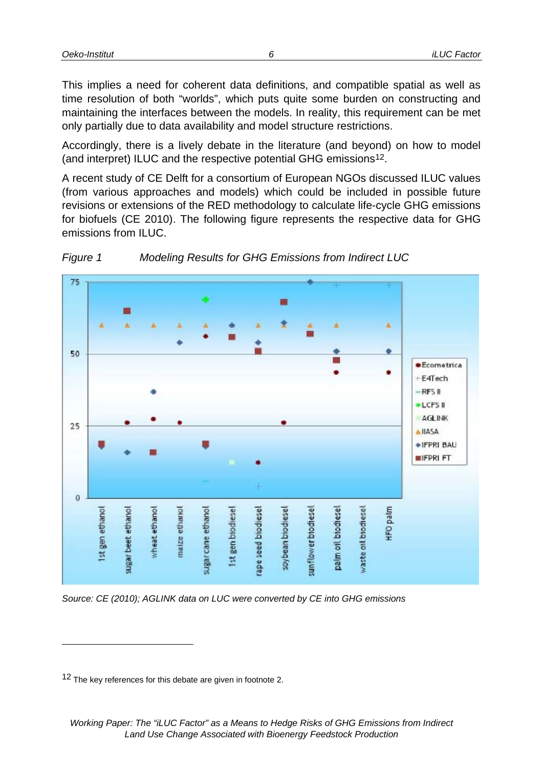This implies a need for coherent data definitions, and compatible spatial as well as time resolution of both "worlds", which puts quite some burden on constructing and maintaining the interfaces between the models. In reality, this requirement can be met only partially due to data availability and model structure restrictions.

Accordingly, there is a lively debate in the literature (and beyond) on how to model (and interpret) ILUC and the respective potential GHG emissions[12].

A recent study of CE Delft for a consortium of European NGOs discussed ILUC values (from various approaches and models) which could be included in possible future revisions or extensions of the RED methodology to calculate life-cycle GHG emissions for biofuels (CE 2010). The following figure represents the respective data for GHG emissions from ILUC.

*Figure 1 Modeling Results for GHG Emissions from Indirect LUC*

*Source: CE (2010); AGLINK data on LUC were converted by CE into GHG emissions*

[12] The key references for this debate are given in footnote 2.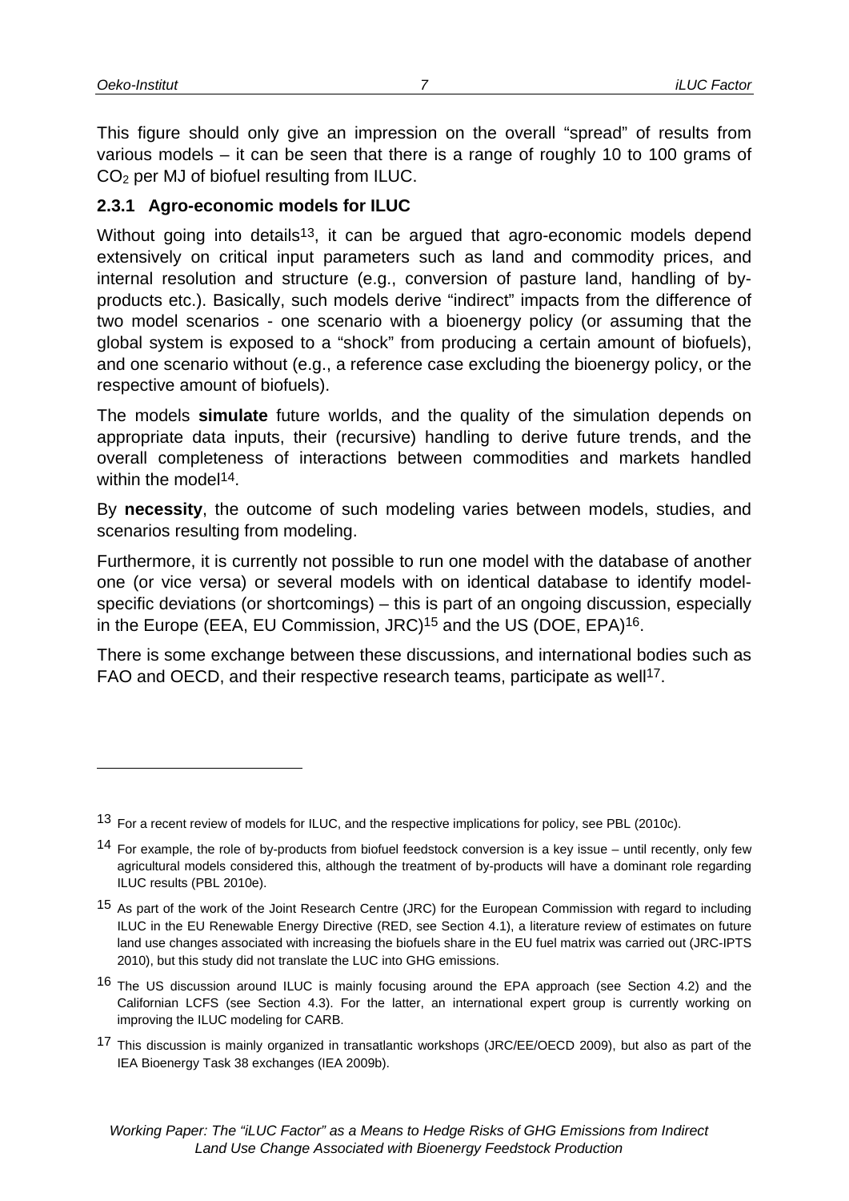This figure should only give an impression on the overall "spread" of results from various models – it can be seen that there is a range of roughly 10 to 100 grams of $CO_2$ per MJ of biofuel resulting from ILUC.

### 2.3.1 Agro-economic models for ILUC

Without going into details[13], it can be argued that agro-economic models depend extensively on critical input parameters such as land and commodity prices, and internal resolution and structure (e.g., conversion of pasture land, handling of by-products etc.). Basically, such models derive "indirect" impacts from the difference of two model scenarios - one scenario with a bioenergy policy (or assuming that the global system is exposed to a "shock" from producing a certain amount of biofuels), and one scenario without (e.g., a reference case excluding the bioenergy policy, or the respective amount of biofuels).

The models **simulate** future worlds, and the quality of the simulation depends on appropriate data inputs, their (recursive) handling to derive future trends, and the overall completeness of interactions between commodities and markets handled within the model[14].

By **necessity**, the outcome of such modeling varies between models, studies, and scenarios resulting from modeling.

Furthermore, it is currently not possible to run one model with the database of another one (or vice versa) or several models with on identical database to identify model-specific deviations (or shortcomings) – this is part of an ongoing discussion, especially in the Europe (EEA, EU Commission, JRC)[15] and the US (DOE, EPA)[16].

There is some exchange between these discussions, and international bodies such as FAO and OECD, and their respective research teams, participate as well[17].

---

[13] For a recent review of models for ILUC, and the respective implications for policy, see PBL (2010c).

[14] For example, the role of by-products from biofuel feedstock conversion is a key issue – until recently, only few agricultural models considered this, although the treatment of by-products will have a dominant role regarding ILUC results (PBL 2010e).

[15] As part of the work of the Joint Research Centre (JRC) for the European Commission with regard to including ILUC in the EU Renewable Energy Directive (RED, see Section 4.1), a literature review of estimates on future land use changes associated with increasing the biofuels share in the EU fuel matrix was carried out (JRC-IPTS 2010), but this study did not translate the LUC into GHG emissions.

[16] The US discussion around ILUC is mainly focusing around the EPA approach (see Section 4.2) and the Californian LCFS (see Section 4.3). For the latter, an international expert group is currently working on improving the ILUC modeling for CARB.

[17] This discussion is mainly organized in transatlantic workshops (JRC/EE/OECD 2009), but also as part of the IEA Bioenergy Task 38 exchanges (IEA 2009b).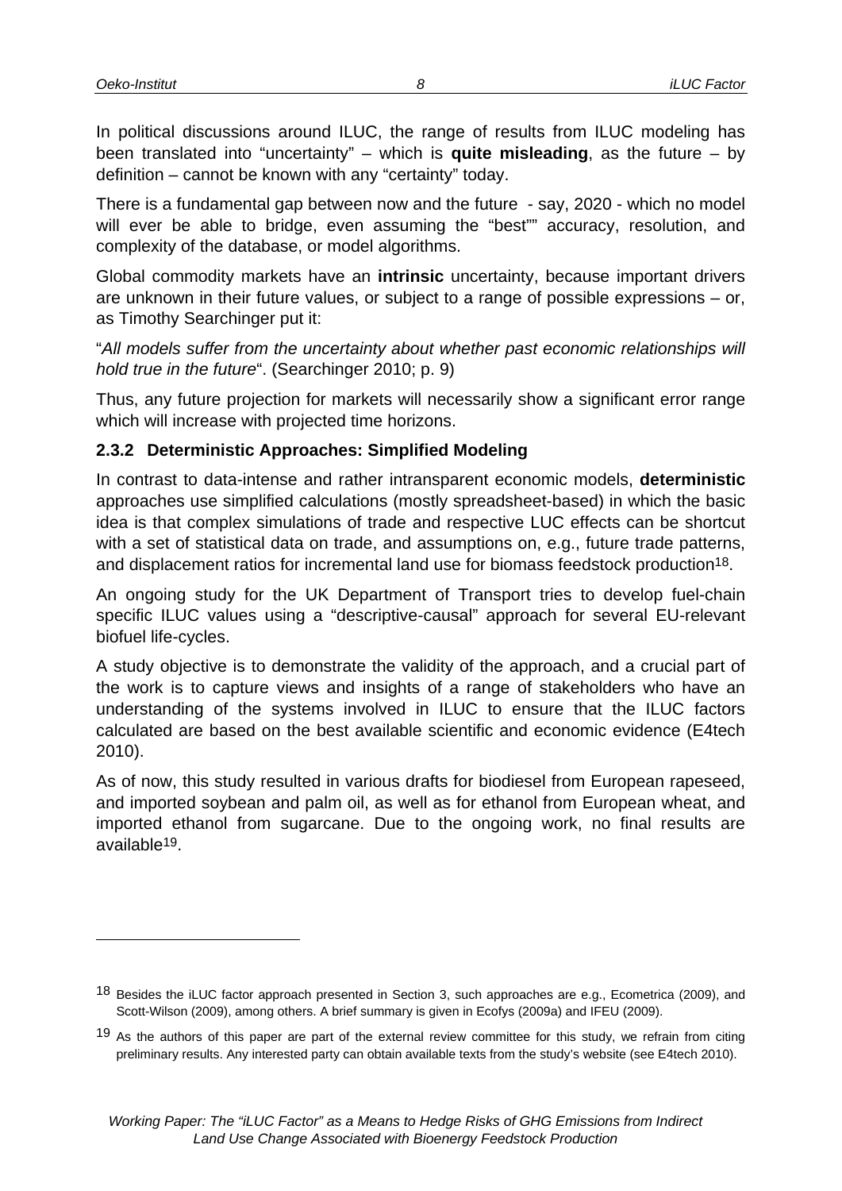In political discussions around ILUC, the range of results from ILUC modeling has been translated into "uncertainty" – which is **quite misleading**, as the future – by definition – cannot be known with any "certainty" today.

There is a fundamental gap between now and the future - say, 2020 - which no model will ever be able to bridge, even assuming the "best"" accuracy, resolution, and complexity of the database, or model algorithms.

Global commodity markets have an **intrinsic** uncertainty, because important drivers are unknown in their future values, or subject to a range of possible expressions – or, as Timothy Searchinger put it:

"*All models suffer from the uncertainty about whether past economic relationships will hold true in the future*". (Searchinger 2010; p. 9)

Thus, any future projection for markets will necessarily show a significant error range which will increase with projected time horizons.

### 2.3.2 Deterministic Approaches: Simplified Modeling

In contrast to data-intense and rather intransparent economic models, **deterministic** approaches use simplified calculations (mostly spreadsheet-based) in which the basic idea is that complex simulations of trade and respective LUC effects can be shortcut with a set of statistical data on trade, and assumptions on, e.g., future trade patterns, and displacement ratios for incremental land use for biomass feedstock production[18].

An ongoing study for the UK Department of Transport tries to develop fuel-chain specific ILUC values using a "descriptive-causal" approach for several EU-relevant biofuel life-cycles.

A study objective is to demonstrate the validity of the approach, and a crucial part of the work is to capture views and insights of a range of stakeholders who have an understanding of the systems involved in ILUC to ensure that the ILUC factors calculated are based on the best available scientific and economic evidence (E4tech 2010).

As of now, this study resulted in various drafts for biodiesel from European rapeseed, and imported soybean and palm oil, as well as for ethanol from European wheat, and imported ethanol from sugarcane. Due to the ongoing work, no final results are available[19].

---

[18] Besides the iLUC factor approach presented in Section 3, such approaches are e.g., Ecometrica (2009), and Scott-Wilson (2009), among others. A brief summary is given in Ecofys (2009a) and IFEU (2009).

[19] As the authors of this paper are part of the external review committee for this study, we refrain from citing preliminary results. Any interested party can obtain available texts from the study's website (see E4tech 2010).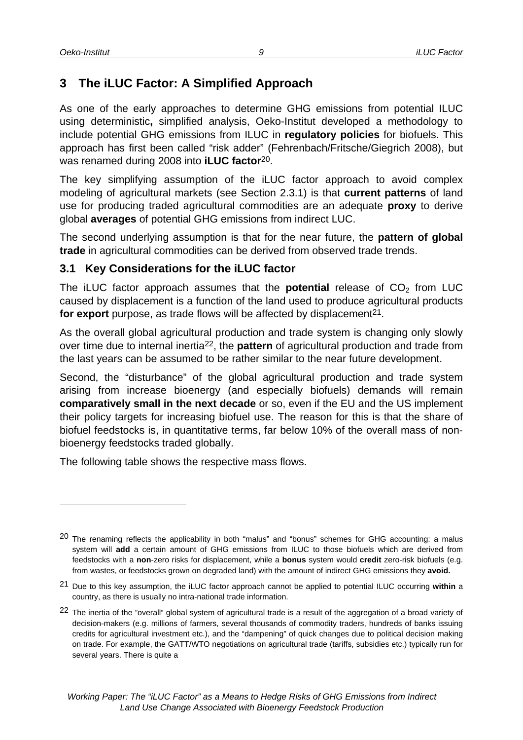# 3 The iLUC Factor: A Simplified Approach

As one of the early approaches to determine GHG emissions from potential ILUC using deterministic**,** simplified analysis, Oeko-Institut developed a methodology to include potential GHG emissions from ILUC in **regulatory policies** for biofuels. This approach has first been called "risk adder" (Fehrenbach/Fritsche/Giegrich 2008), but was renamed during 2008 into **iLUC factor**[20].

The key simplifying assumption of the iLUC factor approach to avoid complex modeling of agricultural markets (see Section 2.3.1) is that **current patterns** of land use for producing traded agricultural commodities are an adequate **proxy** to derive global **averages** of potential GHG emissions from indirect LUC.

The second underlying assumption is that for the near future, the **pattern of global trade** in agricultural commodities can be derived from observed trade trends.

## 3.1 Key Considerations for the iLUC factor

The iLUC factor approach assumes that the **potential** release of $CO_2$ from LUC caused by displacement is a function of the land used to produce agricultural products **for export** purpose, as trade flows will be affected by displacement[21].

As the overall global agricultural production and trade system is changing only slowly over time due to internal inertia[22], the **pattern** of agricultural production and trade from the last years can be assumed to be rather similar to the near future development.

Second, the "disturbance" of the global agricultural production and trade system arising from increase bioenergy (and especially biofuels) demands will remain **comparatively small in the next decade** or so, even if the EU and the US implement their policy targets for increasing biofuel use. The reason for this is that the share of biofuel feedstocks is, in quantitative terms, far below 10% of the overall mass of non-bioenergy feedstocks traded globally.

The following table shows the respective mass flows.

---

[20] The renaming reflects the applicability in both "malus" and "bonus" schemes for GHG accounting: a malus system will **add** a certain amount of GHG emissions from ILUC to those biofuels which are derived from feedstocks with a **non**-zero risks for displacement, while a **bonus** system would **credit** zero-risk biofuels (e.g. from wastes, or feedstocks grown on degraded land) with the amount of indirect GHG emissions they **avoid.**

[21] Due to this key assumption, the iLUC factor approach cannot be applied to potential ILUC occurring **within** a country, as there is usually no intra-national trade information.

[22] The inertia of the "overall" global system of agricultural trade is a result of the aggregation of a broad variety of decision-makers (e.g. millions of farmers, several thousands of commodity traders, hundreds of banks issuing credits for agricultural investment etc.), and the "dampening" of quick changes due to political decision making on trade. For example, the GATT/WTO negotiations on agricultural trade (tariffs, subsidies etc.) typically run for several years. There is quite a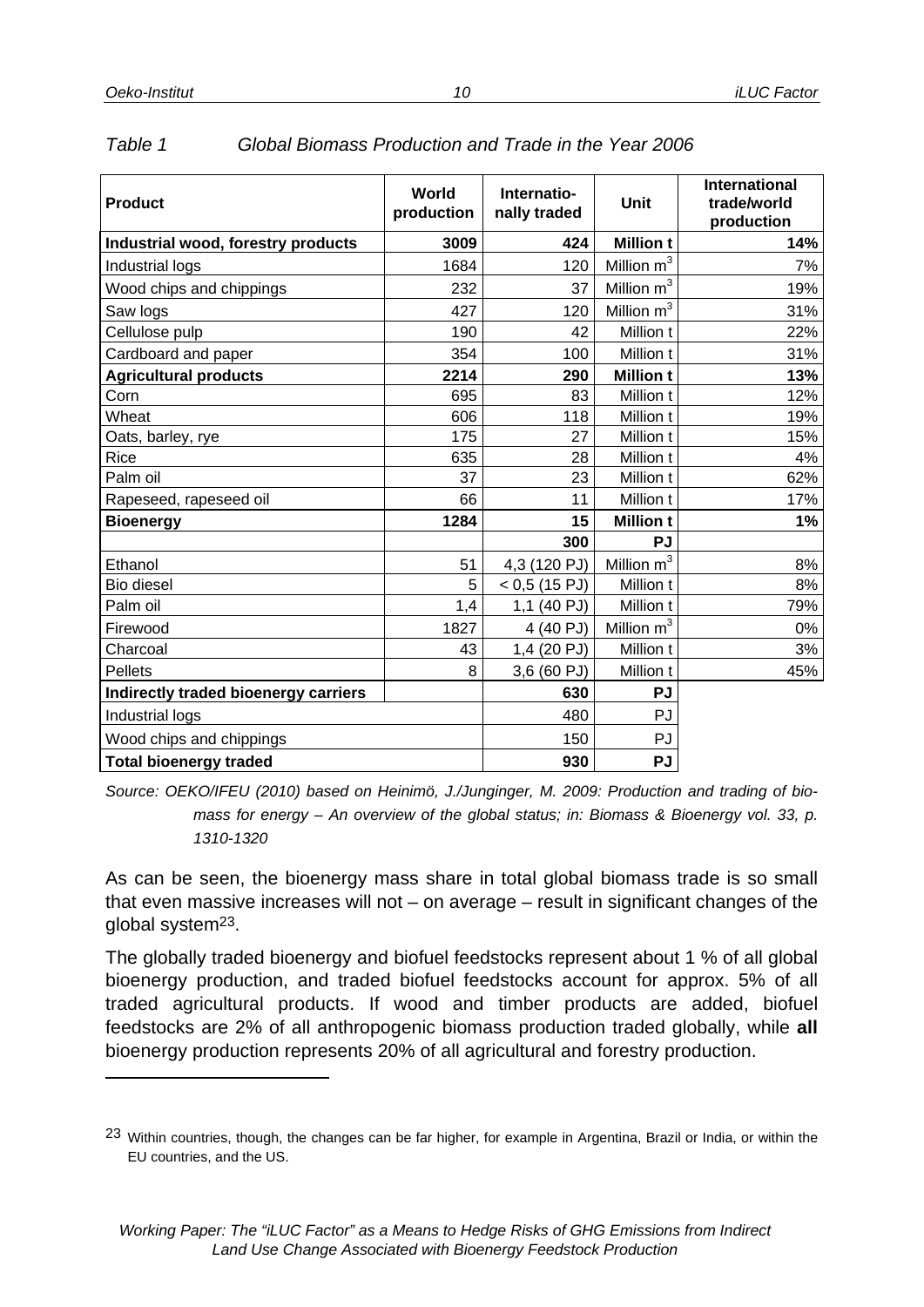*Table 1 Global Biomass Production and Trade in the Year 2006*

| Product | World production | Internationally traded | Unit | International trade/world production |
|---|---|---|---|---|
| **Industrial wood, forestry products** | **3009** | **424** | **Million t** | **14%** |
| Industrial logs | 1684 | 120 | Million $m^3$ | 7% |
| Wood chips and chippings | 232 | 37 | Million $m^3$ | 19% |
| Saw logs | 427 | 120 | Million $m^3$ | 31% |
| Cellulose pulp | 190 | 42 | Million t | 22% |
| Cardboard and paper | 354 | 100 | Million t | 31% |
| **Agricultural products** | **2214** | **290** | **Million t** | **13%** |
| Corn | 695 | 83 | Million t | 12% |
| Wheat | 606 | 118 | Million t | 19% |
| Oats, barley, rye | 175 | 27 | Million t | 15% |
| Rice | 635 | 28 | Million t | 4% |
| Palm oil | 37 | 23 | Million t | 62% |
| Rapeseed, rapeseed oil | 66 | 11 | Million t | 17% |
| **Bioenergy** | **1284** | **15** | **Million t** | **1%** |
| | | **300** | **PJ** | |
| Ethanol | 51 | 4,3 (120 PJ) | Million $m^3$ | 8% |
| Bio diesel | 5 | < 0,5 (15 PJ) | Million t | 8% |
| Palm oil | 1,4 | 1,1 (40 PJ) | Million t | 79% |
| Firewood | 1827 | 4 (40 PJ) | Million $m^3$ | 0% |
| Charcoal | 43 | 1,4 (20 PJ) | Million t | 3% |
| Pellets | 8 | 3,6 (60 PJ) | Million t | 45% |
| **Indirectly traded bioenergy carriers** | | **630** | **PJ** | |
| Industrial logs | | 480 | PJ | |
| Wood chips and chippings | | 150 | PJ | |
| **Total bioenergy traded** | | **930** | **PJ** | |

*Source: OEKO/IFEU (2010) based on Heinimö, J./Junginger, M. 2009: Production and trading of biomass for energy – An overview of the global status; in: Biomass & Bioenergy vol. 33, p. 1310-1320*

As can be seen, the bioenergy mass share in total global biomass trade is so small that even massive increases will not – on average – result in significant changes of the global system[23].

The globally traded bioenergy and biofuel feedstocks represent about 1 % of all global bioenergy production, and traded biofuel feedstocks account for approx. 5% of all traded agricultural products. If wood and timber products are added, biofuel feedstocks are 2% of all anthropogenic biomass production traded globally, while **all** bioenergy production represents 20% of all agricultural and forestry production.

[23] Within countries, though, the changes can be far higher, for example in Argentina, Brazil or India, or within the EU countries, and the US.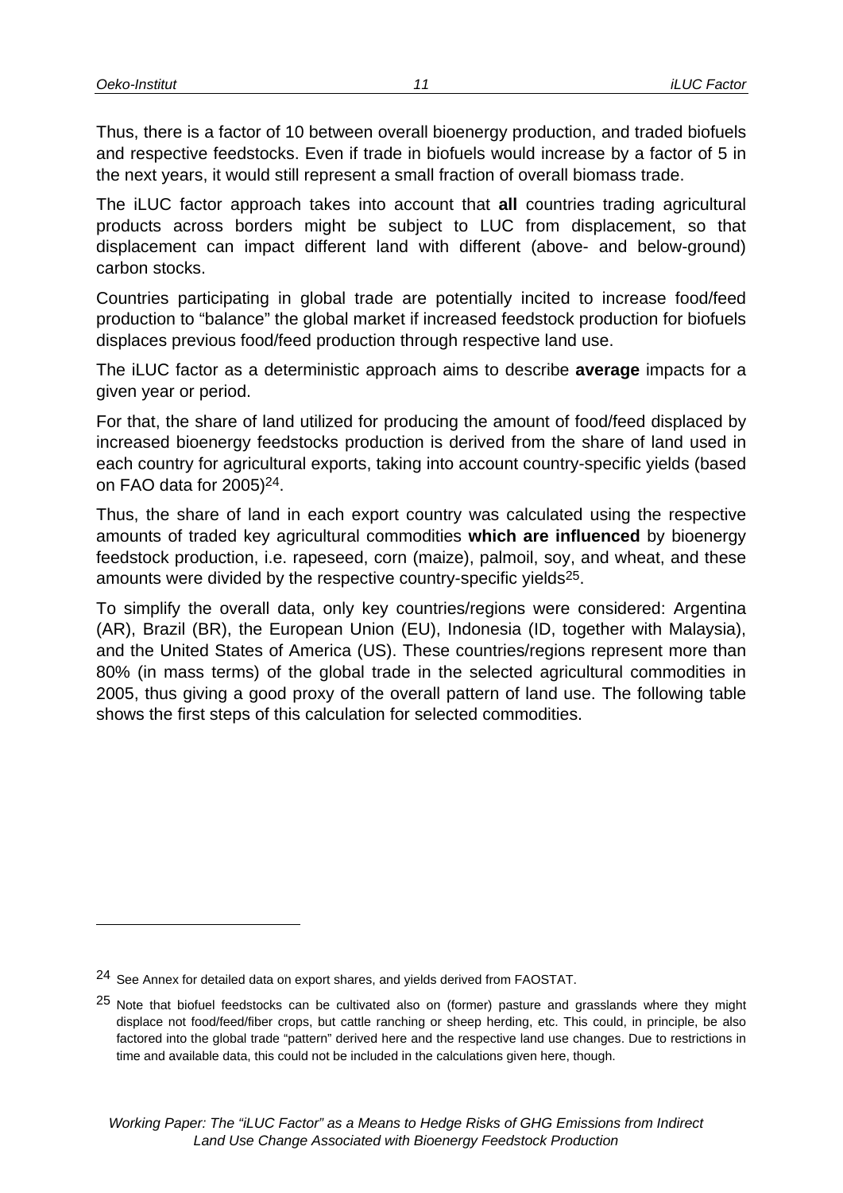Thus, there is a factor of 10 between overall bioenergy production, and traded biofuels and respective feedstocks. Even if trade in biofuels would increase by a factor of 5 in the next years, it would still represent a small fraction of overall biomass trade.

The iLUC factor approach takes into account that **all** countries trading agricultural products across borders might be subject to LUC from displacement, so that displacement can impact different land with different (above- and below-ground) carbon stocks.

Countries participating in global trade are potentially incited to increase food/feed production to "balance" the global market if increased feedstock production for biofuels displaces previous food/feed production through respective land use.

The iLUC factor as a deterministic approach aims to describe **average** impacts for a given year or period.

For that, the share of land utilized for producing the amount of food/feed displaced by increased bioenergy feedstocks production is derived from the share of land used in each country for agricultural exports, taking into account country-specific yields (based on FAO data for 2005)[24].

Thus, the share of land in each export country was calculated using the respective amounts of traded key agricultural commodities **which are influenced** by bioenergy feedstock production, i.e. rapeseed, corn (maize), palmoil, soy, and wheat, and these amounts were divided by the respective country-specific yields[25].

To simplify the overall data, only key countries/regions were considered: Argentina (AR), Brazil (BR), the European Union (EU), Indonesia (ID, together with Malaysia), and the United States of America (US). These countries/regions represent more than 80% (in mass terms) of the global trade in the selected agricultural commodities in 2005, thus giving a good proxy of the overall pattern of land use. The following table shows the first steps of this calculation for selected commodities.

---

[24] See Annex for detailed data on export shares, and yields derived from FAOSTAT.

[25] Note that biofuel feedstocks can be cultivated also on (former) pasture and grasslands where they might displace not food/feed/fiber crops, but cattle ranching or sheep herding, etc. This could, in principle, be also factored into the global trade "pattern" derived here and the respective land use changes. Due to restrictions in time and available data, this could not be included in the calculations given here, though.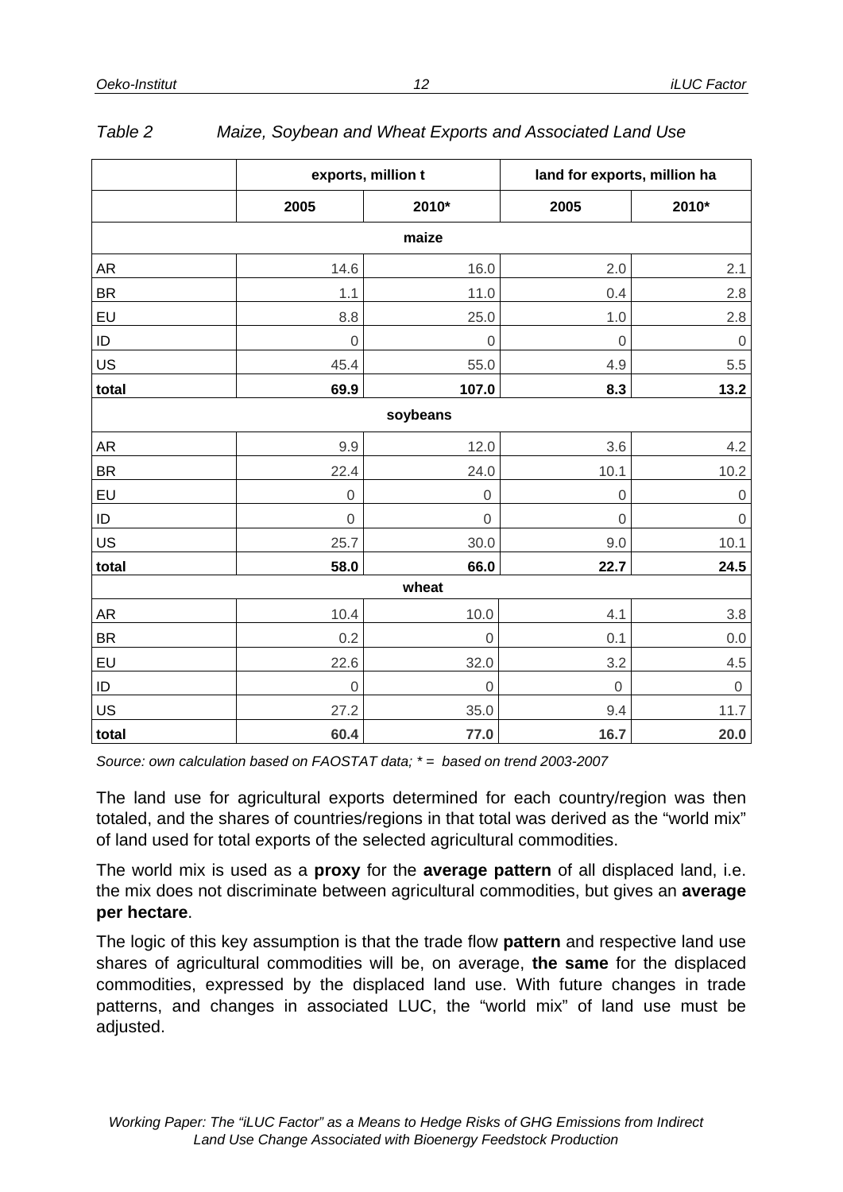*Table 2 Maize, Soybean and Wheat Exports and Associated Land Use*

| | exports, million t | | land for exports, million ha | |
|---|---|---|---|---|
| | 2005 | 2010* | 2005 | 2010* |
| **maize** | | | | |
| AR | 14.6 | 16.0 | 2.0 | 2.1 |
| BR | 1.1 | 11.0 | 0.4 | 2.8 |
| EU | 8.8 | 25.0 | 1.0 | 2.8 |
| ID | 0 | 0 | 0 | 0 |
| US | 45.4 | 55.0 | 4.9 | 5.5 |
| **total** | **69.9** | **107.0** | **8.3** | **13.2** |
| **soybeans** | | | | |
| AR | 9.9 | 12.0 | 3.6 | 4.2 |
| BR | 22.4 | 24.0 | 10.1 | 10.2 |
| EU | 0 | 0 | 0 | 0 |
| ID | 0 | 0 | 0 | 0 |
| US | 25.7 | 30.0 | 9.0 | 10.1 |
| **total** | **58.0** | **66.0** | **22.7** | **24.5** |
| **wheat** | | | | |
| AR | 10.4 | 10.0 | 4.1 | 3.8 |
| BR | 0.2 | 0 | 0.1 | 0.0 |
| EU | 22.6 | 32.0 | 3.2 | 4.5 |
| ID | 0 | 0 | 0 | 0 |
| US | 27.2 | 35.0 | 9.4 | 11.7 |
| **total** | **60.4** | **77.0** | **16.7** | **20.0** |

*Source: own calculation based on FAOSTAT data; * = based on trend 2003-2007*

The land use for agricultural exports determined for each country/region was then totaled, and the shares of countries/regions in that total was derived as the "world mix" of land used for total exports of the selected agricultural commodities.

The world mix is used as a **proxy** for the **average pattern** of all displaced land, i.e. the mix does not discriminate between agricultural commodities, but gives an **average per hectare**.

The logic of this key assumption is that the trade flow **pattern** and respective land use shares of agricultural commodities will be, on average, **the same** for the displaced commodities, expressed by the displaced land use. With future changes in trade patterns, and changes in associated LUC, the "world mix" of land use must be adjusted.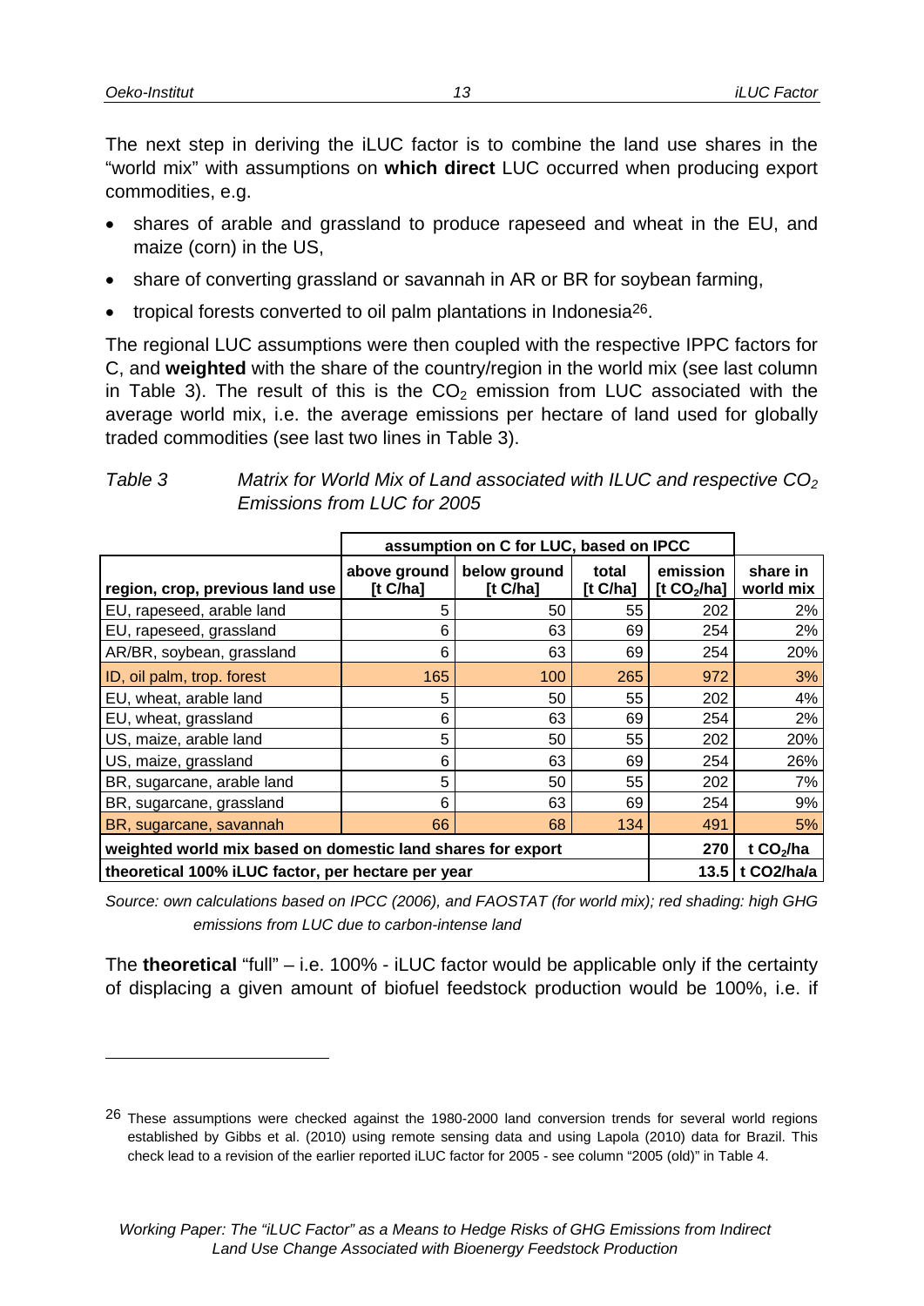The next step in deriving the iLUC factor is to combine the land use shares in the "world mix" with assumptions on **which direct** LUC occurred when producing export commodities, e.g.

- shares of arable and grassland to produce rapeseed and wheat in the EU, and maize (corn) in the US,
- share of converting grassland or savannah in AR or BR for soybean farming,
- tropical forests converted to oil palm plantations in Indonesia[26].

The regional LUC assumptions were then coupled with the respective IPPC factors for C, and **weighted** with the share of the country/region in the world mix (see last column in Table 3). The result of this is the $CO_2$ emission from LUC associated with the average world mix, i.e. the average emissions per hectare of land used for globally traded commodities (see last two lines in Table 3).

*Table 3 Matrix for World Mix of Land associated with ILUC and respective $CO_2$ Emissions from LUC for 2005*

| | assumption on C for LUC, based on IPCC | | | | |
|---|---|---|---|---|---|
| region, crop, previous land use | above ground [t C/ha] | below ground [t C/ha] | total [t C/ha] | emission [t $CO_2$/ha] | share in world mix |
| EU, rapeseed, arable land | 5 | 50 | 55 | 202 | 2% |
| EU, rapeseed, grassland | 6 | 63 | 69 | 254 | 2% |
| AR/BR, soybean, grassland | 6 | 63 | 69 | 254 | 20% |
| ID, oil palm, trop. forest | 165 | 100 | 265 | 972 | 3% |
| EU, wheat, arable land | 5 | 50 | 55 | 202 | 4% |
| EU, wheat, grassland | 6 | 63 | 69 | 254 | 2% |
| US, maize, arable land | 5 | 50 | 55 | 202 | 20% |
| US, maize, grassland | 6 | 63 | 69 | 254 | 26% |
| BR, sugarcane, arable land | 5 | 50 | 55 | 202 | 7% |
| BR, sugarcane, grassland | 6 | 63 | 69 | 254 | 9% |
| BR, sugarcane, savannah | 66 | 68 | 134 | 491 | 5% |
| weighted world mix based on domestic land shares for export | | | | 270 | t $CO_2$/ha |
| theoretical 100% iLUC factor, per hectare per year | | | | 13.5 | t CO2/ha/a |

*Source: own calculations based on IPCC (2006), and FAOSTAT (for world mix); red shading: high GHG emissions from LUC due to carbon-intense land*

The **theoretical** "full" – i.e. 100% - iLUC factor would be applicable only if the certainty of displacing a given amount of biofuel feedstock production would be 100%, i.e. if

[26] These assumptions were checked against the 1980-2000 land conversion trends for several world regions established by Gibbs et al. (2010) using remote sensing data and using Lapola (2010) data for Brazil. This check lead to a revision of the earlier reported iLUC factor for 2005 - see column "2005 (old)" in Table 4.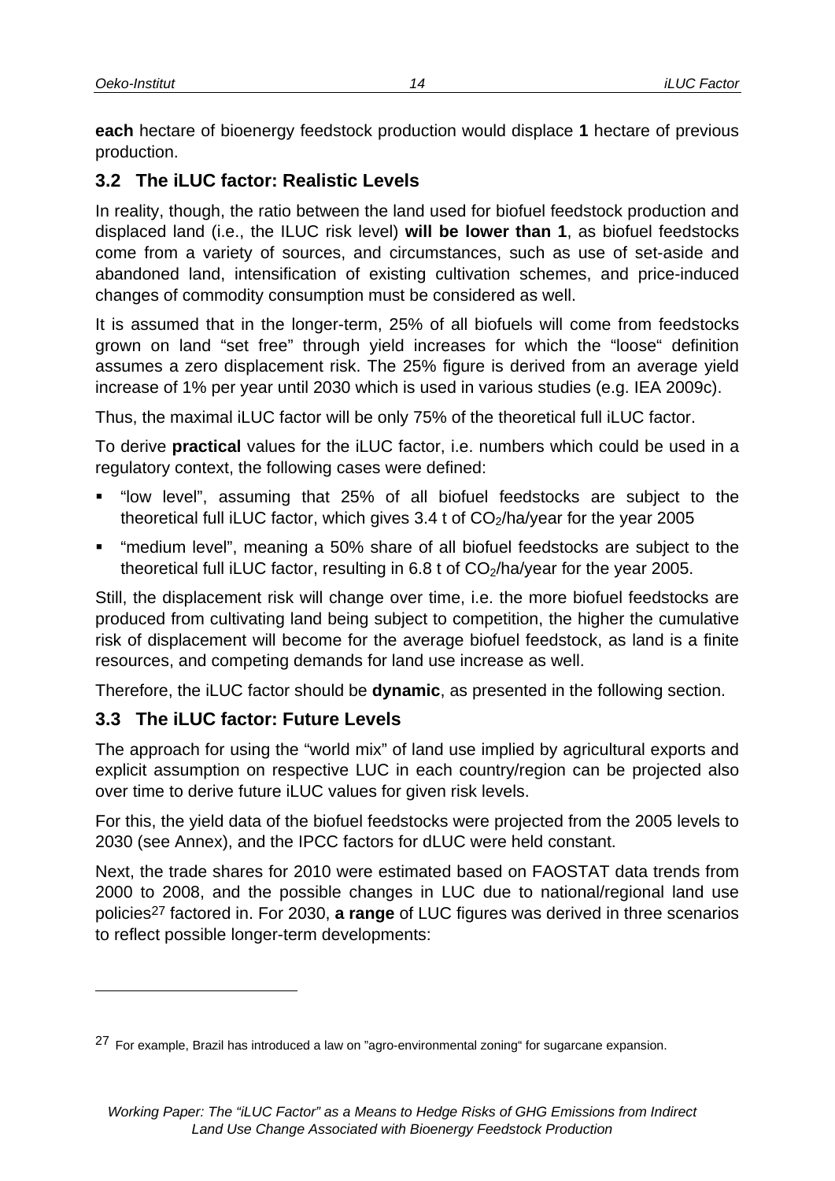**each** hectare of bioenergy feedstock production would displace **1** hectare of previous production.

## 3.2 The iLUC factor: Realistic Levels

In reality, though, the ratio between the land used for biofuel feedstock production and displaced land (i.e., the ILUC risk level) **will be lower than 1**, as biofuel feedstocks come from a variety of sources, and circumstances, such as use of set-aside and abandoned land, intensification of existing cultivation schemes, and price-induced changes of commodity consumption must be considered as well.

It is assumed that in the longer-term, 25% of all biofuels will come from feedstocks grown on land "set free" through yield increases for which the "loose" definition assumes a zero displacement risk. The 25% figure is derived from an average yield increase of 1% per year until 2030 which is used in various studies (e.g. IEA 2009c).

Thus, the maximal iLUC factor will be only 75% of the theoretical full iLUC factor.

To derive **practical** values for the iLUC factor, i.e. numbers which could be used in a regulatory context, the following cases were defined:

- "low level", assuming that 25% of all biofuel feedstocks are subject to the theoretical full iLUC factor, which gives 3.4 t of $CO_2$/ha/year for the year 2005
- "medium level", meaning a 50% share of all biofuel feedstocks are subject to the theoretical full iLUC factor, resulting in 6.8 t of $CO_2$/ha/year for the year 2005.

Still, the displacement risk will change over time, i.e. the more biofuel feedstocks are produced from cultivating land being subject to competition, the higher the cumulative risk of displacement will become for the average biofuel feedstock, as land is a finite resources, and competing demands for land use increase as well.

Therefore, the iLUC factor should be **dynamic**, as presented in the following section.

## 3.3 The iLUC factor: Future Levels

The approach for using the "world mix" of land use implied by agricultural exports and explicit assumption on respective LUC in each country/region can be projected also over time to derive future iLUC values for given risk levels.

For this, the yield data of the biofuel feedstocks were projected from the 2005 levels to 2030 (see Annex), and the IPCC factors for dLUC were held constant.

Next, the trade shares for 2010 were estimated based on FAOSTAT data trends from 2000 to 2008, and the possible changes in LUC due to national/regional land use policies[27] factored in. For 2030, **a range** of LUC figures was derived in three scenarios to reflect possible longer-term developments:

[27] For example, Brazil has introduced a law on "agro-environmental zoning" for sugarcane expansion.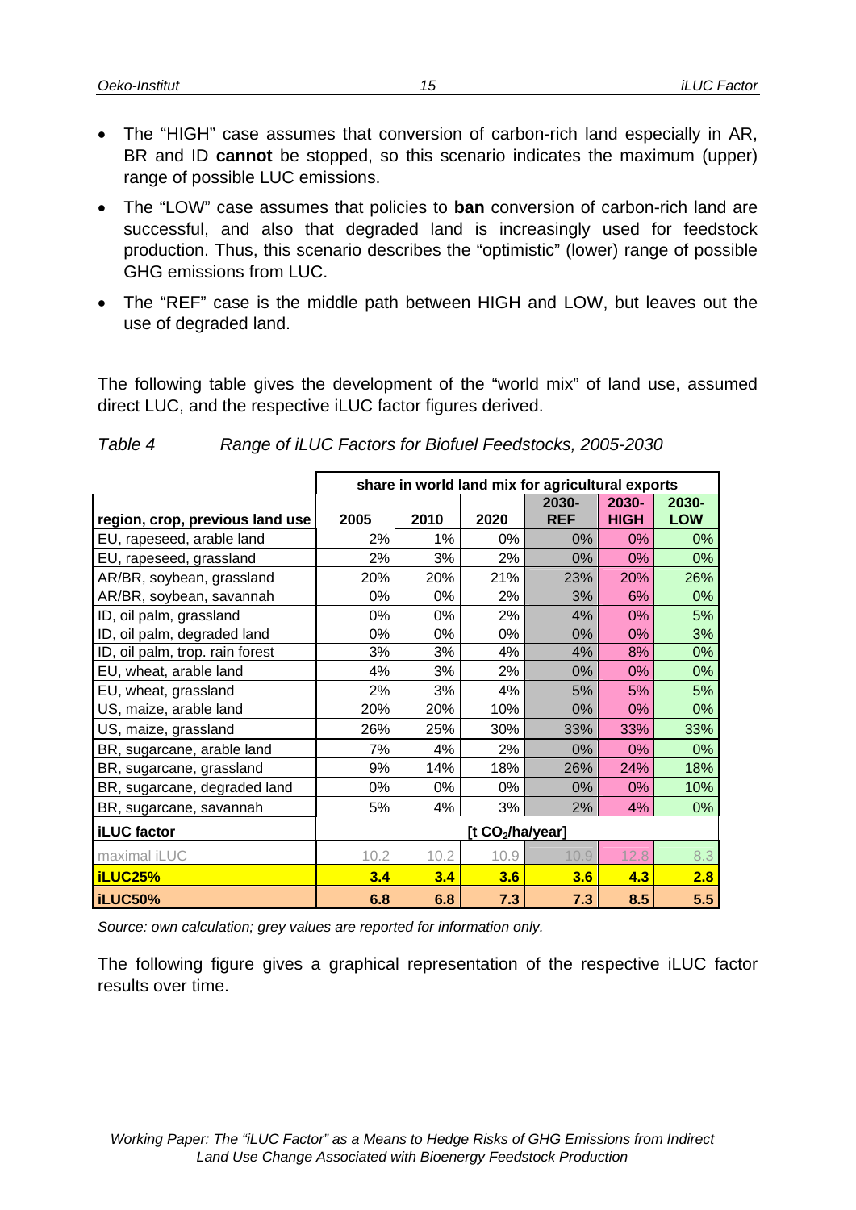- The "HIGH" case assumes that conversion of carbon-rich land especially in AR, BR and ID **cannot** be stopped, so this scenario indicates the maximum (upper) range of possible LUC emissions.
- The "LOW" case assumes that policies to **ban** conversion of carbon-rich land are successful, and also that degraded land is increasingly used for feedstock production. Thus, this scenario describes the "optimistic" (lower) range of possible GHG emissions from LUC.
- The "REF" case is the middle path between HIGH and LOW, but leaves out the use of degraded land.

The following table gives the development of the "world mix" of land use, assumed direct LUC, and the respective iLUC factor figures derived.

*Table 4 Range of iLUC Factors for Biofuel Feedstocks, 2005-2030*

| | share in world land mix for agricultural exports | | | | | |
|---|---|---|---|---|---|---|
| **region, crop, previous land use** | **2005** | **2010** | **2020** | **2030-REF** | **2030-HIGH** | **2030-LOW** |
| EU, rapeseed, arable land | 2% | 1% | 0% | 0% | 0% | 0% |
| EU, rapeseed, grassland | 2% | 3% | 2% | 0% | 0% | 0% |
| AR/BR, soybean, grassland | 20% | 20% | 21% | 23% | 20% | 26% |
| AR/BR, soybean, savannah | 0% | 0% | 2% | 3% | 6% | 0% |
| ID, oil palm, grassland | 0% | 0% | 2% | 4% | 0% | 5% |
| ID, oil palm, degraded land | 0% | 0% | 0% | 0% | 0% | 3% |
| ID, oil palm, trop. rain forest | 3% | 3% | 4% | 4% | 8% | 0% |
| EU, wheat, arable land | 4% | 3% | 2% | 0% | 0% | 0% |
| EU, wheat, grassland | 2% | 3% | 4% | 5% | 5% | 5% |
| US, maize, arable land | 20% | 20% | 10% | 0% | 0% | 0% |
| US, maize, grassland | 26% | 25% | 30% | 33% | 33% | 33% |
| BR, sugarcane, arable land | 7% | 4% | 2% | 0% | 0% | 0% |
| BR, sugarcane, grassland | 9% | 14% | 18% | 26% | 24% | 18% |
| BR, sugarcane, degraded land | 0% | 0% | 0% | 0% | 0% | 10% |
| BR, sugarcane, savannah | 5% | 4% | 3% | 2% | 4% | 0% |
| **iLUC factor** | **[t $CO_2$/ha/year]** | | | | | |
| maximal iLUC | 10.2 | 10.2 | 10.9 | 10.9 | 12.8 | 8.3 |
| **iLUC25%** | **3.4** | **3.4** | **3.6** | **3.6** | **4.3** | **2.8** |
| **iLUC50%** | **6.8** | **6.8** | **7.3** | **7.3** | **8.5** | **5.5** |

*Source: own calculation; grey values are reported for information only.*

The following figure gives a graphical representation of the respective iLUC factor results over time.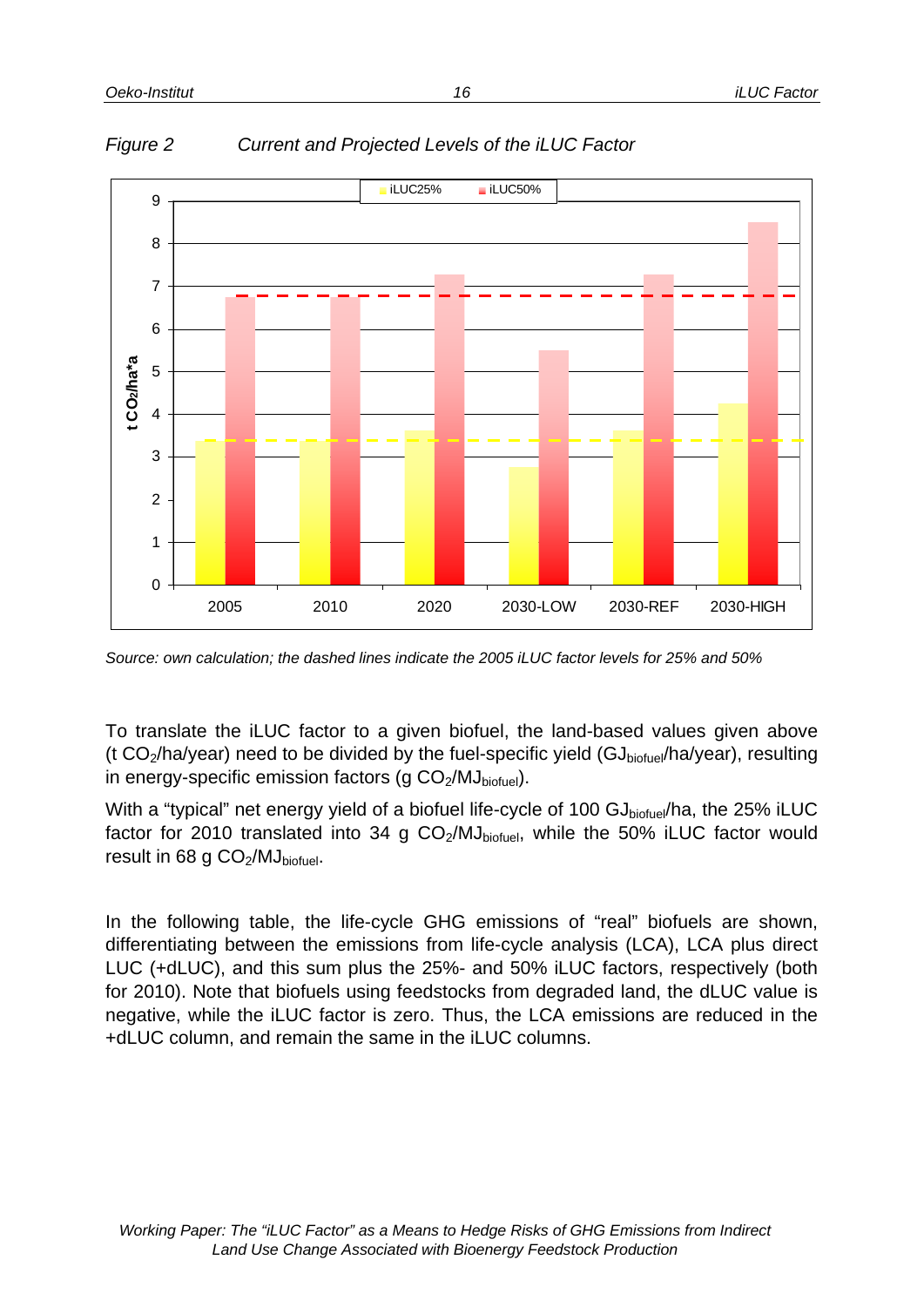*Figure 2 Current and Projected Levels of the iLUC Factor*

*Source: own calculation; the dashed lines indicate the 2005 iLUC factor levels for 25% and 50%*

To translate the iLUC factor to a given biofuel, the land-based values given above (t $CO_2$/ha/year) need to be divided by the fuel-specific yield ($GJ_{biofuel}$/ha/year), resulting in energy-specific emission factors (g $CO_2$/$MJ_{biofuel}$).

With a "typical" net energy yield of a biofuel life-cycle of 100 $GJ_{biofuel}$/ha, the 25% iLUC factor for 2010 translated into 34 g $CO_2$/$MJ_{biofuel}$, while the 50% iLUC factor would result in 68 g $CO_2$/$MJ_{biofuel}$.

In the following table, the life-cycle GHG emissions of "real" biofuels are shown, differentiating between the emissions from life-cycle analysis (LCA), LCA plus direct LUC (+dLUC), and this sum plus the 25%- and 50% iLUC factors, respectively (both for 2010). Note that biofuels using feedstocks from degraded land, the dLUC value is negative, while the iLUC factor is zero. Thus, the LCA emissions are reduced in the +dLUC column, and remain the same in the iLUC columns.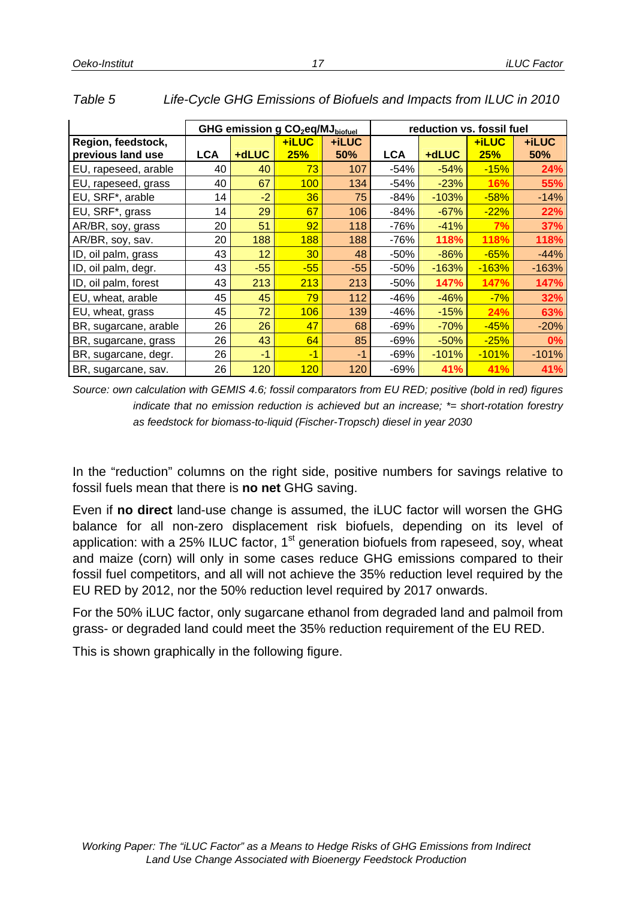*Table 5 Life-Cycle GHG Emissions of Biofuels and Impacts from ILUC in 2010*

| | GHG emission g $CO_2eq/MJ_{biofuel}$ | | | | reduction vs. fossil fuel | | | |
|---|---|---|---|---|---|---|---|---|
| **Region, feedstock, previous land use** | **LCA** | **+dLUC** | **+iLUC 25%** | **+iLUC 50%** | **LCA** | **+dLUC** | **+iLUC 25%** | **+iLUC 50%** |
| EU, rapeseed, arable | 40 | 40 | 73 | 107 | -54% | -54% | -15% | **24%** |
| EU, rapeseed, grass | 40 | 67 | 100 | 134 | -54% | -23% | **16%** | **55%** |
| EU, SRF*, arable | 14 | -2 | 36 | 75 | -84% | -103% | -58% | -14% |
| EU, SRF*, grass | 14 | 29 | 67 | 106 | -84% | -67% | -22% | **22%** |
| AR/BR, soy, grass | 20 | 51 | 92 | 118 | -76% | -41% | **7%** | **37%** |
| AR/BR, soy, sav. | 20 | 188 | 188 | 188 | -76% | **118%** | **118%** | **118%** |
| ID, oil palm, grass | 43 | 12 | 30 | 48 | -50% | -86% | -65% | -44% |
| ID, oil palm, degr. | 43 | -55 | -55 | -55 | -50% | -163% | -163% | -163% |
| ID, oil palm, forest | 43 | 213 | 213 | 213 | -50% | **147%** | **147%** | **147%** |
| EU, wheat, arable | 45 | 45 | 79 | 112 | -46% | -46% | -7% | **32%** |
| EU, wheat, grass | 45 | 72 | 106 | 139 | -46% | -15% | **24%** | **63%** |
| BR, sugarcane, arable | 26 | 26 | 47 | 68 | -69% | -70% | -45% | -20% |
| BR, sugarcane, grass | 26 | 43 | 64 | 85 | -69% | -50% | -25% | **0%** |
| BR, sugarcane, degr. | 26 | -1 | -1 | -1 | -69% | -101% | -101% | -101% |
| BR, sugarcane, sav. | 26 | 120 | 120 | 120 | -69% | **41%** | **41%** | **41%** |

*Source: own calculation with GEMIS 4.6; fossil comparators from EU RED; positive (bold in red) figures indicate that no emission reduction is achieved but an increase; *= short-rotation forestry as feedstock for biomass-to-liquid (Fischer-Tropsch) diesel in year 2030*

In the "reduction" columns on the right side, positive numbers for savings relative to fossil fuels mean that there is **no net** GHG saving.

Even if **no direct** land-use change is assumed, the iLUC factor will worsen the GHG balance for all non-zero displacement risk biofuels, depending on its level of application: with a 25% ILUC factor, 1st generation biofuels from rapeseed, soy, wheat and maize (corn) will only in some cases reduce GHG emissions compared to their fossil fuel competitors, and all will not achieve the 35% reduction level required by the EU RED by 2012, nor the 50% reduction level required by 2017 onwards.

For the 50% iLUC factor, only sugarcane ethanol from degraded land and palmoil from grass- or degraded land could meet the 35% reduction requirement of the EU RED.

This is shown graphically in the following figure.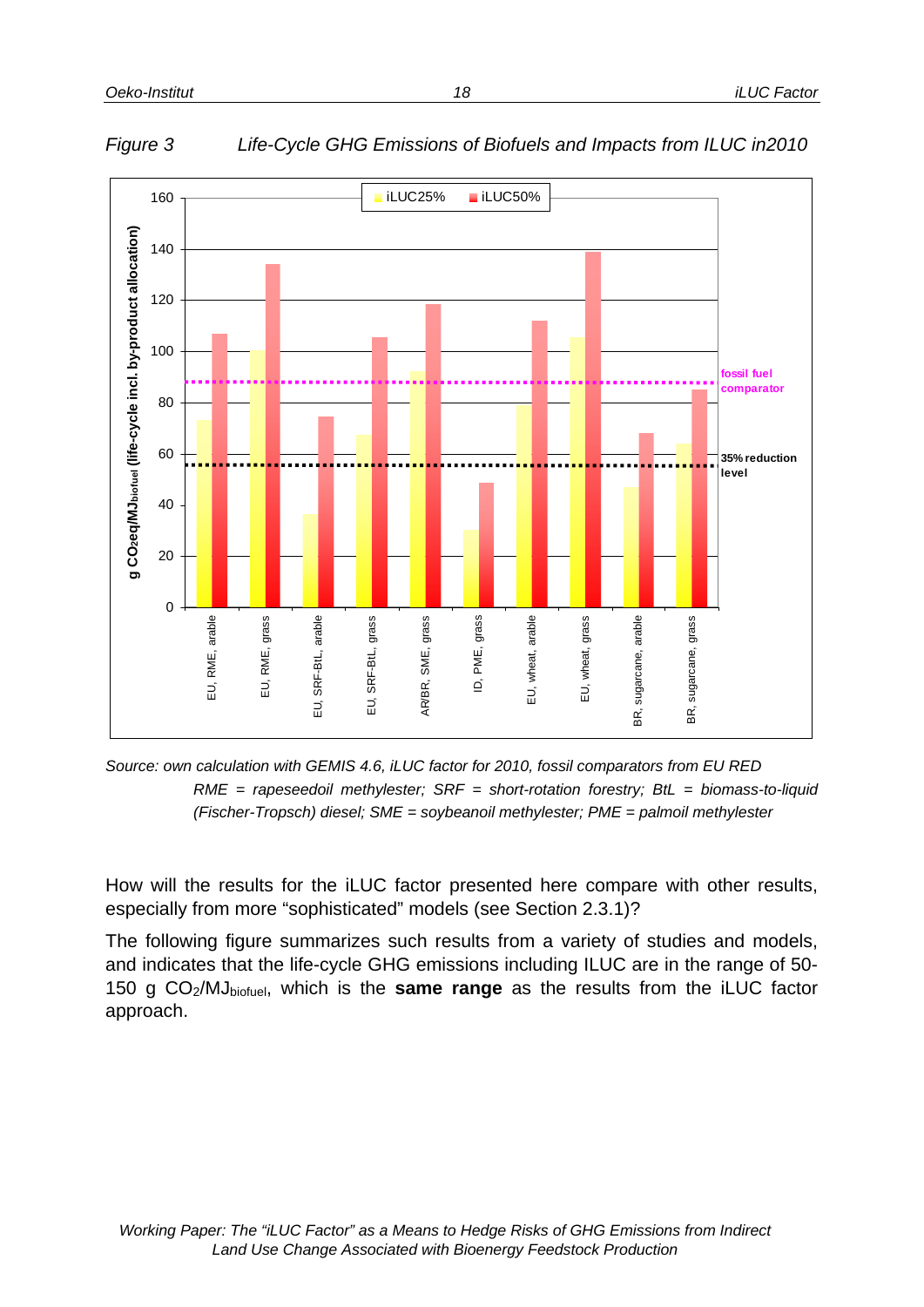*Figure 3 Life-Cycle GHG Emissions of Biofuels and Impacts from ILUC in2010*

*Source: own calculation with GEMIS 4.6, iLUC factor for 2010, fossil comparators from EU RED*
*RME = rapeseedoil methylester; SRF = short-rotation forestry; BtL = biomass-to-liquid (Fischer-Tropsch) diesel; SME = soybeanoil methylester; PME = palmoil methylester*

How will the results for the iLUC factor presented here compare with other results, especially from more "sophisticated" models (see Section 2.3.1)?

The following figure summarizes such results from a variety of studies and models, and indicates that the life-cycle GHG emissions including ILUC are in the range of 50-150 g $CO_2$/$MJ_{biofuel}$, which is the **same range** as the results from the iLUC factor approach.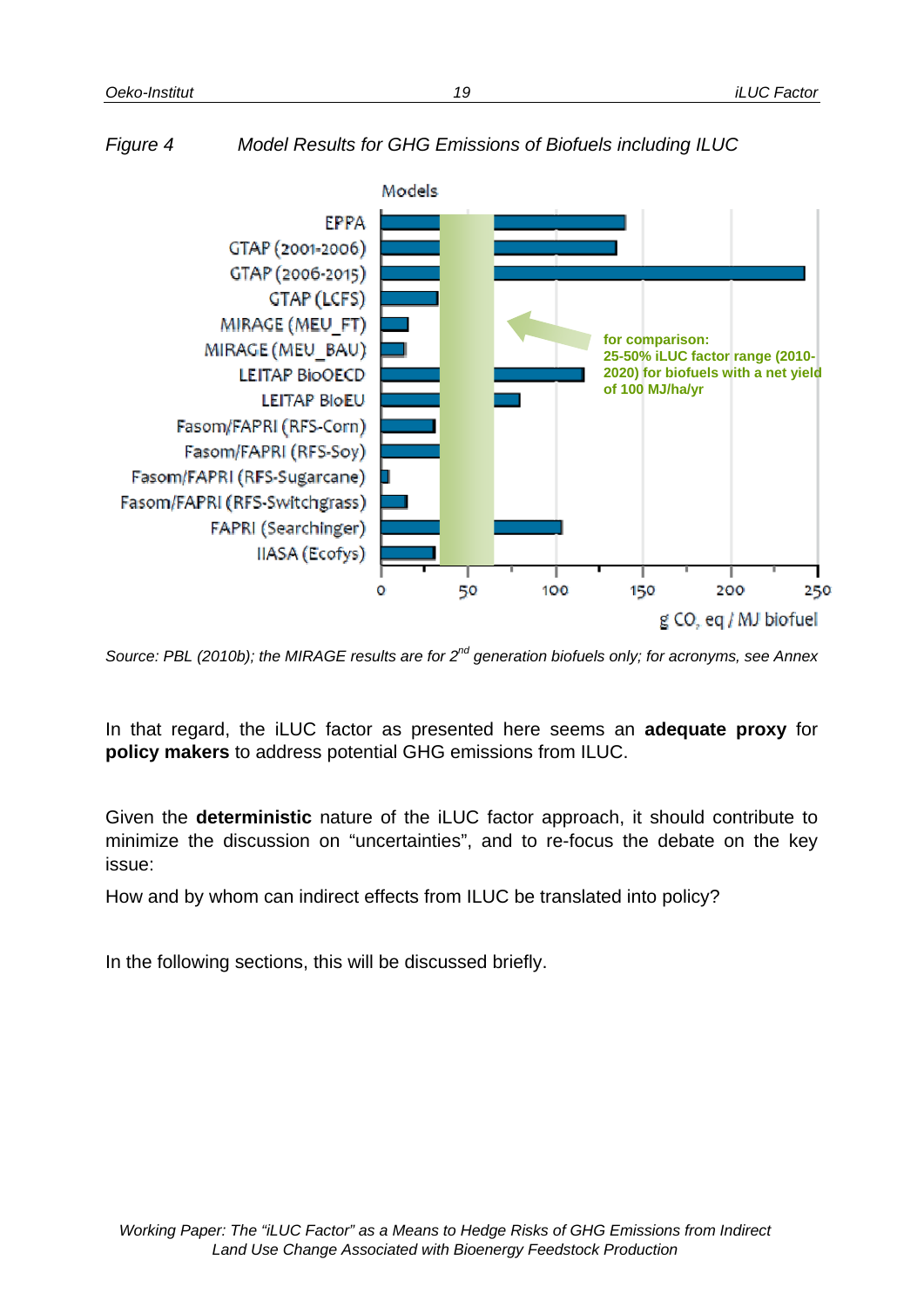*Figure 4 Model Results for GHG Emissions of Biofuels including ILUC*

Models

EPPA
GTAP (2001-2006)
GTAP (2006-2015)
GTAP (LCFS)
MIRAGE (MEU_FT)
MIRAGE (MEU_BAU)
LEITAP BioOECD
LEITAP BioEU
Fasom/FAPRI (RFS-Corn)
Fasom/FAPRI (RFS-Soy)
Fasom/FAPRI (RFS-Sugarcane)
Fasom/FAPRI (RFS-Switchgrass)
FAPRI (Searchinger)
IIASA (Ecofys)

for comparison:
25-50% iLUC factor range (2010-2020) for biofuels with a net yield of 100 MJ/ha/yr

0 50 100 150 200 250

g $CO_2$ eq / MJ biofuel

*Source: PBL (2010b); the MIRAGE results are for 2nd generation biofuels only; for acronyms, see Annex*

In that regard, the iLUC factor as presented here seems an **adequate proxy** for **policy makers** to address potential GHG emissions from ILUC.

Given the **deterministic** nature of the iLUC factor approach, it should contribute to minimize the discussion on "uncertainties", and to re-focus the debate on the key issue:

How and by whom can indirect effects from ILUC be translated into policy?

In the following sections, this will be discussed briefly.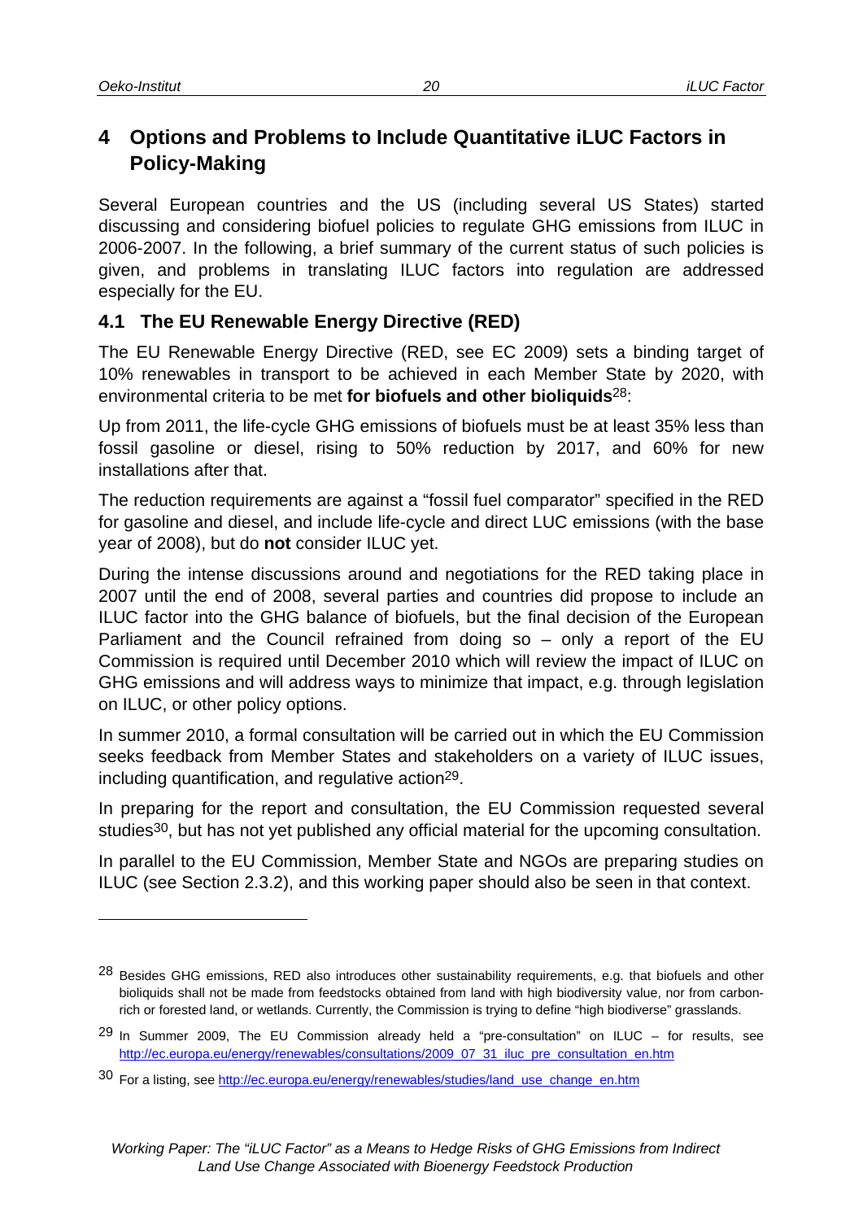# 4 Options and Problems to Include Quantitative iLUC Factors in Policy-Making

Several European countries and the US (including several US States) started discussing and considering biofuel policies to regulate GHG emissions from ILUC in 2006-2007. In the following, a brief summary of the current status of such policies is given, and problems in translating ILUC factors into regulation are addressed especially for the EU.

## 4.1 The EU Renewable Energy Directive (RED)

The EU Renewable Energy Directive (RED, see EC 2009) sets a binding target of 10% renewables in transport to be achieved in each Member State by 2020, with environmental criteria to be met **for biofuels and other bioliquids**[28]:

Up from 2011, the life-cycle GHG emissions of biofuels must be at least 35% less than fossil gasoline or diesel, rising to 50% reduction by 2017, and 60% for new installations after that.

The reduction requirements are against a "fossil fuel comparator" specified in the RED for gasoline and diesel, and include life-cycle and direct LUC emissions (with the base year of 2008), but do **not** consider ILUC yet.

During the intense discussions around and negotiations for the RED taking place in 2007 until the end of 2008, several parties and countries did propose to include an ILUC factor into the GHG balance of biofuels, but the final decision of the European Parliament and the Council refrained from doing so – only a report of the EU Commission is required until December 2010 which will review the impact of ILUC on GHG emissions and will address ways to minimize that impact, e.g. through legislation on ILUC, or other policy options.

In summer 2010, a formal consultation will be carried out in which the EU Commission seeks feedback from Member States and stakeholders on a variety of ILUC issues, including quantification, and regulative action[29].

In preparing for the report and consultation, the EU Commission requested several studies[30], but has not yet published any official material for the upcoming consultation.

In parallel to the EU Commission, Member State and NGOs are preparing studies on ILUC (see Section 2.3.2), and this working paper should also be seen in that context.

---

[28] Besides GHG emissions, RED also introduces other sustainability requirements, e.g. that biofuels and other bioliquids shall not be made from feedstocks obtained from land with high biodiversity value, nor from carbon-rich or forested land, or wetlands. Currently, the Commission is trying to define "high biodiverse" grasslands.

[29] In Summer 2009, The EU Commission already held a "pre-consultation" on ILUC – for results, see http://ec.europa.eu/energy/renewables/consultations/2009_07_31_iluc_pre_consultation_en.htm

[30] For a listing, see http://ec.europa.eu/energy/renewables/studies/land_use_change_en.htm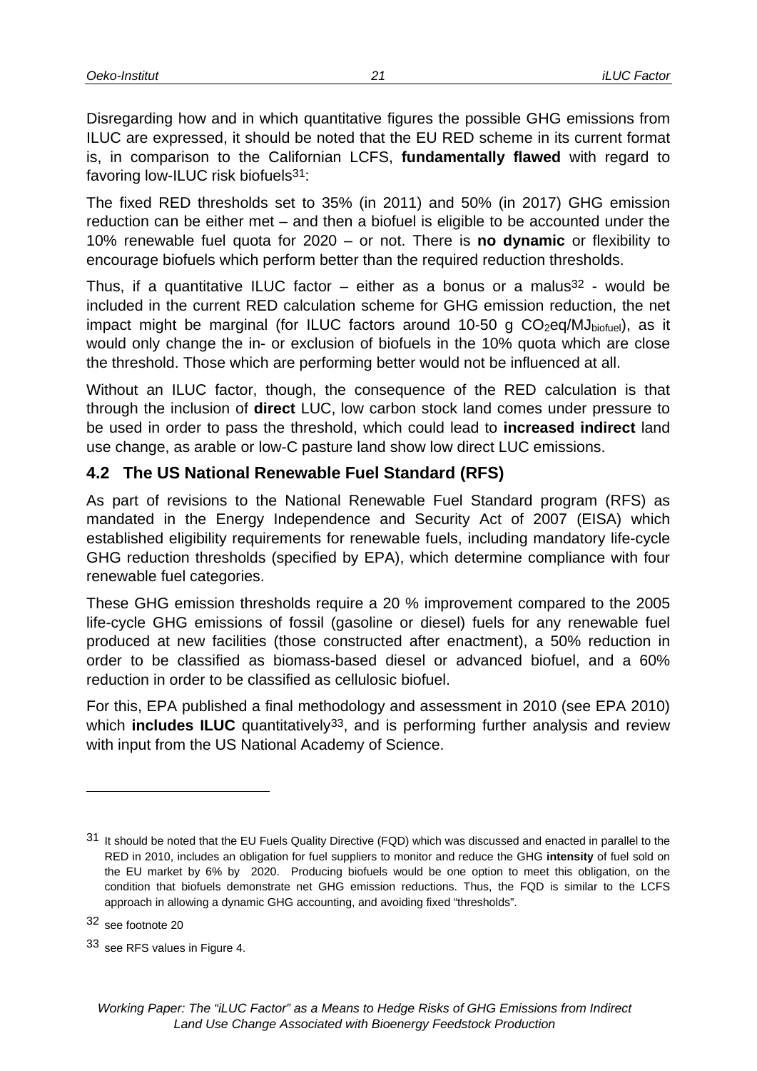Disregarding how and in which quantitative figures the possible GHG emissions from ILUC are expressed, it should be noted that the EU RED scheme in its current format is, in comparison to the Californian LCFS, **fundamentally flawed** with regard to favoring low-ILUC risk biofuels[31]:

The fixed RED thresholds set to 35% (in 2011) and 50% (in 2017) GHG emission reduction can be either met – and then a biofuel is eligible to be accounted under the 10% renewable fuel quota for 2020 – or not. There is **no dynamic** or flexibility to encourage biofuels which perform better than the required reduction thresholds.

Thus, if a quantitative ILUC factor – either as a bonus or a malus[32] - would be included in the current RED calculation scheme for GHG emission reduction, the net impact might be marginal (for ILUC factors around 10-50 g $CO_2eq/MJ_{biofuel}$), as it would only change the in- or exclusion of biofuels in the 10% quota which are close the threshold. Those which are performing better would not be influenced at all.

Without an ILUC factor, though, the consequence of the RED calculation is that through the inclusion of **direct** LUC, low carbon stock land comes under pressure to be used in order to pass the threshold, which could lead to **increased indirect** land use change, as arable or low-C pasture land show low direct LUC emissions.

## 4.2 The US National Renewable Fuel Standard (RFS)

As part of revisions to the National Renewable Fuel Standard program (RFS) as mandated in the Energy Independence and Security Act of 2007 (EISA) which established eligibility requirements for renewable fuels, including mandatory life-cycle GHG reduction thresholds (specified by EPA), which determine compliance with four renewable fuel categories.

These GHG emission thresholds require a 20 % improvement compared to the 2005 life-cycle GHG emissions of fossil (gasoline or diesel) fuels for any renewable fuel produced at new facilities (those constructed after enactment), a 50% reduction in order to be classified as biomass-based diesel or advanced biofuel, and a 60% reduction in order to be classified as cellulosic biofuel.

For this, EPA published a final methodology and assessment in 2010 (see EPA 2010) which **includes ILUC** quantitatively[33], and is performing further analysis and review with input from the US National Academy of Science.

---

[31] It should be noted that the EU Fuels Quality Directive (FQD) which was discussed and enacted in parallel to the RED in 2010, includes an obligation for fuel suppliers to monitor and reduce the GHG **intensity** of fuel sold on the EU market by 6% by 2020. Producing biofuels would be one option to meet this obligation, on the condition that biofuels demonstrate net GHG emission reductions. Thus, the FQD is similar to the LCFS approach in allowing a dynamic GHG accounting, and avoiding fixed "thresholds".

[32] see footnote 20

[33] see RFS values in Figure 4.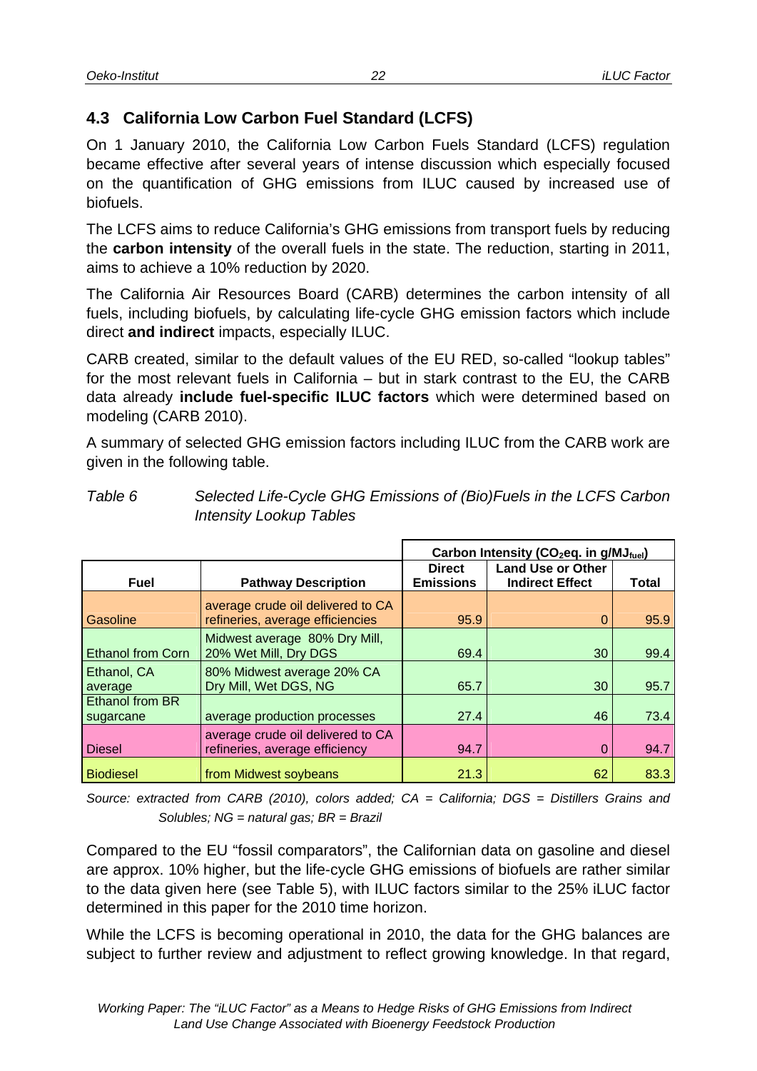## 4.3 California Low Carbon Fuel Standard (LCFS)

On 1 January 2010, the California Low Carbon Fuels Standard (LCFS) regulation became effective after several years of intense discussion which especially focused on the quantification of GHG emissions from ILUC caused by increased use of biofuels.

The LCFS aims to reduce California's GHG emissions from transport fuels by reducing the **carbon intensity** of the overall fuels in the state. The reduction, starting in 2011, aims to achieve a 10% reduction by 2020.

The California Air Resources Board (CARB) determines the carbon intensity of all fuels, including biofuels, by calculating life-cycle GHG emission factors which include direct **and indirect** impacts, especially ILUC.

CARB created, similar to the default values of the EU RED, so-called "lookup tables" for the most relevant fuels in California – but in stark contrast to the EU, the CARB data already **include fuel-specific ILUC factors** which were determined based on modeling (CARB 2010).

A summary of selected GHG emission factors including ILUC from the CARB work are given in the following table.

*Table 6 Selected Life-Cycle GHG Emissions of (Bio)Fuels in the LCFS Carbon Intensity Lookup Tables*

| | | Carbon Intensity ($CO_2$eq. in $g/MJ_{fuel}$) | | |
|---|---|---|---|---|
| **Fuel** | **Pathway Description** | **Direct Emissions** | **Land Use or Other Indirect Effect** | **Total** |
| Gasoline | average crude oil delivered to CA refineries, average efficiencies | 95.9 | 0 | 95.9 |
| Ethanol from Corn | Midwest average 80% Dry Mill, 20% Wet Mill, Dry DGS | 69.4 | 30 | 99.4 |
| Ethanol, CA average | 80% Midwest average 20% CA Dry Mill, Wet DGS, NG | 65.7 | 30 | 95.7 |
| Ethanol from BR sugarcane | average production processes | 27.4 | 46 | 73.4 |
| Diesel | average crude oil delivered to CA refineries, average efficiency | 94.7 | 0 | 94.7 |
| Biodiesel | from Midwest soybeans | 21.3 | 62 | 83.3 |

*Source: extracted from CARB (2010), colors added; CA = California; DGS = Distillers Grains and Solubles; NG = natural gas; BR = Brazil*

Compared to the EU "fossil comparators", the Californian data on gasoline and diesel are approx. 10% higher, but the life-cycle GHG emissions of biofuels are rather similar to the data given here (see Table 5), with ILUC factors similar to the 25% iLUC factor determined in this paper for the 2010 time horizon.

While the LCFS is becoming operational in 2010, the data for the GHG balances are subject to further review and adjustment to reflect growing knowledge. In that regard,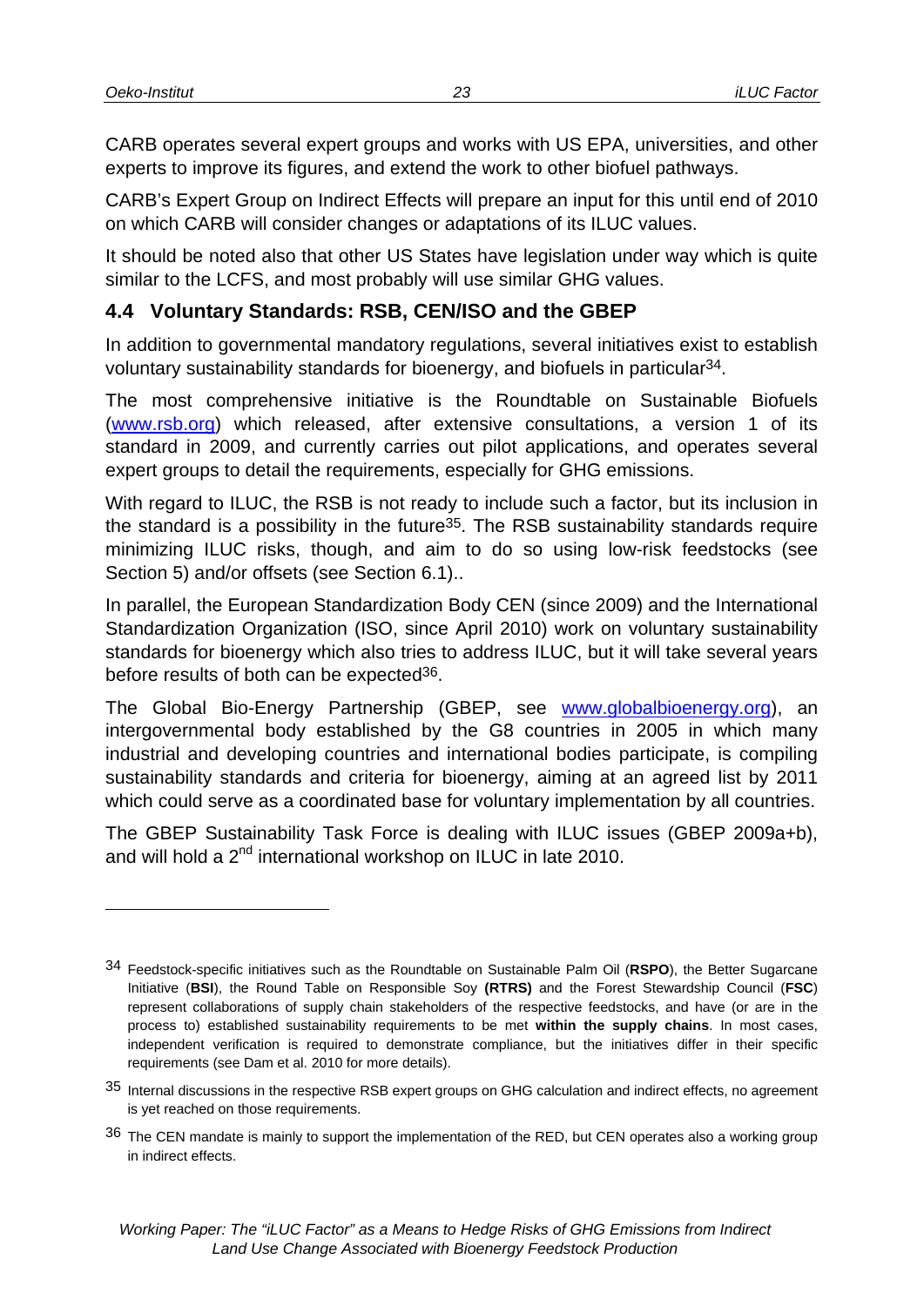CARB operates several expert groups and works with US EPA, universities, and other experts to improve its figures, and extend the work to other biofuel pathways.

CARB's Expert Group on Indirect Effects will prepare an input for this until end of 2010 on which CARB will consider changes or adaptations of its ILUC values.

It should be noted also that other US States have legislation under way which is quite similar to the LCFS, and most probably will use similar GHG values.

## 4.4 Voluntary Standards: RSB, CEN/ISO and the GBEP

In addition to governmental mandatory regulations, several initiatives exist to establish voluntary sustainability standards for bioenergy, and biofuels in particular[34].

The most comprehensive initiative is the Roundtable on Sustainable Biofuels (www.rsb.org) which released, after extensive consultations, a version 1 of its standard in 2009, and currently carries out pilot applications, and operates several expert groups to detail the requirements, especially for GHG emissions.

With regard to ILUC, the RSB is not ready to include such a factor, but its inclusion in the standard is a possibility in the future[35]. The RSB sustainability standards require minimizing ILUC risks, though, and aim to do so using low-risk feedstocks (see Section 5) and/or offsets (see Section 6.1)..

In parallel, the European Standardization Body CEN (since 2009) and the International Standardization Organization (ISO, since April 2010) work on voluntary sustainability standards for bioenergy which also tries to address ILUC, but it will take several years before results of both can be expected[36].

The Global Bio-Energy Partnership (GBEP, see www.globalbioenergy.org), an intergovernmental body established by the G8 countries in 2005 in which many industrial and developing countries and international bodies participate, is compiling sustainability standards and criteria for bioenergy, aiming at an agreed list by 2011 which could serve as a coordinated base for voluntary implementation by all countries.

The GBEP Sustainability Task Force is dealing with ILUC issues (GBEP 2009a+b), and will hold a 2nd international workshop on ILUC in late 2010.

---

[34] Feedstock-specific initiatives such as the Roundtable on Sustainable Palm Oil (**RSPO**), the Better Sugarcane Initiative (**BSI**), the Round Table on Responsible Soy **(RTRS)** and the Forest Stewardship Council (**FSC**) represent collaborations of supply chain stakeholders of the respective feedstocks, and have (or are in the process to) established sustainability requirements to be met **within the supply chains**. In most cases, independent verification is required to demonstrate compliance, but the initiatives differ in their specific requirements (see Dam et al. 2010 for more details).

[35] Internal discussions in the respective RSB expert groups on GHG calculation and indirect effects, no agreement is yet reached on those requirements.

[36] The CEN mandate is mainly to support the implementation of the RED, but CEN operates also a working group in indirect effects.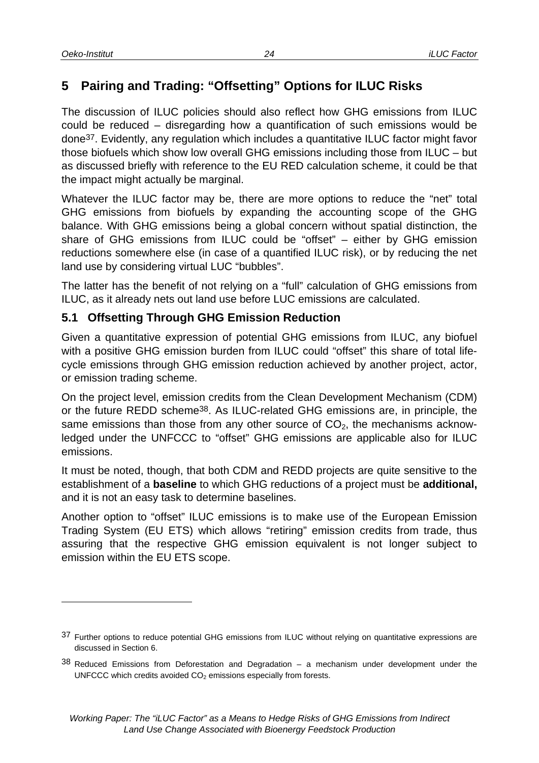# 5 Pairing and Trading: "Offsetting" Options for ILUC Risks

The discussion of ILUC policies should also reflect how GHG emissions from ILUC could be reduced – disregarding how a quantification of such emissions would be done[37]. Evidently, any regulation which includes a quantitative ILUC factor might favor those biofuels which show low overall GHG emissions including those from ILUC – but as discussed briefly with reference to the EU RED calculation scheme, it could be that the impact might actually be marginal.

Whatever the ILUC factor may be, there are more options to reduce the "net" total GHG emissions from biofuels by expanding the accounting scope of the GHG balance. With GHG emissions being a global concern without spatial distinction, the share of GHG emissions from ILUC could be "offset" – either by GHG emission reductions somewhere else (in case of a quantified ILUC risk), or by reducing the net land use by considering virtual LUC "bubbles".

The latter has the benefit of not relying on a "full" calculation of GHG emissions from ILUC, as it already nets out land use before LUC emissions are calculated.

## 5.1 Offsetting Through GHG Emission Reduction

Given a quantitative expression of potential GHG emissions from ILUC, any biofuel with a positive GHG emission burden from ILUC could "offset" this share of total life-cycle emissions through GHG emission reduction achieved by another project, actor, or emission trading scheme.

On the project level, emission credits from the Clean Development Mechanism (CDM) or the future REDD scheme[38]. As ILUC-related GHG emissions are, in principle, the same emissions than those from any other source of $CO_2$, the mechanisms acknowledged under the UNFCCC to "offset" GHG emissions are applicable also for ILUC emissions.

It must be noted, though, that both CDM and REDD projects are quite sensitive to the establishment of a **baseline** to which GHG reductions of a project must be **additional,** and it is not an easy task to determine baselines.

Another option to "offset" ILUC emissions is to make use of the European Emission Trading System (EU ETS) which allows "retiring" emission credits from trade, thus assuring that the respective GHG emission equivalent is not longer subject to emission within the EU ETS scope.

---

[37] Further options to reduce potential GHG emissions from ILUC without relying on quantitative expressions are discussed in Section 6.

[38] Reduced Emissions from Deforestation and Degradation – a mechanism under development under the UNFCCC which credits avoided $CO_2$ emissions especially from forests.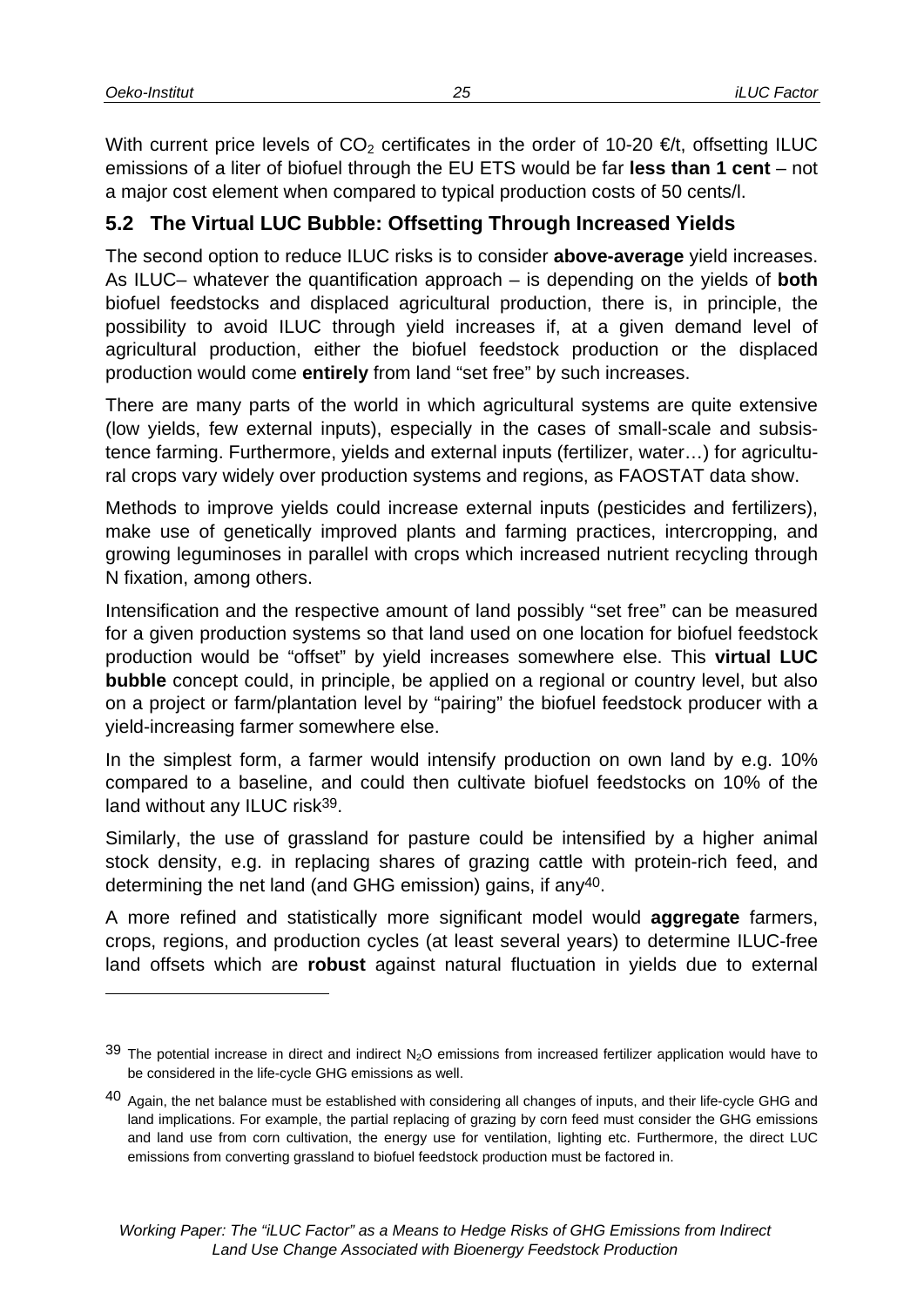With current price levels of $CO_2$ certificates in the order of 10-20 €/t, offsetting ILUC emissions of a liter of biofuel through the EU ETS would be far **less than 1 cent** – not a major cost element when compared to typical production costs of 50 cents/l.

## 5.2 The Virtual LUC Bubble: Offsetting Through Increased Yields

The second option to reduce ILUC risks is to consider **above-average** yield increases. As ILUC– whatever the quantification approach – is depending on the yields of **both** biofuel feedstocks and displaced agricultural production, there is, in principle, the possibility to avoid ILUC through yield increases if, at a given demand level of agricultural production, either the biofuel feedstock production or the displaced production would come **entirely** from land "set free" by such increases.

There are many parts of the world in which agricultural systems are quite extensive (low yields, few external inputs), especially in the cases of small-scale and subsistence farming. Furthermore, yields and external inputs (fertilizer, water…) for agricultural crops vary widely over production systems and regions, as FAOSTAT data show.

Methods to improve yields could increase external inputs (pesticides and fertilizers), make use of genetically improved plants and farming practices, intercropping, and growing leguminoses in parallel with crops which increased nutrient recycling through N fixation, among others.

Intensification and the respective amount of land possibly "set free" can be measured for a given production systems so that land used on one location for biofuel feedstock production would be "offset" by yield increases somewhere else. This **virtual LUC bubble** concept could, in principle, be applied on a regional or country level, but also on a project or farm/plantation level by "pairing" the biofuel feedstock producer with a yield-increasing farmer somewhere else.

In the simplest form, a farmer would intensify production on own land by e.g. 10% compared to a baseline, and could then cultivate biofuel feedstocks on 10% of the land without any ILUC risk[39].

Similarly, the use of grassland for pasture could be intensified by a higher animal stock density, e.g. in replacing shares of grazing cattle with protein-rich feed, and determining the net land (and GHG emission) gains, if any[40].

A more refined and statistically more significant model would **aggregate** farmers, crops, regions, and production cycles (at least several years) to determine ILUC-free land offsets which are **robust** against natural fluctuation in yields due to external

---

[39] The potential increase in direct and indirect $N_2O$ emissions from increased fertilizer application would have to be considered in the life-cycle GHG emissions as well.

[40] Again, the net balance must be established with considering all changes of inputs, and their life-cycle GHG and land implications. For example, the partial replacing of grazing by corn feed must consider the GHG emissions and land use from corn cultivation, the energy use for ventilation, lighting etc. Furthermore, the direct LUC emissions from converting grassland to biofuel feedstock production must be factored in.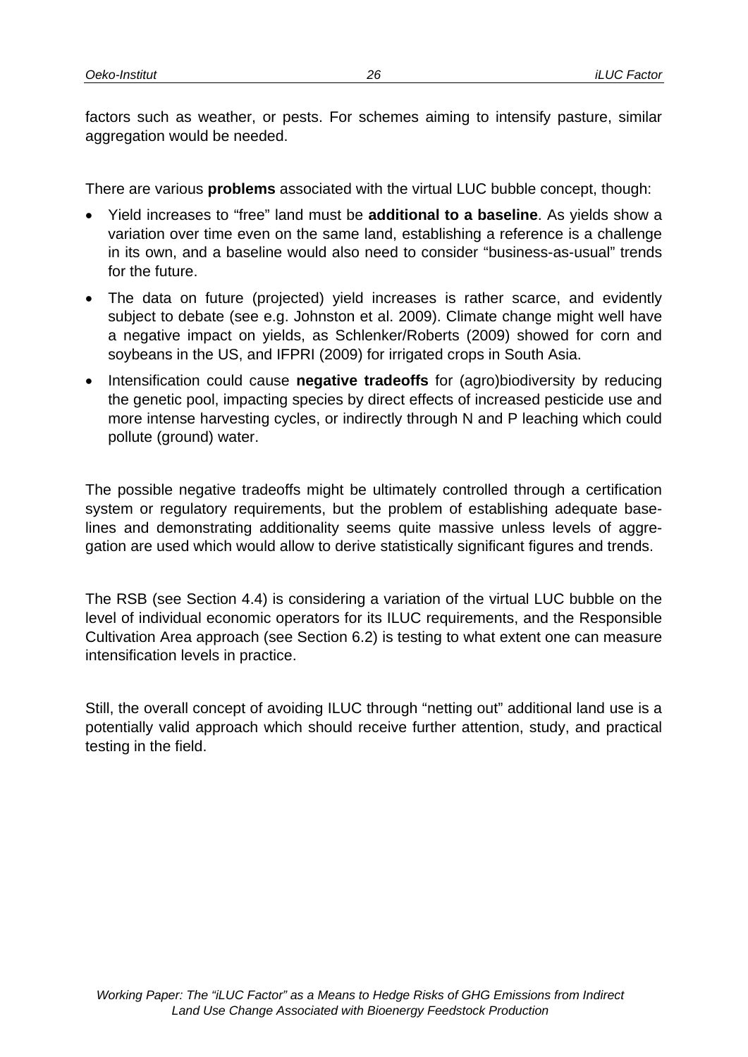factors such as weather, or pests. For schemes aiming to intensify pasture, similar aggregation would be needed.

There are various **problems** associated with the virtual LUC bubble concept, though:

- Yield increases to "free" land must be **additional to a baseline**. As yields show a variation over time even on the same land, establishing a reference is a challenge in its own, and a baseline would also need to consider "business-as-usual" trends for the future.
- The data on future (projected) yield increases is rather scarce, and evidently subject to debate (see e.g. Johnston et al. 2009). Climate change might well have a negative impact on yields, as Schlenker/Roberts (2009) showed for corn and soybeans in the US, and IFPRI (2009) for irrigated crops in South Asia.
- Intensification could cause **negative tradeoffs** for (agro)biodiversity by reducing the genetic pool, impacting species by direct effects of increased pesticide use and more intense harvesting cycles, or indirectly through N and P leaching which could pollute (ground) water.

The possible negative tradeoffs might be ultimately controlled through a certification system or regulatory requirements, but the problem of establishing adequate baselines and demonstrating additionality seems quite massive unless levels of aggregation are used which would allow to derive statistically significant figures and trends.

The RSB (see Section 4.4) is considering a variation of the virtual LUC bubble on the level of individual economic operators for its ILUC requirements, and the Responsible Cultivation Area approach (see Section 6.2) is testing to what extent one can measure intensification levels in practice.

Still, the overall concept of avoiding ILUC through "netting out" additional land use is a potentially valid approach which should receive further attention, study, and practical testing in the field.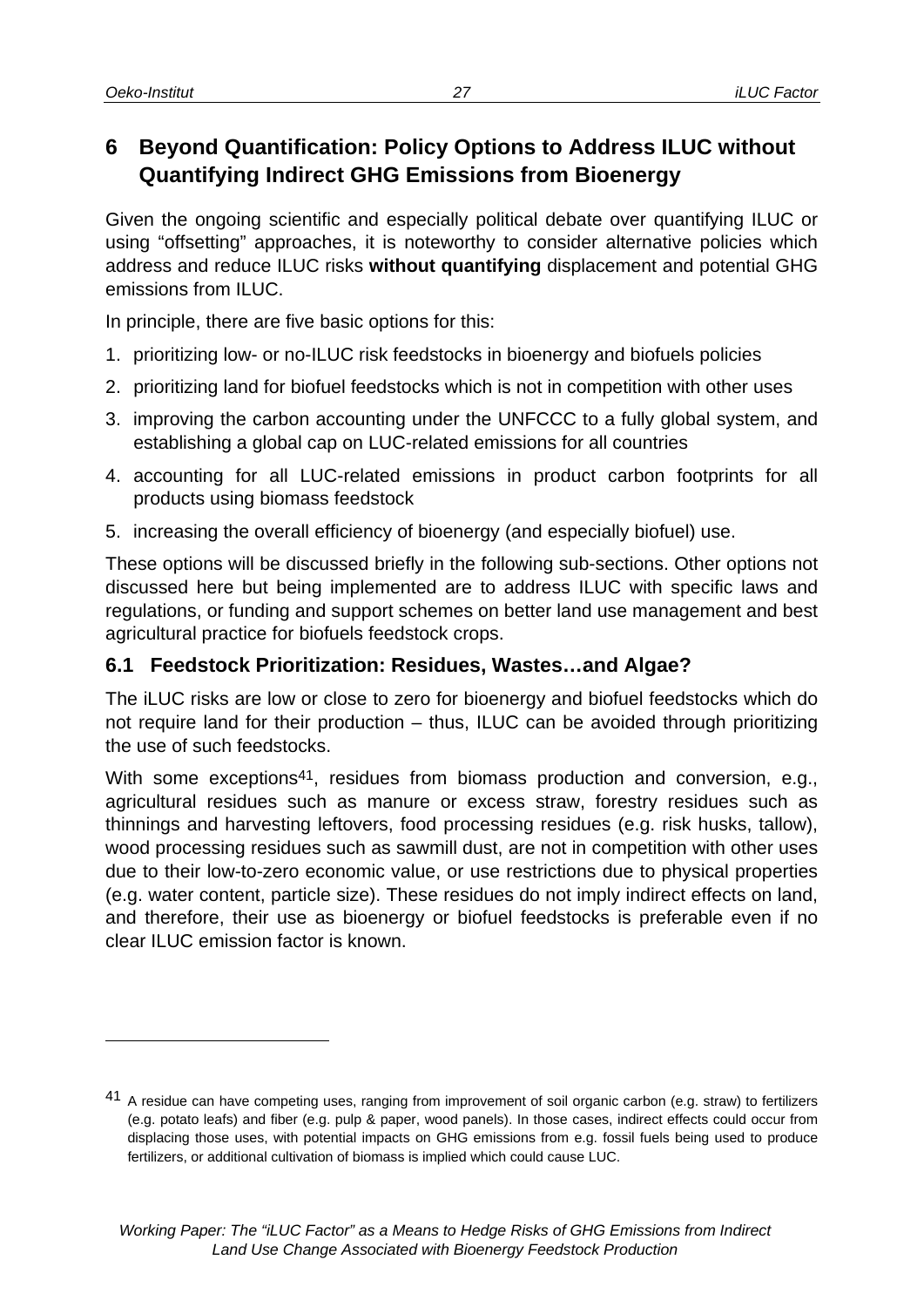# 6 Beyond Quantification: Policy Options to Address ILUC without Quantifying Indirect GHG Emissions from Bioenergy

Given the ongoing scientific and especially political debate over quantifying ILUC or using "offsetting" approaches, it is noteworthy to consider alternative policies which address and reduce ILUC risks **without quantifying** displacement and potential GHG emissions from ILUC.

In principle, there are five basic options for this:

1. prioritizing low- or no-ILUC risk feedstocks in bioenergy and biofuels policies
2. prioritizing land for biofuel feedstocks which is not in competition with other uses
3. improving the carbon accounting under the UNFCCC to a fully global system, and establishing a global cap on LUC-related emissions for all countries
4. accounting for all LUC-related emissions in product carbon footprints for all products using biomass feedstock
5. increasing the overall efficiency of bioenergy (and especially biofuel) use.

These options will be discussed briefly in the following sub-sections. Other options not discussed here but being implemented are to address ILUC with specific laws and regulations, or funding and support schemes on better land use management and best agricultural practice for biofuels feedstock crops.

## 6.1 Feedstock Prioritization: Residues, Wastes…and Algae?

The iLUC risks are low or close to zero for bioenergy and biofuel feedstocks which do not require land for their production – thus, ILUC can be avoided through prioritizing the use of such feedstocks.

With some exceptions[41], residues from biomass production and conversion, e.g., agricultural residues such as manure or excess straw, forestry residues such as thinnings and harvesting leftovers, food processing residues (e.g. risk husks, tallow), wood processing residues such as sawmill dust, are not in competition with other uses due to their low-to-zero economic value, or use restrictions due to physical properties (e.g. water content, particle size). These residues do not imply indirect effects on land, and therefore, their use as bioenergy or biofuel feedstocks is preferable even if no clear ILUC emission factor is known.

[41] A residue can have competing uses, ranging from improvement of soil organic carbon (e.g. straw) to fertilizers (e.g. potato leafs) and fiber (e.g. pulp & paper, wood panels). In those cases, indirect effects could occur from displacing those uses, with potential impacts on GHG emissions from e.g. fossil fuels being used to produce fertilizers, or additional cultivation of biomass is implied which could cause LUC.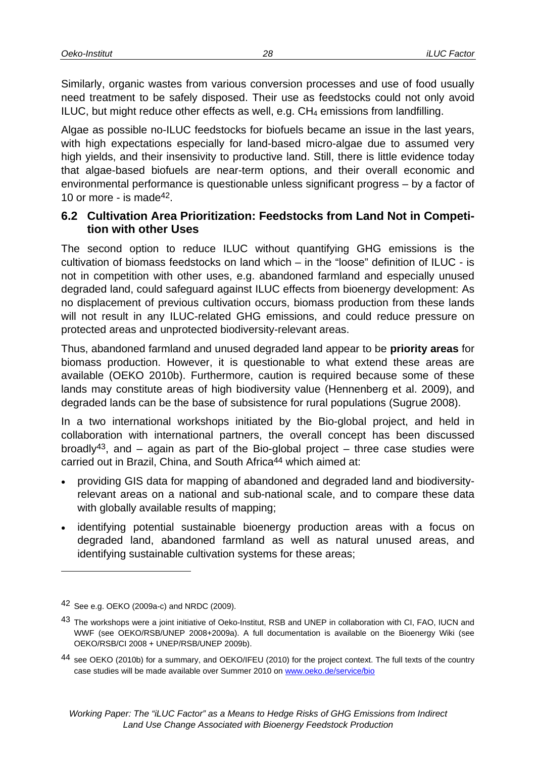Similarly, organic wastes from various conversion processes and use of food usually need treatment to be safely disposed. Their use as feedstocks could not only avoid ILUC, but might reduce other effects as well, e.g. $CH_4$ emissions from landfilling.

Algae as possible no-ILUC feedstocks for biofuels became an issue in the last years, with high expectations especially for land-based micro-algae due to assumed very high yields, and their insensivity to productive land. Still, there is little evidence today that algae-based biofuels are near-term options, and their overall economic and environmental performance is questionable unless significant progress – by a factor of 10 or more - is made[42].

## 6.2 Cultivation Area Prioritization: Feedstocks from Land Not in Competition with other Uses

The second option to reduce ILUC without quantifying GHG emissions is the cultivation of biomass feedstocks on land which – in the "loose" definition of ILUC - is not in competition with other uses, e.g. abandoned farmland and especially unused degraded land, could safeguard against ILUC effects from bioenergy development: As no displacement of previous cultivation occurs, biomass production from these lands will not result in any ILUC-related GHG emissions, and could reduce pressure on protected areas and unprotected biodiversity-relevant areas.

Thus, abandoned farmland and unused degraded land appear to be **priority areas** for biomass production. However, it is questionable to what extend these areas are available (OEKO 2010b). Furthermore, caution is required because some of these lands may constitute areas of high biodiversity value (Hennenberg et al. 2009), and degraded lands can be the base of subsistence for rural populations (Sugrue 2008).

In a two international workshops initiated by the Bio-global project, and held in collaboration with international partners, the overall concept has been discussed broadly[43], and – again as part of the Bio-global project – three case studies were carried out in Brazil, China, and South Africa[44] which aimed at:

- providing GIS data for mapping of abandoned and degraded land and biodiversity-relevant areas on a national and sub-national scale, and to compare these data with globally available results of mapping;
- identifying potential sustainable bioenergy production areas with a focus on degraded land, abandoned farmland as well as natural unused areas, and identifying sustainable cultivation systems for these areas;

---

42 See e.g. OEKO (2009a-c) and NRDC (2009).

43 The workshops were a joint initiative of Oeko-Institut, RSB and UNEP in collaboration with CI, FAO, IUCN and WWF (see OEKO/RSB/UNEP 2008+2009a). A full documentation is available on the Bioenergy Wiki (see OEKO/RSB/CI 2008 + UNEP/RSB/UNEP 2009b).

44 see OEKO (2010b) for a summary, and OEKO/IFEU (2010) for the project context. The full texts of the country case studies will be made available over Summer 2010 on www.oeko.de/service/bio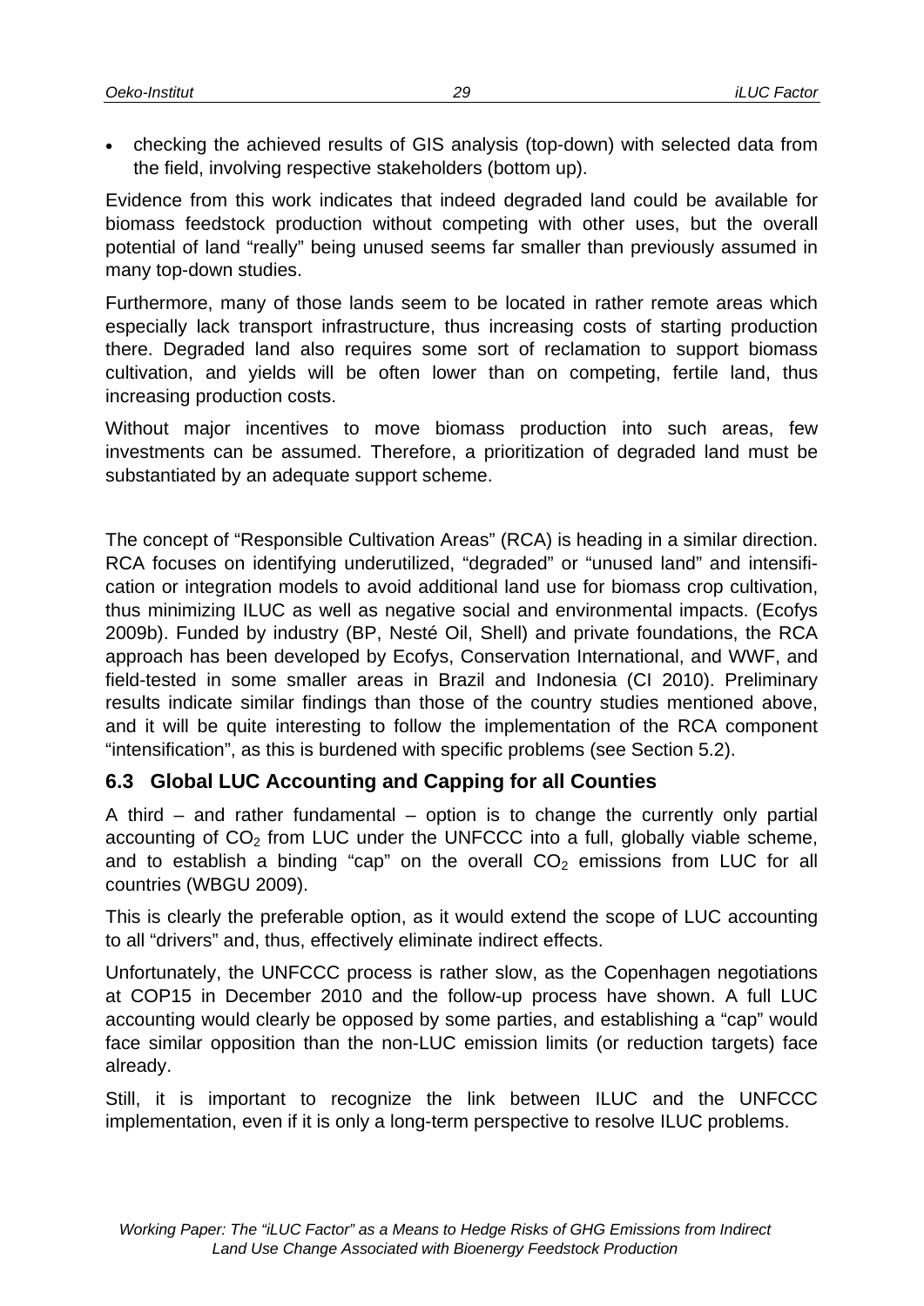- checking the achieved results of GIS analysis (top-down) with selected data from the field, involving respective stakeholders (bottom up).

Evidence from this work indicates that indeed degraded land could be available for biomass feedstock production without competing with other uses, but the overall potential of land "really" being unused seems far smaller than previously assumed in many top-down studies.

Furthermore, many of those lands seem to be located in rather remote areas which especially lack transport infrastructure, thus increasing costs of starting production there. Degraded land also requires some sort of reclamation to support biomass cultivation, and yields will be often lower than on competing, fertile land, thus increasing production costs.

Without major incentives to move biomass production into such areas, few investments can be assumed. Therefore, a prioritization of degraded land must be substantiated by an adequate support scheme.

The concept of "Responsible Cultivation Areas" (RCA) is heading in a similar direction. RCA focuses on identifying underutilized, "degraded" or "unused land" and intensification or integration models to avoid additional land use for biomass crop cultivation, thus minimizing ILUC as well as negative social and environmental impacts. (Ecofys 2009b). Funded by industry (BP, Nesté Oil, Shell) and private foundations, the RCA approach has been developed by Ecofys, Conservation International, and WWF, and field-tested in some smaller areas in Brazil and Indonesia (CI 2010). Preliminary results indicate similar findings than those of the country studies mentioned above, and it will be quite interesting to follow the implementation of the RCA component "intensification", as this is burdened with specific problems (see Section 5.2).

## 6.3 Global LUC Accounting and Capping for all Counties

A third – and rather fundamental – option is to change the currently only partial accounting of $CO_2$ from LUC under the UNFCCC into a full, globally viable scheme, and to establish a binding "cap" on the overall $CO_2$ emissions from LUC for all countries (WBGU 2009).

This is clearly the preferable option, as it would extend the scope of LUC accounting to all "drivers" and, thus, effectively eliminate indirect effects.

Unfortunately, the UNFCCC process is rather slow, as the Copenhagen negotiations at COP15 in December 2010 and the follow-up process have shown. A full LUC accounting would clearly be opposed by some parties, and establishing a "cap" would face similar opposition than the non-LUC emission limits (or reduction targets) face already.

Still, it is important to recognize the link between ILUC and the UNFCCC implementation, even if it is only a long-term perspective to resolve ILUC problems.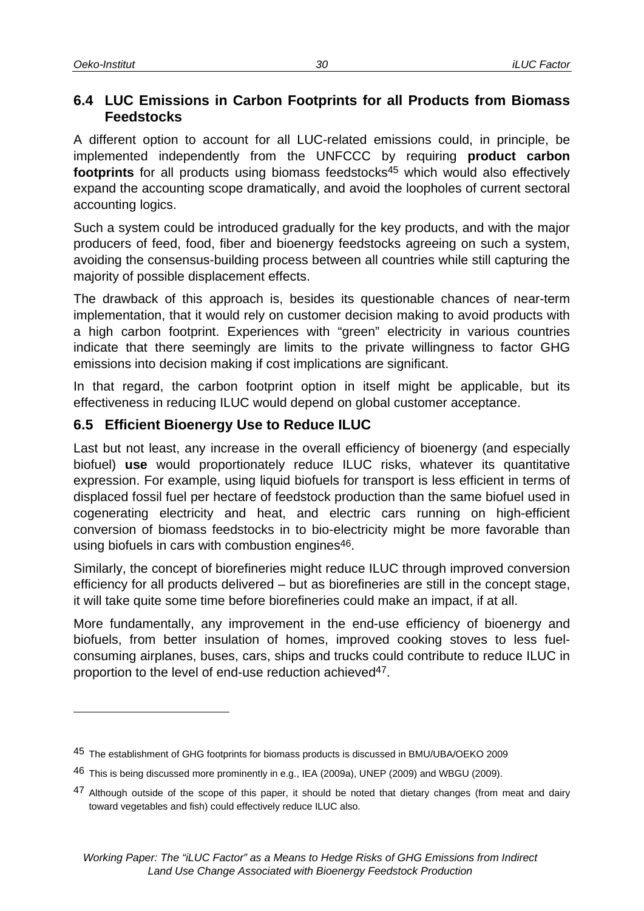## 6.4 LUC Emissions in Carbon Footprints for all Products from Biomass Feedstocks

A different option to account for all LUC-related emissions could, in principle, be implemented independently from the UNFCCC by requiring **product carbon footprints** for all products using biomass feedstocks[45] which would also effectively expand the accounting scope dramatically, and avoid the loopholes of current sectoral accounting logics.

Such a system could be introduced gradually for the key products, and with the major producers of feed, food, fiber and bioenergy feedstocks agreeing on such a system, avoiding the consensus-building process between all countries while still capturing the majority of possible displacement effects.

The drawback of this approach is, besides its questionable chances of near-term implementation, that it would rely on customer decision making to avoid products with a high carbon footprint. Experiences with "green" electricity in various countries indicate that there seemingly are limits to the private willingness to factor GHG emissions into decision making if cost implications are significant.

In that regard, the carbon footprint option in itself might be applicable, but its effectiveness in reducing ILUC would depend on global customer acceptance.

## 6.5 Efficient Bioenergy Use to Reduce ILUC

Last but not least, any increase in the overall efficiency of bioenergy (and especially biofuel) **use** would proportionately reduce ILUC risks, whatever its quantitative expression. For example, using liquid biofuels for transport is less efficient in terms of displaced fossil fuel per hectare of feedstock production than the same biofuel used in cogenerating electricity and heat, and electric cars running on high-efficient conversion of biomass feedstocks in to bio-electricity might be more favorable than using biofuels in cars with combustion engines[46].

Similarly, the concept of biorefineries might reduce ILUC through improved conversion efficiency for all products delivered – but as biorefineries are still in the concept stage, it will take quite some time before biorefineries could make an impact, if at all.

More fundamentally, any improvement in the end-use efficiency of bioenergy and biofuels, from better insulation of homes, improved cooking stoves to less fuel-consuming airplanes, buses, cars, ships and trucks could contribute to reduce ILUC in proportion to the level of end-use reduction achieved[47].

---

[45] The establishment of GHG footprints for biomass products is discussed in BMU/UBA/OEKO 2009

[46] This is being discussed more prominently in e.g., IEA (2009a), UNEP (2009) and WBGU (2009).

[47] Although outside of the scope of this paper, it should be noted that dietary changes (from meat and dairy toward vegetables and fish) could effectively reduce ILUC also.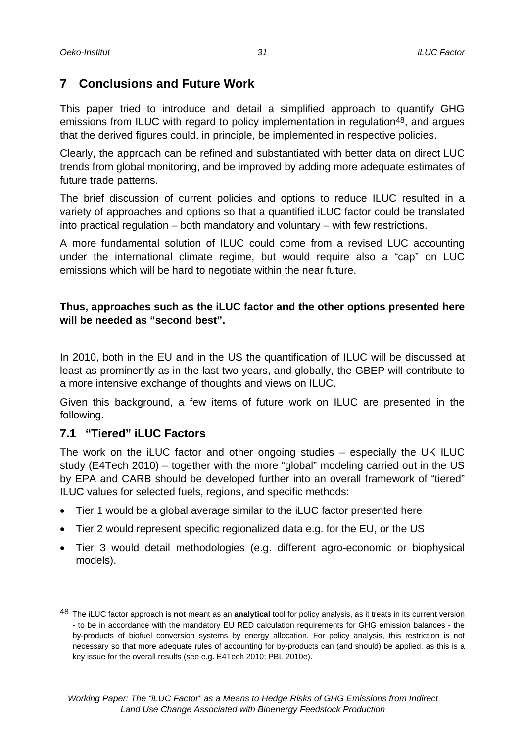# 7 Conclusions and Future Work

This paper tried to introduce and detail a simplified approach to quantify GHG emissions from ILUC with regard to policy implementation in regulation[48], and argues that the derived figures could, in principle, be implemented in respective policies.

Clearly, the approach can be refined and substantiated with better data on direct LUC trends from global monitoring, and be improved by adding more adequate estimates of future trade patterns.

The brief discussion of current policies and options to reduce ILUC resulted in a variety of approaches and options so that a quantified iLUC factor could be translated into practical regulation – both mandatory and voluntary – with few restrictions.

A more fundamental solution of ILUC could come from a revised LUC accounting under the international climate regime, but would require also a "cap" on LUC emissions which will be hard to negotiate within the near future.

**Thus, approaches such as the iLUC factor and the other options presented here will be needed as "second best".**

In 2010, both in the EU and in the US the quantification of ILUC will be discussed at least as prominently as in the last two years, and globally, the GBEP will contribute to a more intensive exchange of thoughts and views on ILUC.

Given this background, a few items of future work on ILUC are presented in the following.

## 7.1 "Tiered" iLUC Factors

The work on the iLUC factor and other ongoing studies – especially the UK ILUC study (E4Tech 2010) – together with the more "global" modeling carried out in the US by EPA and CARB should be developed further into an overall framework of "tiered" ILUC values for selected fuels, regions, and specific methods:

- Tier 1 would be a global average similar to the iLUC factor presented here
- Tier 2 would represent specific regionalized data e.g. for the EU, or the US
- Tier 3 would detail methodologies (e.g. different agro-economic or biophysical models).

---

[48] The iLUC factor approach is **not** meant as an **analytical** tool for policy analysis, as it treats in its current version - to be in accordance with the mandatory EU RED calculation requirements for GHG emission balances - the by-products of biofuel conversion systems by energy allocation. For policy analysis, this restriction is not necessary so that more adequate rules of accounting for by-products can (and should) be applied, as this is a key issue for the overall results (see e.g. E4Tech 2010; PBL 2010e).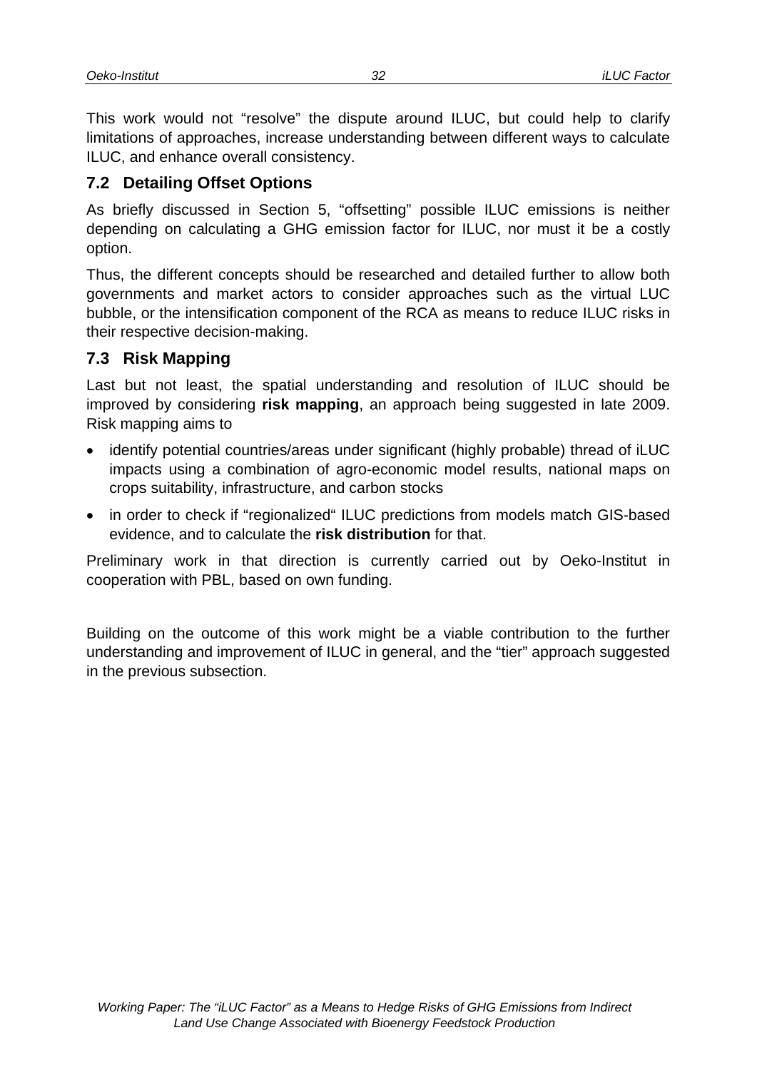This work would not "resolve" the dispute around ILUC, but could help to clarify limitations of approaches, increase understanding between different ways to calculate ILUC, and enhance overall consistency.

## 7.2 Detailing Offset Options

As briefly discussed in Section 5, "offsetting" possible ILUC emissions is neither depending on calculating a GHG emission factor for ILUC, nor must it be a costly option.

Thus, the different concepts should be researched and detailed further to allow both governments and market actors to consider approaches such as the virtual LUC bubble, or the intensification component of the RCA as means to reduce ILUC risks in their respective decision-making.

## 7.3 Risk Mapping

Last but not least, the spatial understanding and resolution of ILUC should be improved by considering **risk mapping**, an approach being suggested in late 2009. Risk mapping aims to

- identify potential countries/areas under significant (highly probable) thread of iLUC impacts using a combination of agro-economic model results, national maps on crops suitability, infrastructure, and carbon stocks
- in order to check if "regionalized" ILUC predictions from models match GIS-based evidence, and to calculate the **risk distribution** for that.

Preliminary work in that direction is currently carried out by Oeko-Institut in cooperation with PBL, based on own funding.

Building on the outcome of this work might be a viable contribution to the further understanding and improvement of ILUC in general, and the "tier" approach suggested in the previous subsection.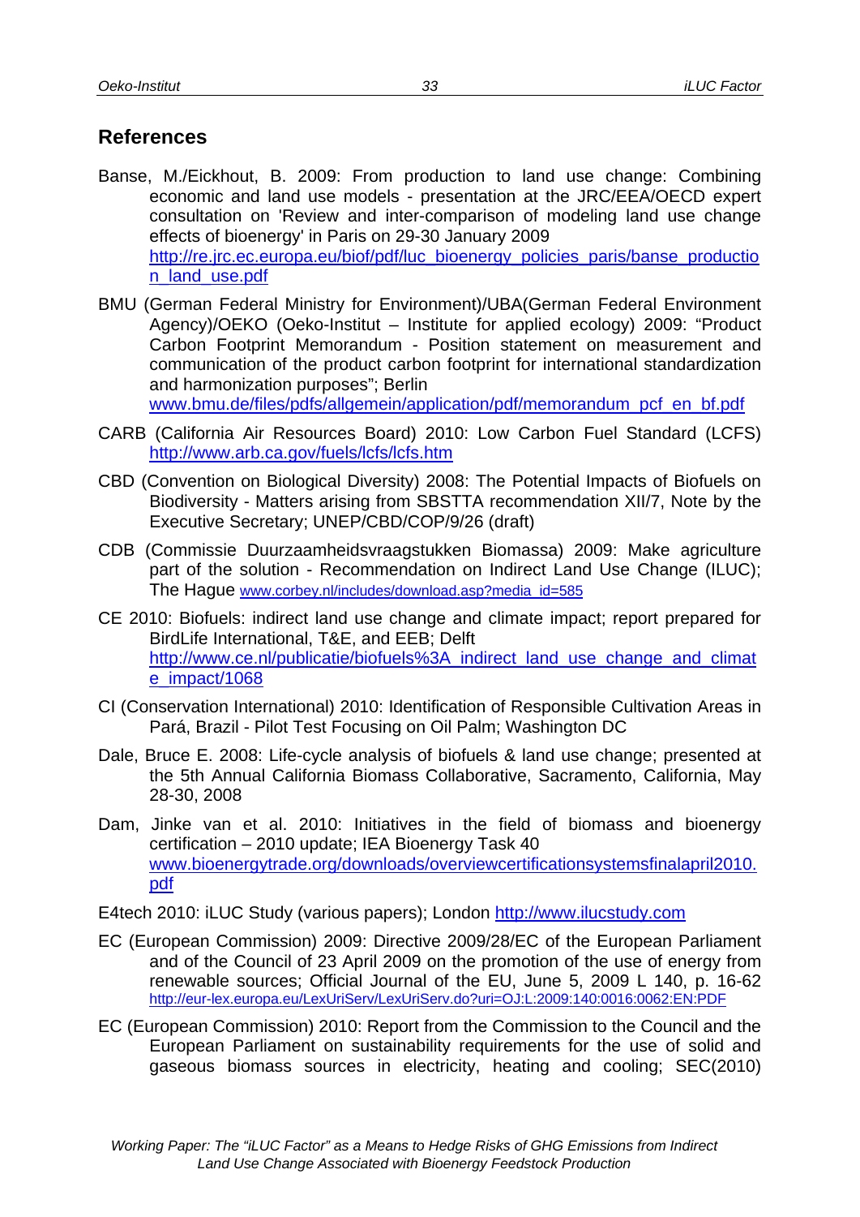## References

Banse, M./Eickhout, B. 2009: From production to land use change: Combining economic and land use models - presentation at the JRC/EEA/OECD expert consultation on 'Review and inter-comparison of modeling land use change effects of bioenergy' in Paris on 29-30 January 2009 http://re.jrc.ec.europa.eu/biof/pdf/luc_bioenergy_policies_paris/banse_production_land_use.pdf

BMU (German Federal Ministry for Environment)/UBA(German Federal Environment Agency)/OEKO (Oeko-Institut – Institute for applied ecology) 2009: "Product Carbon Footprint Memorandum - Position statement on measurement and communication of the product carbon footprint for international standardization and harmonization purposes"; Berlin www.bmu.de/files/pdfs/allgemein/application/pdf/memorandum_pcf_en_bf.pdf

CARB (California Air Resources Board) 2010: Low Carbon Fuel Standard (LCFS) http://www.arb.ca.gov/fuels/lcfs/lcfs.htm

CBD (Convention on Biological Diversity) 2008: The Potential Impacts of Biofuels on Biodiversity - Matters arising from SBSTTA recommendation XII/7, Note by the Executive Secretary; UNEP/CBD/COP/9/26 (draft)

CDB (Commissie Duurzaamheidsvraagstukken Biomassa) 2009: Make agriculture part of the solution - Recommendation on Indirect Land Use Change (ILUC); The Hague www.corbey.nl/includes/download.asp?media_id=585

CE 2010: Biofuels: indirect land use change and climate impact; report prepared for BirdLife International, T&E, and EEB; Delft http://www.ce.nl/publicatie/biofuels%3A_indirect_land_use_change_and_climate_impact/1068

CI (Conservation International) 2010: Identification of Responsible Cultivation Areas in Pará, Brazil - Pilot Test Focusing on Oil Palm; Washington DC

Dale, Bruce E. 2008: Life-cycle analysis of biofuels & land use change; presented at the 5th Annual California Biomass Collaborative, Sacramento, California, May 28-30, 2008

Dam, Jinke van et al. 2010: Initiatives in the field of biomass and bioenergy certification – 2010 update; IEA Bioenergy Task 40 www.bioenergytrade.org/downloads/overviewcertificationsystemsfinalapril2010.pdf

E4tech 2010: iLUC Study (various papers); London http://www.ilucstudy.com

EC (European Commission) 2009: Directive 2009/28/EC of the European Parliament and of the Council of 23 April 2009 on the promotion of the use of energy from renewable sources; Official Journal of the EU, June 5, 2009 L 140, p. 16-62 http://eur-lex.europa.eu/LexUriServ/LexUriServ.do?uri=OJ:L:2009:140:0016:0062:EN:PDF

EC (European Commission) 2010: Report from the Commission to the Council and the European Parliament on sustainability requirements for the use of solid and gaseous biomass sources in electricity, heating and cooling; SEC(2010)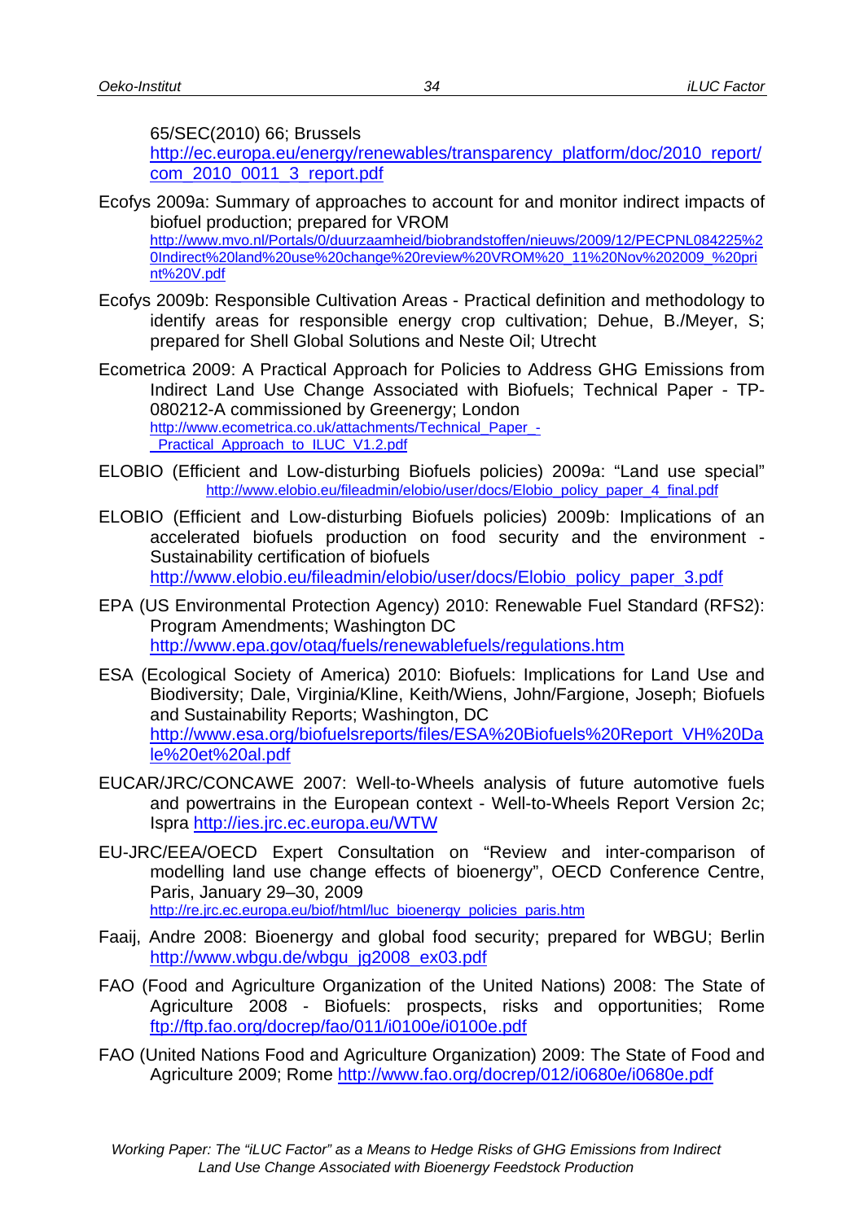65/SEC(2010) 66; Brussels
http://ec.europa.eu/energy/renewables/transparency_platform/doc/2010_report/com_2010_0011_3_report.pdf

Ecofys 2009a: Summary of approaches to account for and monitor indirect impacts of biofuel production; prepared for VROM
http://www.mvo.nl/Portals/0/duurzaamheid/biobrandstoffen/nieuws/2009/12/PECPNL084225%20Indirect%20land%20use%20change%20review%20VROM%20_11%20Nov%202009_%20print%20V.pdf

Ecofys 2009b: Responsible Cultivation Areas - Practical definition and methodology to identify areas for responsible energy crop cultivation; Dehue, B./Meyer, S; prepared for Shell Global Solutions and Neste Oil; Utrecht

Ecometrica 2009: A Practical Approach for Policies to Address GHG Emissions from Indirect Land Use Change Associated with Biofuels; Technical Paper - TP-080212-A commissioned by Greenergy; London
http://www.ecometrica.co.uk/attachments/Technical_Paper_-_Practical_Approach_to_ILUC_V1.2.pdf

ELOBIO (Efficient and Low-disturbing Biofuels policies) 2009a: "Land use special"
http://www.elobio.eu/fileadmin/elobio/user/docs/Elobio_policy_paper_4_final.pdf

ELOBIO (Efficient and Low-disturbing Biofuels policies) 2009b: Implications of an accelerated biofuels production on food security and the environment - Sustainability certification of biofuels
http://www.elobio.eu/fileadmin/elobio/user/docs/Elobio_policy_paper_3.pdf

EPA (US Environmental Protection Agency) 2010: Renewable Fuel Standard (RFS2): Program Amendments; Washington DC
http://www.epa.gov/otaq/fuels/renewablefuels/regulations.htm

ESA (Ecological Society of America) 2010: Biofuels: Implications for Land Use and Biodiversity; Dale, Virginia/Kline, Keith/Wiens, John/Fargione, Joseph; Biofuels and Sustainability Reports; Washington, DC
http://www.esa.org/biofuelsreports/files/ESA%20Biofuels%20Report_VH%20Dale%20et%20al.pdf

EUCAR/JRC/CONCAWE 2007: Well-to-Wheels analysis of future automotive fuels and powertrains in the European context - Well-to-Wheels Report Version 2c; Ispra http://ies.jrc.ec.europa.eu/WTW

EU-JRC/EEA/OECD Expert Consultation on "Review and inter-comparison of modelling land use change effects of bioenergy", OECD Conference Centre, Paris, January 29–30, 2009
http://re.jrc.ec.europa.eu/biof/html/luc_bioenergy_policies_paris.htm

Faaij, Andre 2008: Bioenergy and global food security; prepared for WBGU; Berlin http://www.wbgu.de/wbgu_jg2008_ex03.pdf

FAO (Food and Agriculture Organization of the United Nations) 2008: The State of Agriculture 2008 - Biofuels: prospects, risks and opportunities; Rome ftp://ftp.fao.org/docrep/fao/011/i0100e/i0100e.pdf

FAO (United Nations Food and Agriculture Organization) 2009: The State of Food and Agriculture 2009; Rome http://www.fao.org/docrep/012/i0680e/i0680e.pdf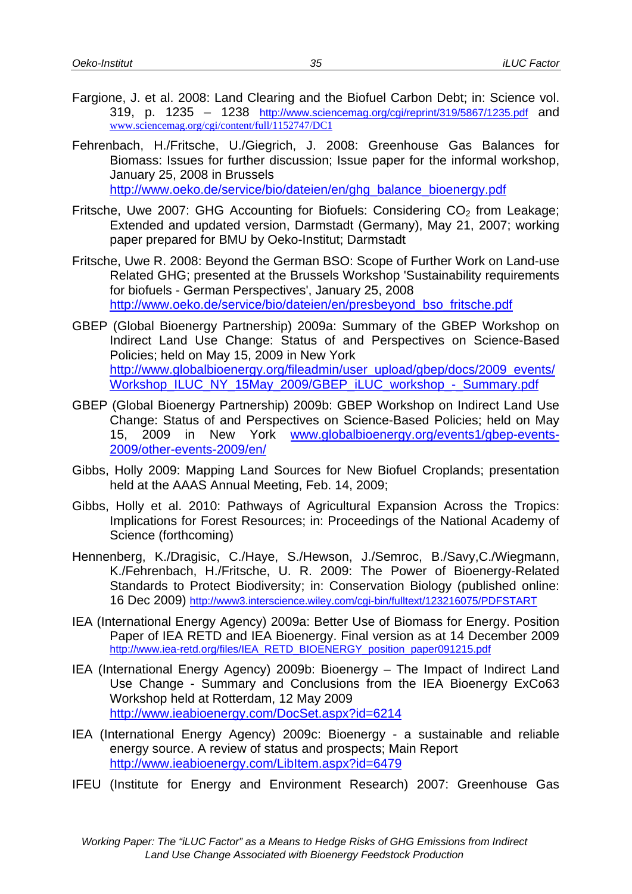Fargione, J. et al. 2008: Land Clearing and the Biofuel Carbon Debt; in: Science vol. 319, p. 1235 – 1238 http://www.sciencemag.org/cgi/reprint/319/5867/1235.pdf and www.sciencemag.org/cgi/content/full/1152747/DC1

Fehrenbach, H./Fritsche, U./Giegrich, J. 2008: Greenhouse Gas Balances for Biomass: Issues for further discussion; Issue paper for the informal workshop, January 25, 2008 in Brussels http://www.oeko.de/service/bio/dateien/en/ghg_balance_bioenergy.pdf

Fritsche, Uwe 2007: GHG Accounting for Biofuels: Considering $CO_2$ from Leakage; Extended and updated version, Darmstadt (Germany), May 21, 2007; working paper prepared for BMU by Oeko-Institut; Darmstadt

Fritsche, Uwe R. 2008: Beyond the German BSO: Scope of Further Work on Land-use Related GHG; presented at the Brussels Workshop 'Sustainability requirements for biofuels - German Perspectives', January 25, 2008 http://www.oeko.de/service/bio/dateien/en/presbeyond_bso_fritsche.pdf

GBEP (Global Bioenergy Partnership) 2009a: Summary of the GBEP Workshop on Indirect Land Use Change: Status of and Perspectives on Science-Based Policies; held on May 15, 2009 in New York http://www.globalbioenergy.org/fileadmin/user_upload/gbep/docs/2009_events/Workshop_ILUC_NY_15May_2009/GBEP_iLUC_workshop_-_Summary.pdf

GBEP (Global Bioenergy Partnership) 2009b: GBEP Workshop on Indirect Land Use Change: Status of and Perspectives on Science-Based Policies; held on May 15, 2009 in New York www.globalbioenergy.org/events1/gbep-events-2009/other-events-2009/en/

Gibbs, Holly 2009: Mapping Land Sources for New Biofuel Croplands; presentation held at the AAAS Annual Meeting, Feb. 14, 2009;

Gibbs, Holly et al. 2010: Pathways of Agricultural Expansion Across the Tropics: Implications for Forest Resources; in: Proceedings of the National Academy of Science (forthcoming)

Hennenberg, K./Dragisic, C./Haye, S./Hewson, J./Semroc, B./Savy,C./Wiegmann, K./Fehrenbach, H./Fritsche, U. R. 2009: The Power of Bioenergy-Related Standards to Protect Biodiversity; in: Conservation Biology (published online: 16 Dec 2009) http://www3.interscience.wiley.com/cgi-bin/fulltext/123216075/PDFSTART

IEA (International Energy Agency) 2009a: Better Use of Biomass for Energy. Position Paper of IEA RETD and IEA Bioenergy. Final version as at 14 December 2009 http://www.iea-retd.org/files/IEA_RETD_BIOENERGY_position_paper091215.pdf

IEA (International Energy Agency) 2009b: Bioenergy – The Impact of Indirect Land Use Change - Summary and Conclusions from the IEA Bioenergy ExCo63 Workshop held at Rotterdam, 12 May 2009 http://www.ieabioenergy.com/DocSet.aspx?id=6214

IEA (International Energy Agency) 2009c: Bioenergy - a sustainable and reliable energy source. A review of status and prospects; Main Report http://www.ieabioenergy.com/LibItem.aspx?id=6479

IFEU (Institute for Energy and Environment Research) 2007: Greenhouse Gas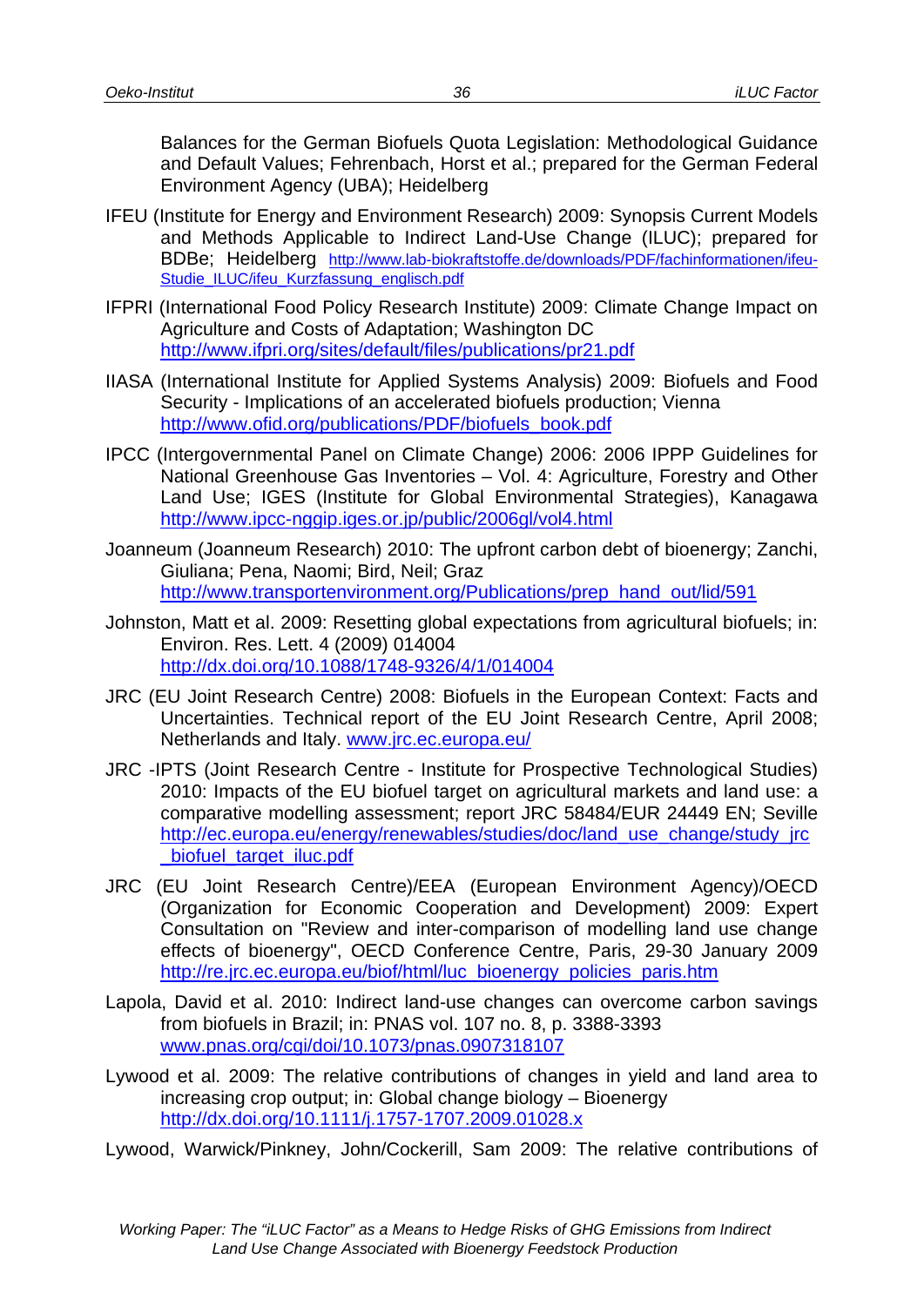Balances for the German Biofuels Quota Legislation: Methodological Guidance and Default Values; Fehrenbach, Horst et al.; prepared for the German Federal Environment Agency (UBA); Heidelberg

IFEU (Institute for Energy and Environment Research) 2009: Synopsis Current Models and Methods Applicable to Indirect Land-Use Change (ILUC); prepared for BDBe; Heidelberg http://www.lab-biokraftstoffe.de/downloads/PDF/fachinformationen/ifeu-Studie_ILUC/ifeu_Kurzfassung_englisch.pdf

IFPRI (International Food Policy Research Institute) 2009: Climate Change Impact on Agriculture and Costs of Adaptation; Washington DC http://www.ifpri.org/sites/default/files/publications/pr21.pdf

IIASA (International Institute for Applied Systems Analysis) 2009: Biofuels and Food Security - Implications of an accelerated biofuels production; Vienna http://www.ofid.org/publications/PDF/biofuels_book.pdf

IPCC (Intergovernmental Panel on Climate Change) 2006: 2006 IPPP Guidelines for National Greenhouse Gas Inventories – Vol. 4: Agriculture, Forestry and Other Land Use; IGES (Institute for Global Environmental Strategies), Kanagawa http://www.ipcc-nggip.iges.or.jp/public/2006gl/vol4.html

Joanneum (Joanneum Research) 2010: The upfront carbon debt of bioenergy; Zanchi, Giuliana; Pena, Naomi; Bird, Neil; Graz http://www.transportenvironment.org/Publications/prep_hand_out/lid/591

Johnston, Matt et al. 2009: Resetting global expectations from agricultural biofuels; in: Environ. Res. Lett. 4 (2009) 014004 http://dx.doi.org/10.1088/1748-9326/4/1/014004

JRC (EU Joint Research Centre) 2008: Biofuels in the European Context: Facts and Uncertainties. Technical report of the EU Joint Research Centre, April 2008; Netherlands and Italy. www.jrc.ec.europa.eu/

JRC -IPTS (Joint Research Centre - Institute for Prospective Technological Studies) 2010: Impacts of the EU biofuel target on agricultural markets and land use: a comparative modelling assessment; report JRC 58484/EUR 24449 EN; Seville http://ec.europa.eu/energy/renewables/studies/doc/land_use_change/study_jrc_biofuel_target_iluc.pdf

JRC (EU Joint Research Centre)/EEA (European Environment Agency)/OECD (Organization for Economic Cooperation and Development) 2009: Expert Consultation on "Review and inter-comparison of modelling land use change effects of bioenergy", OECD Conference Centre, Paris, 29-30 January 2009 http://re.jrc.ec.europa.eu/biof/html/luc_bioenergy_policies_paris.htm

Lapola, David et al. 2010: Indirect land-use changes can overcome carbon savings from biofuels in Brazil; in: PNAS vol. 107 no. 8, p. 3388-3393 www.pnas.org/cgi/doi/10.1073/pnas.0907318107

Lywood et al. 2009: The relative contributions of changes in yield and land area to increasing crop output; in: Global change biology – Bioenergy http://dx.doi.org/10.1111/j.1757-1707.2009.01028.x

Lywood, Warwick/Pinkney, John/Cockerill, Sam 2009: The relative contributions of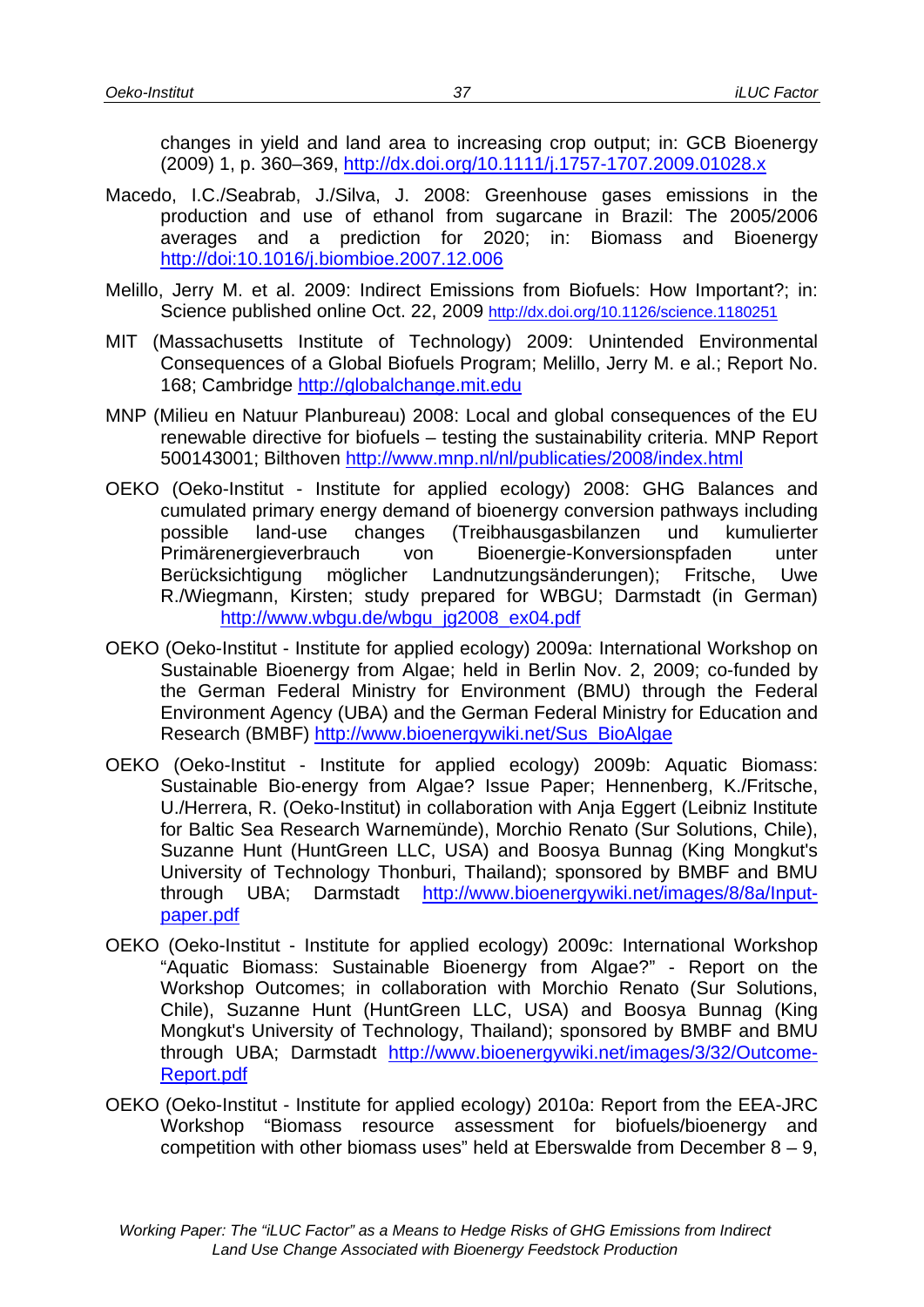changes in yield and land area to increasing crop output; in: GCB Bioenergy (2009) 1, p. 360–369, http://dx.doi.org/10.1111/j.1757-1707.2009.01028.x

Macedo, I.C./Seabrab, J./Silva, J. 2008: Greenhouse gases emissions in the production and use of ethanol from sugarcane in Brazil: The 2005/2006 averages and a prediction for 2020; in: Biomass and Bioenergy http://doi:10.1016/j.biombioe.2007.12.006

Melillo, Jerry M. et al. 2009: Indirect Emissions from Biofuels: How Important?; in: Science published online Oct. 22, 2009 http://dx.doi.org/10.1126/science.1180251

MIT (Massachusetts Institute of Technology) 2009: Unintended Environmental Consequences of a Global Biofuels Program; Melillo, Jerry M. e al.; Report No. 168; Cambridge http://globalchange.mit.edu

MNP (Milieu en Natuur Planbureau) 2008: Local and global consequences of the EU renewable directive for biofuels – testing the sustainability criteria. MNP Report 500143001; Bilthoven http://www.mnp.nl/nl/publicaties/2008/index.html

OEKO (Oeko-Institut - Institute for applied ecology) 2008: GHG Balances and cumulated primary energy demand of bioenergy conversion pathways including possible land-use changes (Treibhausgasbilanzen und kumulierter Primärenergieverbrauch von Bioenergie-Konversionspfaden unter Berücksichtigung möglicher Landnutzungsänderungen); Fritsche, Uwe R./Wiegmann, Kirsten; study prepared for WBGU; Darmstadt (in German) http://www.wbgu.de/wbgu_jg2008_ex04.pdf

OEKO (Oeko-Institut - Institute for applied ecology) 2009a: International Workshop on Sustainable Bioenergy from Algae; held in Berlin Nov. 2, 2009; co-funded by the German Federal Ministry for Environment (BMU) through the Federal Environment Agency (UBA) and the German Federal Ministry for Education and Research (BMBF) http://www.bioenergywiki.net/Sus_BioAlgae

OEKO (Oeko-Institut - Institute for applied ecology) 2009b: Aquatic Biomass: Sustainable Bio-energy from Algae? Issue Paper; Hennenberg, K./Fritsche, U./Herrera, R. (Oeko-Institut) in collaboration with Anja Eggert (Leibniz Institute for Baltic Sea Research Warnemünde), Morchio Renato (Sur Solutions, Chile), Suzanne Hunt (HuntGreen LLC, USA) and Boosya Bunnag (King Mongkut's University of Technology Thonburi, Thailand); sponsored by BMBF and BMU through UBA; Darmstadt http://www.bioenergywiki.net/images/8/8a/Input-paper.pdf

OEKO (Oeko-Institut - Institute for applied ecology) 2009c: International Workshop "Aquatic Biomass: Sustainable Bioenergy from Algae?" - Report on the Workshop Outcomes; in collaboration with Morchio Renato (Sur Solutions, Chile), Suzanne Hunt (HuntGreen LLC, USA) and Boosya Bunnag (King Mongkut's University of Technology, Thailand); sponsored by BMBF and BMU through UBA; Darmstadt http://www.bioenergywiki.net/images/3/32/Outcome-Report.pdf

OEKO (Oeko-Institut - Institute for applied ecology) 2010a: Report from the EEA-JRC Workshop "Biomass resource assessment for biofuels/bioenergy and competition with other biomass uses" held at Eberswalde from December 8 – 9,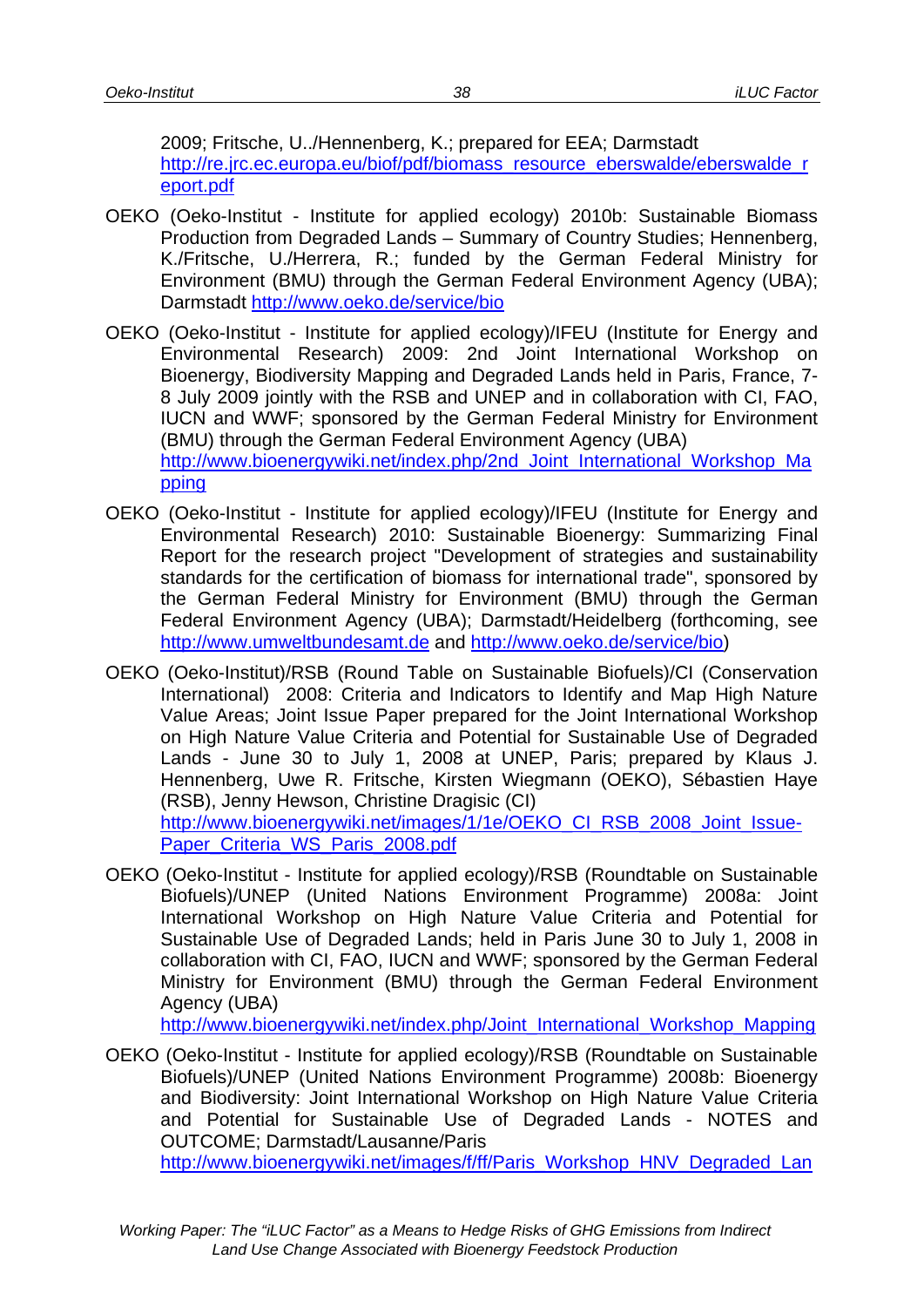2009; Fritsche, U../Hennenberg, K.; prepared for EEA; Darmstadt http://re.jrc.ec.europa.eu/biof/pdf/biomass_resource_eberswalde/eberswalde_report.pdf

OEKO (Oeko-Institut - Institute for applied ecology) 2010b: Sustainable Biomass Production from Degraded Lands – Summary of Country Studies; Hennenberg, K./Fritsche, U./Herrera, R.; funded by the German Federal Ministry for Environment (BMU) through the German Federal Environment Agency (UBA); Darmstadt http://www.oeko.de/service/bio

OEKO (Oeko-Institut - Institute for applied ecology)/IFEU (Institute for Energy and Environmental Research) 2009: 2nd Joint International Workshop on Bioenergy, Biodiversity Mapping and Degraded Lands held in Paris, France, 7-8 July 2009 jointly with the RSB and UNEP and in collaboration with CI, FAO, IUCN and WWF; sponsored by the German Federal Ministry for Environment (BMU) through the German Federal Environment Agency (UBA) http://www.bioenergywiki.net/index.php/2nd_Joint_International_Workshop_Mapping

OEKO (Oeko-Institut - Institute for applied ecology)/IFEU (Institute for Energy and Environmental Research) 2010: Sustainable Bioenergy: Summarizing Final Report for the research project "Development of strategies and sustainability standards for the certification of biomass for international trade", sponsored by the German Federal Ministry for Environment (BMU) through the German Federal Environment Agency (UBA); Darmstadt/Heidelberg (forthcoming, see http://www.umweltbundesamt.de and http://www.oeko.de/service/bio)

OEKO (Oeko-Institut)/RSB (Round Table on Sustainable Biofuels)/CI (Conservation International) 2008: Criteria and Indicators to Identify and Map High Nature Value Areas; Joint Issue Paper prepared for the Joint International Workshop on High Nature Value Criteria and Potential for Sustainable Use of Degraded Lands - June 30 to July 1, 2008 at UNEP, Paris; prepared by Klaus J. Hennenberg, Uwe R. Fritsche, Kirsten Wiegmann (OEKO), Sébastien Haye (RSB), Jenny Hewson, Christine Dragisic (CI) http://www.bioenergywiki.net/images/1/1e/OEKO_CI_RSB_2008_Joint_Issue-Paper_Criteria_WS_Paris_2008.pdf

OEKO (Oeko-Institut - Institute for applied ecology)/RSB (Roundtable on Sustainable Biofuels)/UNEP (United Nations Environment Programme) 2008a: Joint International Workshop on High Nature Value Criteria and Potential for Sustainable Use of Degraded Lands; held in Paris June 30 to July 1, 2008 in collaboration with CI, FAO, IUCN and WWF; sponsored by the German Federal Ministry for Environment (BMU) through the German Federal Environment Agency (UBA) http://www.bioenergywiki.net/index.php/Joint_International_Workshop_Mapping

OEKO (Oeko-Institut - Institute for applied ecology)/RSB (Roundtable on Sustainable Biofuels)/UNEP (United Nations Environment Programme) 2008b: Bioenergy and Biodiversity: Joint International Workshop on High Nature Value Criteria and Potential for Sustainable Use of Degraded Lands - NOTES and OUTCOME; Darmstadt/Lausanne/Paris http://www.bioenergywiki.net/images/f/ff/Paris_Workshop_HNV_Degraded_Lan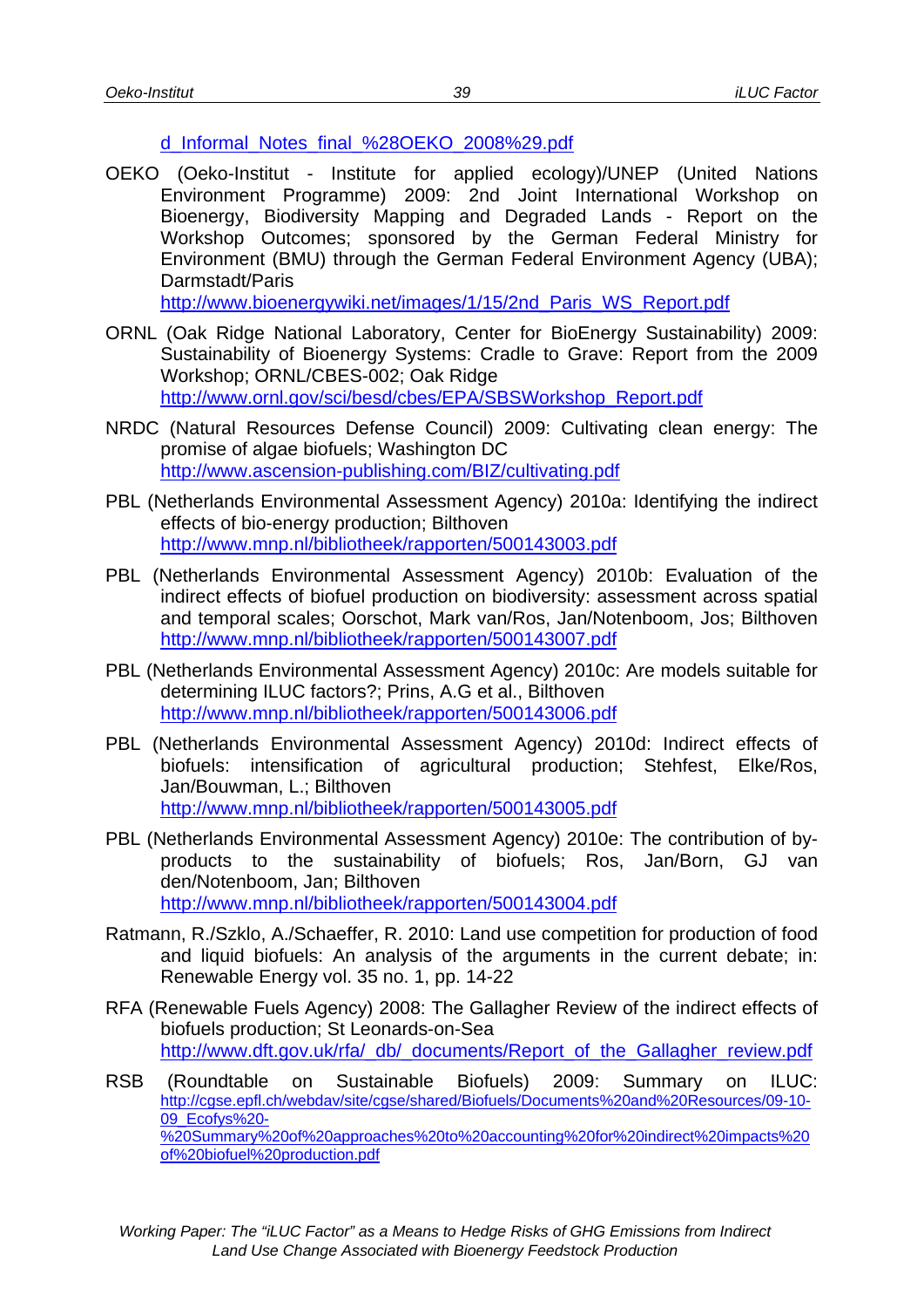d_Informal_Notes_final_%28OEKO_2008%29.pdf

OEKO (Oeko-Institut - Institute for applied ecology)/UNEP (United Nations Environment Programme) 2009: 2nd Joint International Workshop on Bioenergy, Biodiversity Mapping and Degraded Lands - Report on the Workshop Outcomes; sponsored by the German Federal Ministry for Environment (BMU) through the German Federal Environment Agency (UBA); Darmstadt/Paris http://www.bioenergywiki.net/images/1/15/2nd_Paris_WS_Report.pdf

ORNL (Oak Ridge National Laboratory, Center for BioEnergy Sustainability) 2009: Sustainability of Bioenergy Systems: Cradle to Grave: Report from the 2009 Workshop; ORNL/CBES-002; Oak Ridge http://www.ornl.gov/sci/besd/cbes/EPA/SBSWorkshop_Report.pdf

NRDC (Natural Resources Defense Council) 2009: Cultivating clean energy: The promise of algae biofuels; Washington DC http://www.ascension-publishing.com/BIZ/cultivating.pdf

PBL (Netherlands Environmental Assessment Agency) 2010a: Identifying the indirect effects of bio-energy production; Bilthoven http://www.mnp.nl/bibliotheek/rapporten/500143003.pdf

PBL (Netherlands Environmental Assessment Agency) 2010b: Evaluation of the indirect effects of biofuel production on biodiversity: assessment across spatial and temporal scales; Oorschot, Mark van/Ros, Jan/Notenboom, Jos; Bilthoven http://www.mnp.nl/bibliotheek/rapporten/500143007.pdf

PBL (Netherlands Environmental Assessment Agency) 2010c: Are models suitable for determining ILUC factors?; Prins, A.G et al., Bilthoven http://www.mnp.nl/bibliotheek/rapporten/500143006.pdf

PBL (Netherlands Environmental Assessment Agency) 2010d: Indirect effects of biofuels: intensification of agricultural production; Stehfest, Elke/Ros, Jan/Bouwman, L.; Bilthoven http://www.mnp.nl/bibliotheek/rapporten/500143005.pdf

PBL (Netherlands Environmental Assessment Agency) 2010e: The contribution of by-products to the sustainability of biofuels; Ros, Jan/Born, GJ van den/Notenboom, Jan; Bilthoven http://www.mnp.nl/bibliotheek/rapporten/500143004.pdf

Ratmann, R./Szklo, A./Schaeffer, R. 2010: Land use competition for production of food and liquid biofuels: An analysis of the arguments in the current debate; in: Renewable Energy vol. 35 no. 1, pp. 14-22

RFA (Renewable Fuels Agency) 2008: The Gallagher Review of the indirect effects of biofuels production; St Leonards-on-Sea http://www.dft.gov.uk/rfa/_db/_documents/Report_of_the_Gallagher_review.pdf

RSB (Roundtable on Sustainable Biofuels) 2009: Summary on ILUC: http://cgse.epfl.ch/webdav/site/cgse/shared/Biofuels/Documents%20and%20Resources/09-10-09_Ecofys%20-%20Summary%20of%20approaches%20to%20accounting%20for%20indirect%20impacts%20of%20biofuel%20production.pdf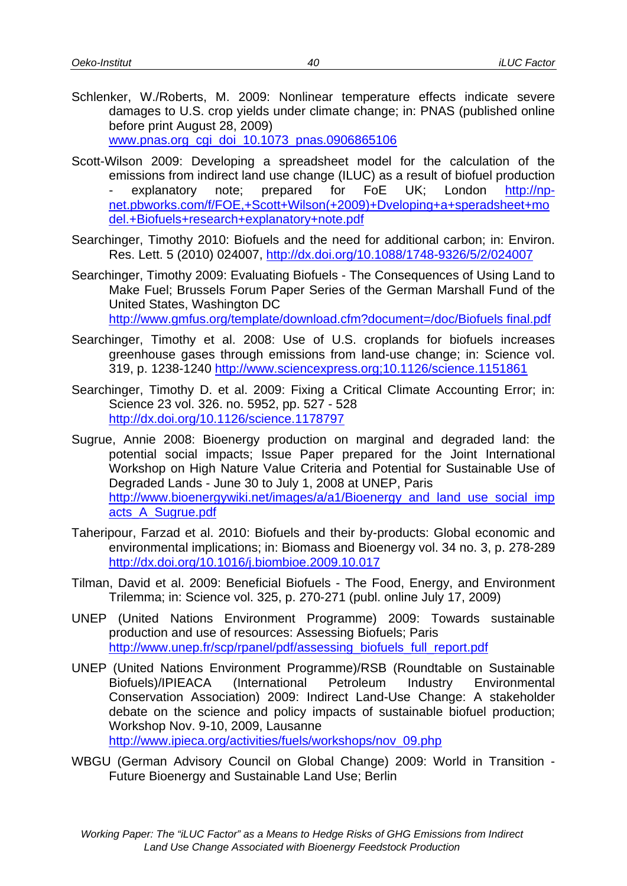Schlenker, W./Roberts, M. 2009: Nonlinear temperature effects indicate severe damages to U.S. crop yields under climate change; in: PNAS (published online before print August 28, 2009) www.pnas.org_cgi_doi_10.1073_pnas.0906865106

Scott-Wilson 2009: Developing a spreadsheet model for the calculation of the emissions from indirect land use change (ILUC) as a result of biofuel production - explanatory note; prepared for FoE UK; London http://np-net.pbworks.com/f/FOE,+Scott+Wilson(+2009)+Dveloping+a+speradsheet+model.+Biofuels+research+explanatory+note.pdf

Searchinger, Timothy 2010: Biofuels and the need for additional carbon; in: Environ. Res. Lett. 5 (2010) 024007, http://dx.doi.org/10.1088/1748-9326/5/2/024007

Searchinger, Timothy 2009: Evaluating Biofuels - The Consequences of Using Land to Make Fuel; Brussels Forum Paper Series of the German Marshall Fund of the United States, Washington DC http://www.gmfus.org/template/download.cfm?document=/doc/Biofuels final.pdf

Searchinger, Timothy et al. 2008: Use of U.S. croplands for biofuels increases greenhouse gases through emissions from land-use change; in: Science vol. 319, p. 1238-1240 http://www.sciencexpress.org;10.1126/science.1151861

Searchinger, Timothy D. et al. 2009: Fixing a Critical Climate Accounting Error; in: Science 23 vol. 326. no. 5952, pp. 527 - 528 http://dx.doi.org/10.1126/science.1178797

Sugrue, Annie 2008: Bioenergy production on marginal and degraded land: the potential social impacts; Issue Paper prepared for the Joint International Workshop on High Nature Value Criteria and Potential for Sustainable Use of Degraded Lands - June 30 to July 1, 2008 at UNEP, Paris http://www.bioenergywiki.net/images/a/a1/Bioenergy_and_land_use_social_impacts_A_Sugrue.pdf

Taheripour, Farzad et al. 2010: Biofuels and their by-products: Global economic and environmental implications; in: Biomass and Bioenergy vol. 34 no. 3, p. 278-289 http://dx.doi.org/10.1016/j.biombioe.2009.10.017

Tilman, David et al. 2009: Beneficial Biofuels - The Food, Energy, and Environment Trilemma; in: Science vol. 325, p. 270-271 (publ. online July 17, 2009)

UNEP (United Nations Environment Programme) 2009: Towards sustainable production and use of resources: Assessing Biofuels; Paris http://www.unep.fr/scp/rpanel/pdf/assessing_biofuels_full_report.pdf

UNEP (United Nations Environment Programme)/RSB (Roundtable on Sustainable Biofuels)/IPIEACA (International Petroleum Industry Environmental Conservation Association) 2009: Indirect Land-Use Change: A stakeholder debate on the science and policy impacts of sustainable biofuel production; Workshop Nov. 9-10, 2009, Lausanne http://www.ipieca.org/activities/fuels/workshops/nov_09.php

WBGU (German Advisory Council on Global Change) 2009: World in Transition - Future Bioenergy and Sustainable Land Use; Berlin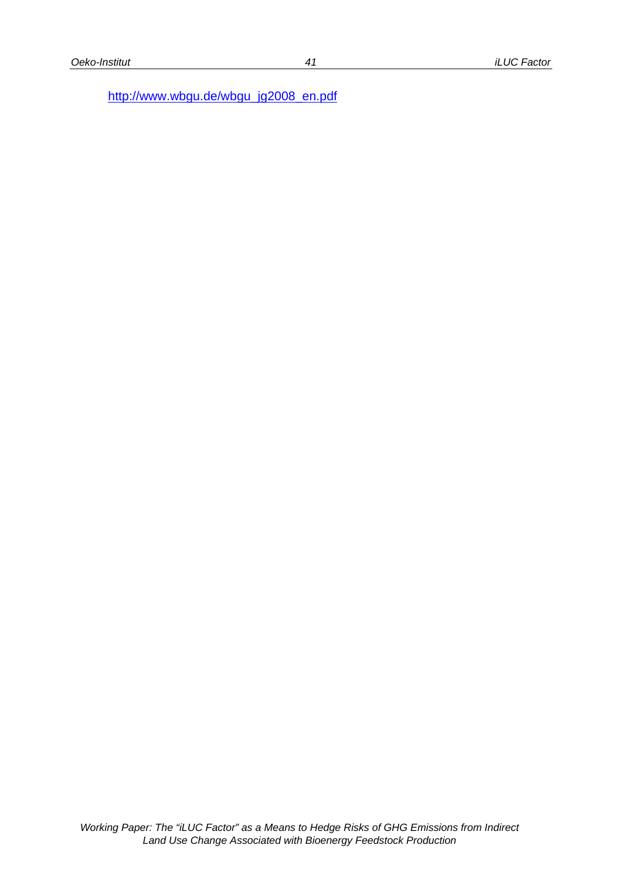http://www.wbgu.de/wbgu_jg2008_en.pdf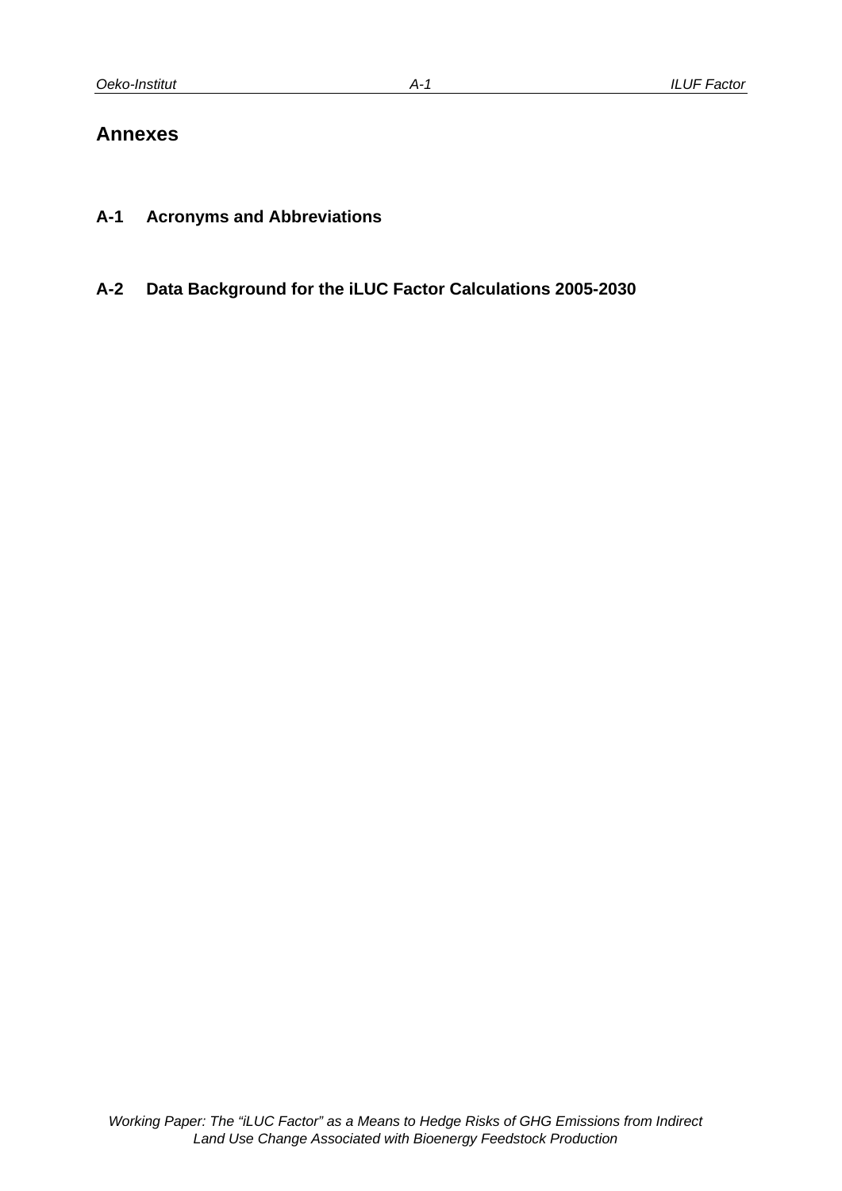# Annexes

## A-1 Acronyms and Abbreviations

## A-2 Data Background for the iLUC Factor Calculations 2005-2030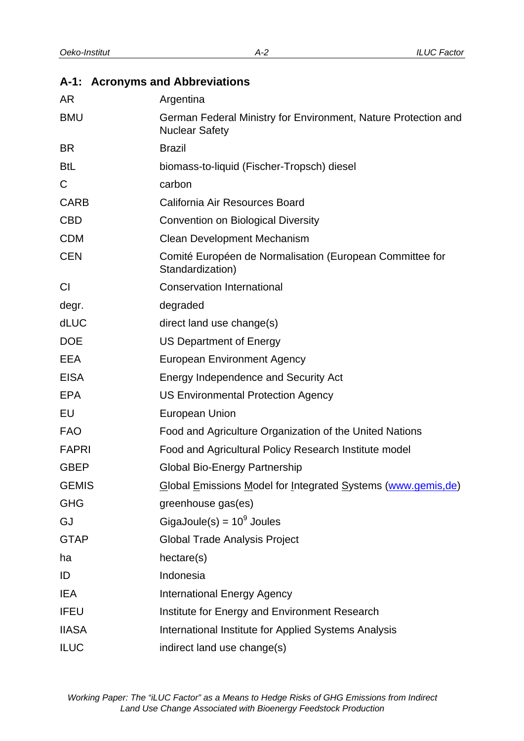## A-1: Acronyms and Abbreviations

| | |
|---|---|
| AR | Argentina |
| BMU | German Federal Ministry for Environment, Nature Protection and Nuclear Safety |
| BR | Brazil |
| BtL | biomass-to-liquid (Fischer-Tropsch) diesel |
| C | carbon |
| CARB | California Air Resources Board |
| CBD | Convention on Biological Diversity |
| CDM | Clean Development Mechanism |
| CEN | Comité Européen de Normalisation (European Committee for Standardization) |
| CI | Conservation International |
| degr. | degraded |
| dLUC | direct land use change(s) |
| DOE | US Department of Energy |
| EEA | European Environment Agency |
| EISA | Energy Independence and Security Act |
| EPA | US Environmental Protection Agency |
| EU | European Union |
| FAO | Food and Agriculture Organization of the United Nations |
| FAPRI | Food and Agricultural Policy Research Institute model |
| GBEP | Global Bio-Energy Partnership |
| GEMIS | Global Emissions Model for Integrated Systems (www.gemis,de) |
| GHG | greenhouse gas(es) |
| GJ | GigaJoule(s) = $10^9$ Joules |
| GTAP | Global Trade Analysis Project |
| ha | hectare(s) |
| ID | Indonesia |
| IEA | International Energy Agency |
| IFEU | Institute for Energy and Environment Research |
| IIASA | International Institute for Applied Systems Analysis |
| ILUC | indirect land use change(s) |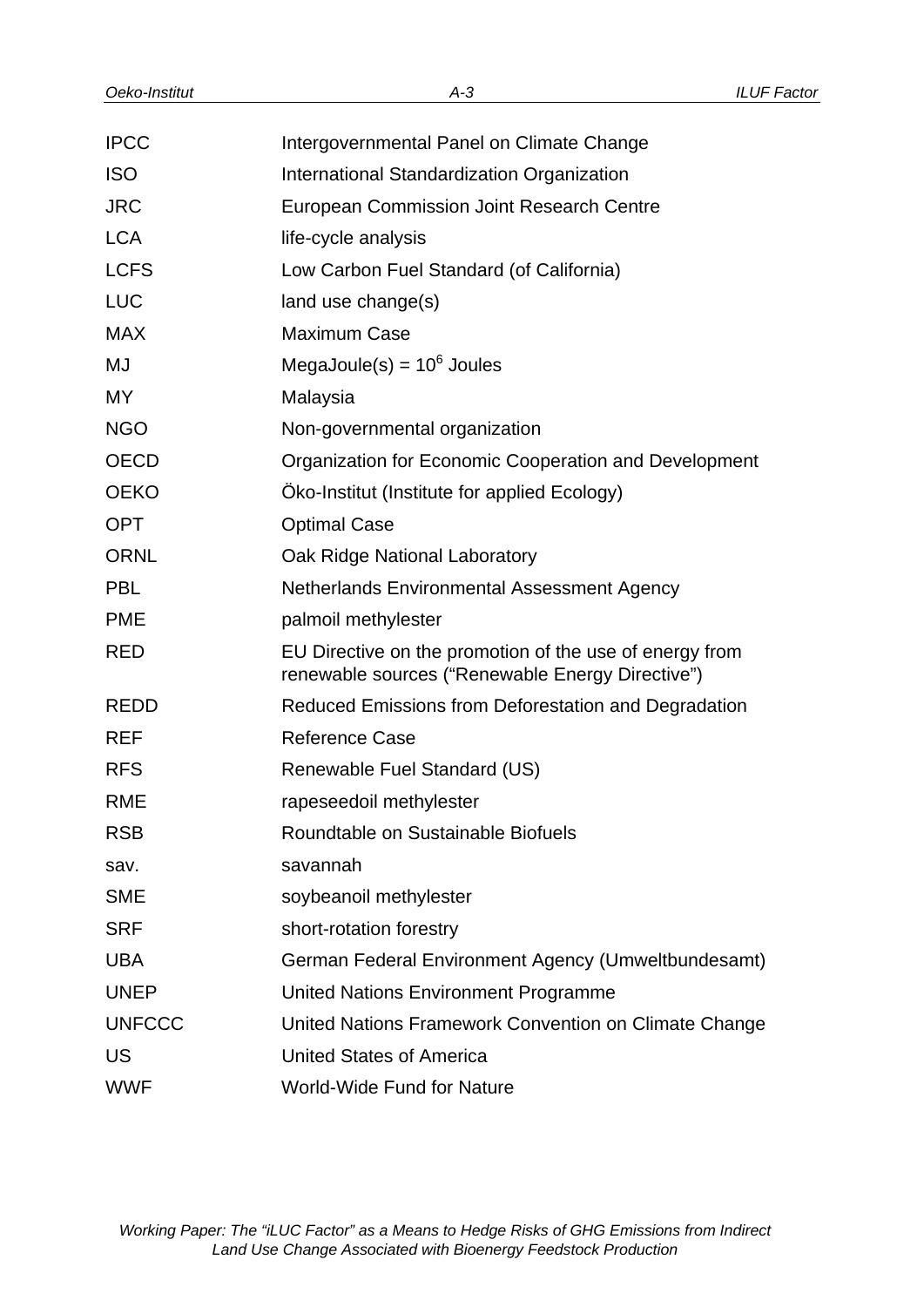| | |
|---|---|
| IPCC | Intergovernmental Panel on Climate Change |
| ISO | International Standardization Organization |
| JRC | European Commission Joint Research Centre |
| LCA | life-cycle analysis |
| LCFS | Low Carbon Fuel Standard (of California) |
| LUC | land use change(s) |
| MAX | Maximum Case |
| MJ | MegaJoule(s) = $10^6$ Joules |
| MY | Malaysia |
| NGO | Non-governmental organization |
| OECD | Organization for Economic Cooperation and Development |
| OEKO | Öko-Institut (Institute for applied Ecology) |
| OPT | Optimal Case |
| ORNL | Oak Ridge National Laboratory |
| PBL | Netherlands Environmental Assessment Agency |
| PME | palmoil methylester |
| RED | EU Directive on the promotion of the use of energy from renewable sources ("Renewable Energy Directive") |
| REDD | Reduced Emissions from Deforestation and Degradation |
| REF | Reference Case |
| RFS | Renewable Fuel Standard (US) |
| RME | rapeseedoil methylester |
| RSB | Roundtable on Sustainable Biofuels |
| sav. | savannah |
| SME | soybeanoil methylester |
| SRF | short-rotation forestry |
| UBA | German Federal Environment Agency (Umweltbundesamt) |
| UNEP | United Nations Environment Programme |
| UNFCCC | United Nations Framework Convention on Climate Change |
| US | United States of America |
| WWF | World-Wide Fund for Nature |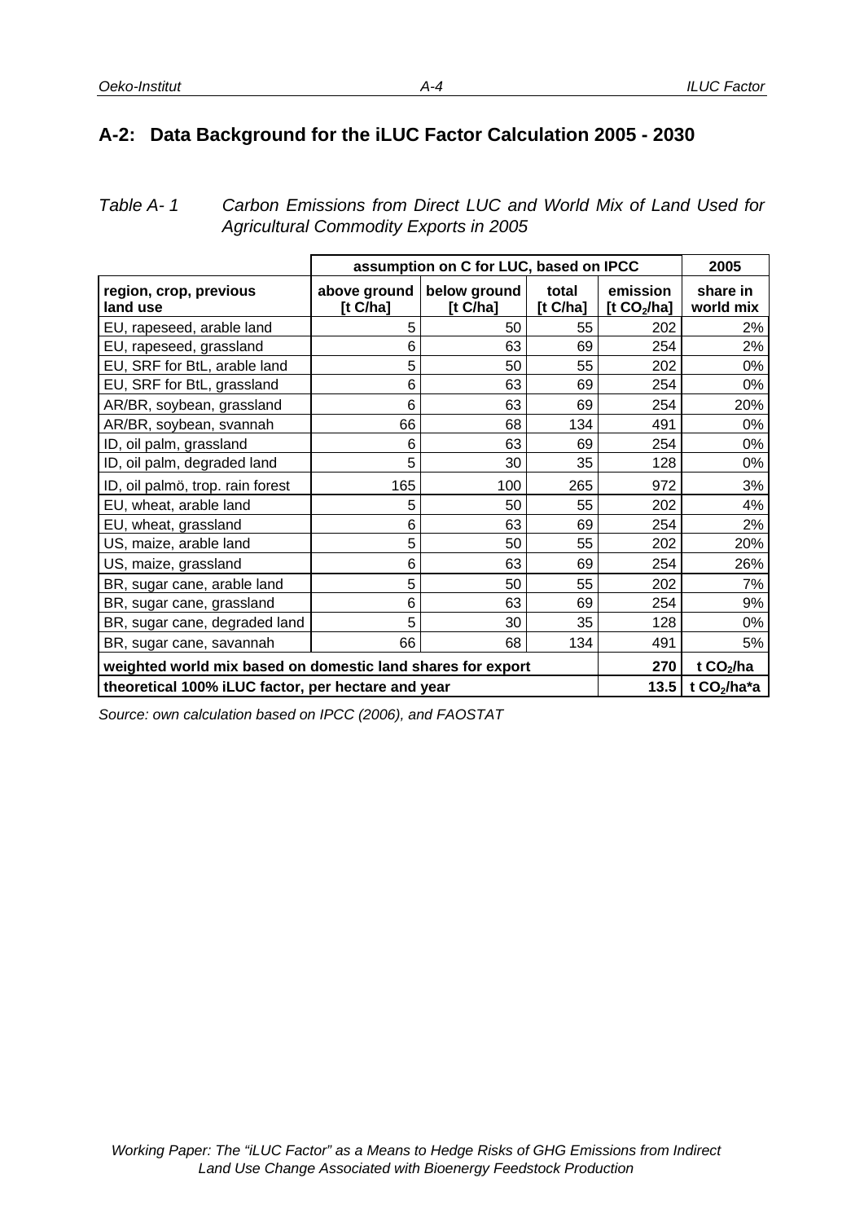## A-2: Data Background for the iLUC Factor Calculation 2005 - 2030

*Table A- 1 Carbon Emissions from Direct LUC and World Mix of Land Used for Agricultural Commodity Exports in 2005*

| | assumption on C for LUC, based on IPCC | | | | 2005 |
|---|---|---|---|---|---|
| **region, crop, previous land use** | **above ground [t C/ha]** | **below ground [t C/ha]** | **total [t C/ha]** | **emission [t $CO_2$/ha]** | **share in world mix** |
| EU, rapeseed, arable land | 5 | 50 | 55 | 202 | 2% |
| EU, rapeseed, grassland | 6 | 63 | 69 | 254 | 2% |
| EU, SRF for BtL, arable land | 5 | 50 | 55 | 202 | 0% |
| EU, SRF for BtL, grassland | 6 | 63 | 69 | 254 | 0% |
| AR/BR, soybean, grassland | 6 | 63 | 69 | 254 | 20% |
| AR/BR, soybean, svannah | 66 | 68 | 134 | 491 | 0% |
| ID, oil palm, grassland | 6 | 63 | 69 | 254 | 0% |
| ID, oil palm, degraded land | 5 | 30 | 35 | 128 | 0% |
| ID, oil palmö, trop. rain forest | 165 | 100 | 265 | 972 | 3% |
| EU, wheat, arable land | 5 | 50 | 55 | 202 | 4% |
| EU, wheat, grassland | 6 | 63 | 69 | 254 | 2% |
| US, maize, arable land | 5 | 50 | 55 | 202 | 20% |
| US, maize, grassland | 6 | 63 | 69 | 254 | 26% |
| BR, sugar cane, arable land | 5 | 50 | 55 | 202 | 7% |
| BR, sugar cane, grassland | 6 | 63 | 69 | 254 | 9% |
| BR, sugar cane, degraded land | 5 | 30 | 35 | 128 | 0% |
| BR, sugar cane, savannah | 66 | 68 | 134 | 491 | 5% |
| **weighted world mix based on domestic land shares for export** | | | | **270** | **t $CO_2$/ha** |
| **theoretical 100% iLUC factor, per hectare and year** | | | | **13.5** | **t $CO_2$/ha\*a** |

*Source: own calculation based on IPCC (2006), and FAOSTAT*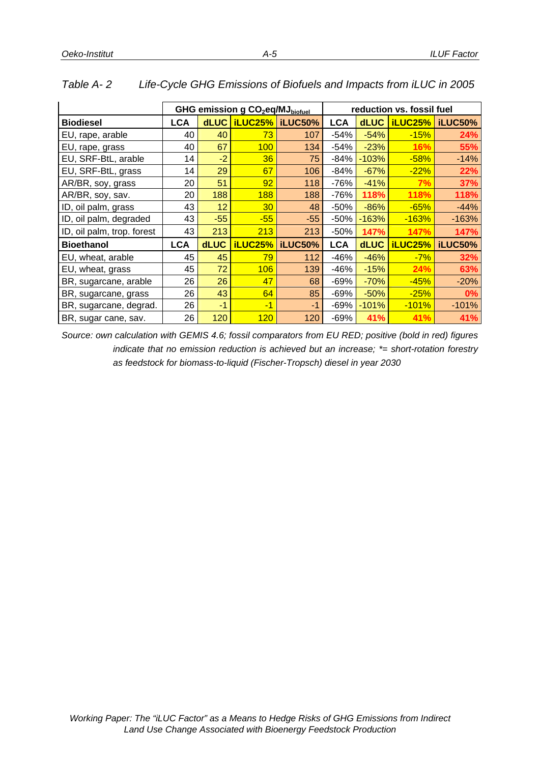*Table A- 2 Life-Cycle GHG Emissions of Biofuels and Impacts from iLUC in 2005*

| | GHG emission g $CO_2eq/MJ_{biofuel}$ | | | | reduction vs. fossil fuel | | | |
|---|---|---|---|---|---|---|---|---|
| **Biodiesel** | **LCA** | **dLUC** | **iLUC25%** | **iLUC50%** | **LCA** | **dLUC** | **iLUC25%** | **iLUC50%** |
| EU, rape, arable | 40 | 40 | 73 | 107 | -54% | -54% | -15% | **24%** |
| EU, rape, grass | 40 | 67 | 100 | 134 | -54% | -23% | **16%** | **55%** |
| EU, SRF-BtL, arable | 14 | -2 | 36 | 75 | -84% | -103% | -58% | -14% |
| EU, SRF-BtL, grass | 14 | 29 | 67 | 106 | -84% | -67% | -22% | **22%** |
| AR/BR, soy, grass | 20 | 51 | 92 | 118 | -76% | -41% | **7%** | **37%** |
| AR/BR, soy, sav. | 20 | 188 | 188 | 188 | -76% | **118%** | **118%** | **118%** |
| ID, oil palm, grass | 43 | 12 | 30 | 48 | -50% | -86% | -65% | -44% |
| ID, oil palm, degraded | 43 | -55 | -55 | -55 | -50% | -163% | -163% | -163% |
| ID, oil palm, trop. forest | 43 | 213 | 213 | 213 | -50% | **147%** | **147%** | **147%** |
| **Bioethanol** | **LCA** | **dLUC** | **iLUC25%** | **iLUC50%** | **LCA** | **dLUC** | **iLUC25%** | **iLUC50%** |
| EU, wheat, arable | 45 | 45 | 79 | 112 | -46% | -46% | -7% | **32%** |
| EU, wheat, grass | 45 | 72 | 106 | 139 | -46% | -15% | **24%** | **63%** |
| BR, sugarcane, arable | 26 | 26 | 47 | 68 | -69% | -70% | -45% | -20% |
| BR, sugarcane, grass | 26 | 43 | 64 | 85 | -69% | -50% | -25% | **0%** |
| BR, sugarcane, degrad. | 26 | -1 | -1 | -1 | -69% | -101% | -101% | -101% |
| BR, sugar cane, sav. | 26 | 120 | 120 | 120 | -69% | **41%** | **41%** | **41%** |

*Source: own calculation with GEMIS 4.6; fossil comparators from EU RED; positive (bold in red) figures indicate that no emission reduction is achieved but an increase; *= short-rotation forestry as feedstock for biomass-to-liquid (Fischer-Tropsch) diesel in year 2030*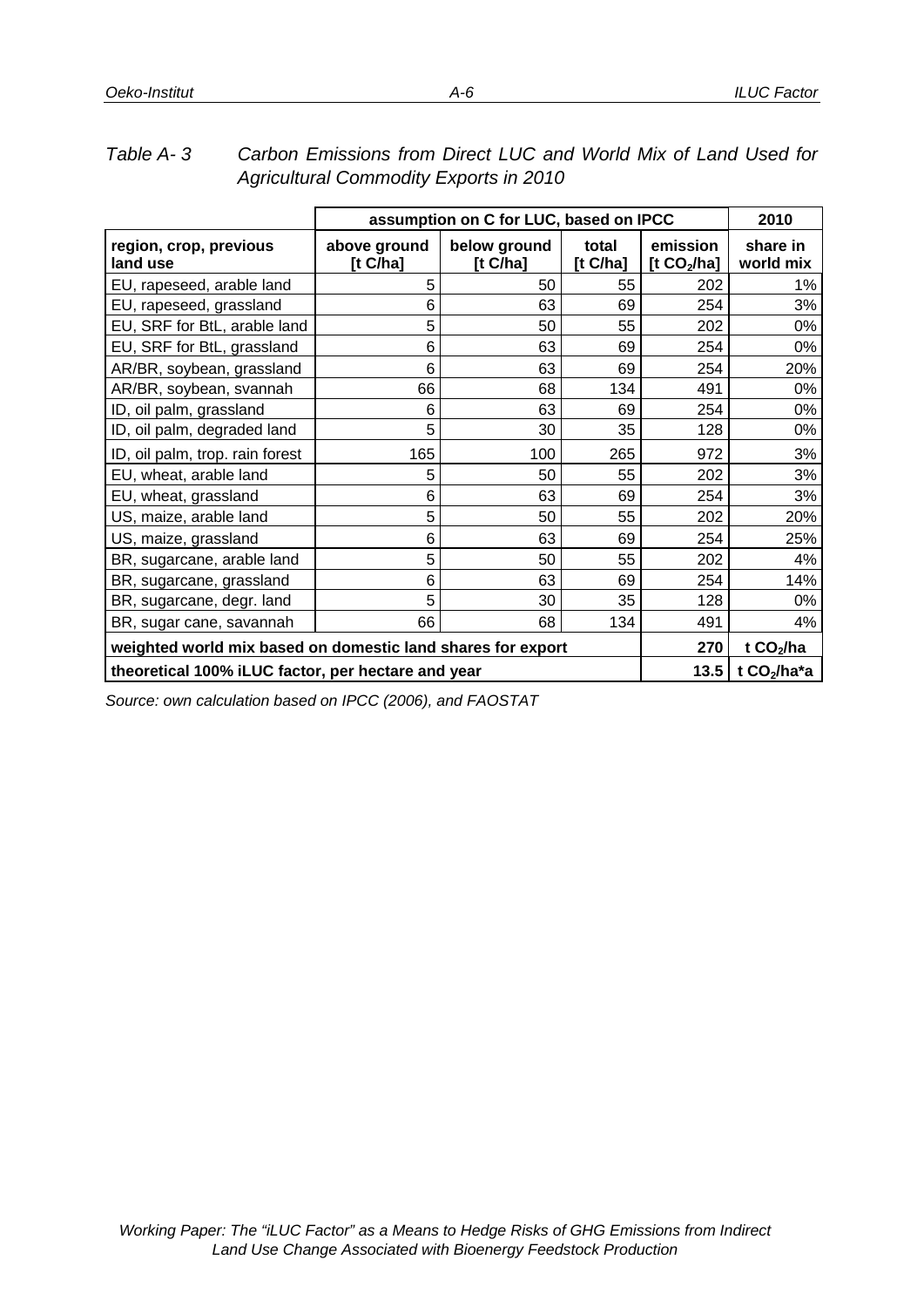*Table A- 3 Carbon Emissions from Direct LUC and World Mix of Land Used for Agricultural Commodity Exports in 2010*

| | assumption on C for LUC, based on IPCC | | | | 2010 |
|---|---|---|---|---|---|
| **region, crop, previous land use** | **above ground [t C/ha]** | **below ground [t C/ha]** | **total [t C/ha]** | **emission [t $CO_2$/ha]** | **share in world mix** |
| EU, rapeseed, arable land | 5 | 50 | 55 | 202 | 1% |
| EU, rapeseed, grassland | 6 | 63 | 69 | 254 | 3% |
| EU, SRF for BtL, arable land | 5 | 50 | 55 | 202 | 0% |
| EU, SRF for BtL, grassland | 6 | 63 | 69 | 254 | 0% |
| AR/BR, soybean, grassland | 6 | 63 | 69 | 254 | 20% |
| AR/BR, soybean, svannah | 66 | 68 | 134 | 491 | 0% |
| ID, oil palm, grassland | 6 | 63 | 69 | 254 | 0% |
| ID, oil palm, degraded land | 5 | 30 | 35 | 128 | 0% |
| ID, oil palm, trop. rain forest | 165 | 100 | 265 | 972 | 3% |
| EU, wheat, arable land | 5 | 50 | 55 | 202 | 3% |
| EU, wheat, grassland | 6 | 63 | 69 | 254 | 3% |
| US, maize, arable land | 5 | 50 | 55 | 202 | 20% |
| US, maize, grassland | 6 | 63 | 69 | 254 | 25% |
| BR, sugarcane, arable land | 5 | 50 | 55 | 202 | 4% |
| BR, sugarcane, grassland | 6 | 63 | 69 | 254 | 14% |
| BR, sugarcane, degr. land | 5 | 30 | 35 | 128 | 0% |
| BR, sugar cane, savannah | 66 | 68 | 134 | 491 | 4% |
| **weighted world mix based on domestic land shares for export** | | | | **270** | **t $CO_2$/ha** |
| **theoretical 100% iLUC factor, per hectare and year** | | | | **13.5** | **t $CO_2$/ha\*a** |

*Source: own calculation based on IPCC (2006), and FAOSTAT*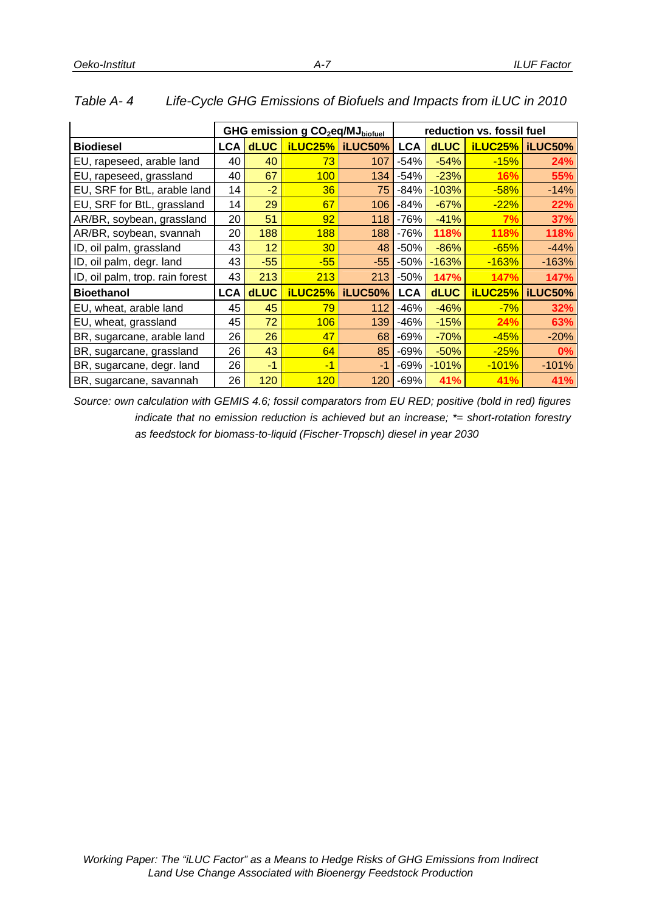*Table A- 4 Life-Cycle GHG Emissions of Biofuels and Impacts from iLUC in 2010*

| | GHG emission g $CO_2eq/MJ_{biofuel}$ | | | | reduction vs. fossil fuel | | | |
|---|---|---|---|---|---|---|---|---|
| **Biodiesel** | **LCA** | **dLUC** | **iLUC25%** | **iLUC50%** | **LCA** | **dLUC** | **iLUC25%** | **iLUC50%** |
| EU, rapeseed, arable land | 40 | 40 | 73 | 107 | -54% | -54% | -15% | **24%** |
| EU, rapeseed, grassland | 40 | 67 | 100 | 134 | -54% | -23% | **16%** | **55%** |
| EU, SRF for BtL, arable land | 14 | -2 | 36 | 75 | -84% | -103% | -58% | -14% |
| EU, SRF for BtL, grassland | 14 | 29 | 67 | 106 | -84% | -67% | -22% | **22%** |
| AR/BR, soybean, grassland | 20 | 51 | 92 | 118 | -76% | -41% | **7%** | **37%** |
| AR/BR, soybean, svannah | 20 | 188 | 188 | 188 | -76% | **118%** | **118%** | **118%** |
| ID, oil palm, grassland | 43 | 12 | 30 | 48 | -50% | -86% | -65% | -44% |
| ID, oil palm, degr. land | 43 | -55 | -55 | -55 | -50% | -163% | -163% | -163% |
| ID, oil palm, trop. rain forest | 43 | 213 | 213 | 213 | -50% | **147%** | **147%** | **147%** |
| **Bioethanol** | **LCA** | **dLUC** | **iLUC25%** | **iLUC50%** | **LCA** | **dLUC** | **iLUC25%** | **iLUC50%** |
| EU, wheat, arable land | 45 | 45 | 79 | 112 | -46% | -46% | -7% | **32%** |
| EU, wheat, grassland | 45 | 72 | 106 | 139 | -46% | -15% | **24%** | **63%** |
| BR, sugarcane, arable land | 26 | 26 | 47 | 68 | -69% | -70% | -45% | -20% |
| BR, sugarcane, grassland | 26 | 43 | 64 | 85 | -69% | -50% | -25% | **0%** |
| BR, sugarcane, degr. land | 26 | -1 | -1 | -1 | -69% | -101% | -101% | -101% |
| BR, sugarcane, savannah | 26 | 120 | 120 | 120 | -69% | **41%** | **41%** | **41%** |

*Source: own calculation with GEMIS 4.6; fossil comparators from EU RED; positive (bold in red) figures indicate that no emission reduction is achieved but an increase; *= short-rotation forestry as feedstock for biomass-to-liquid (Fischer-Tropsch) diesel in year 2030*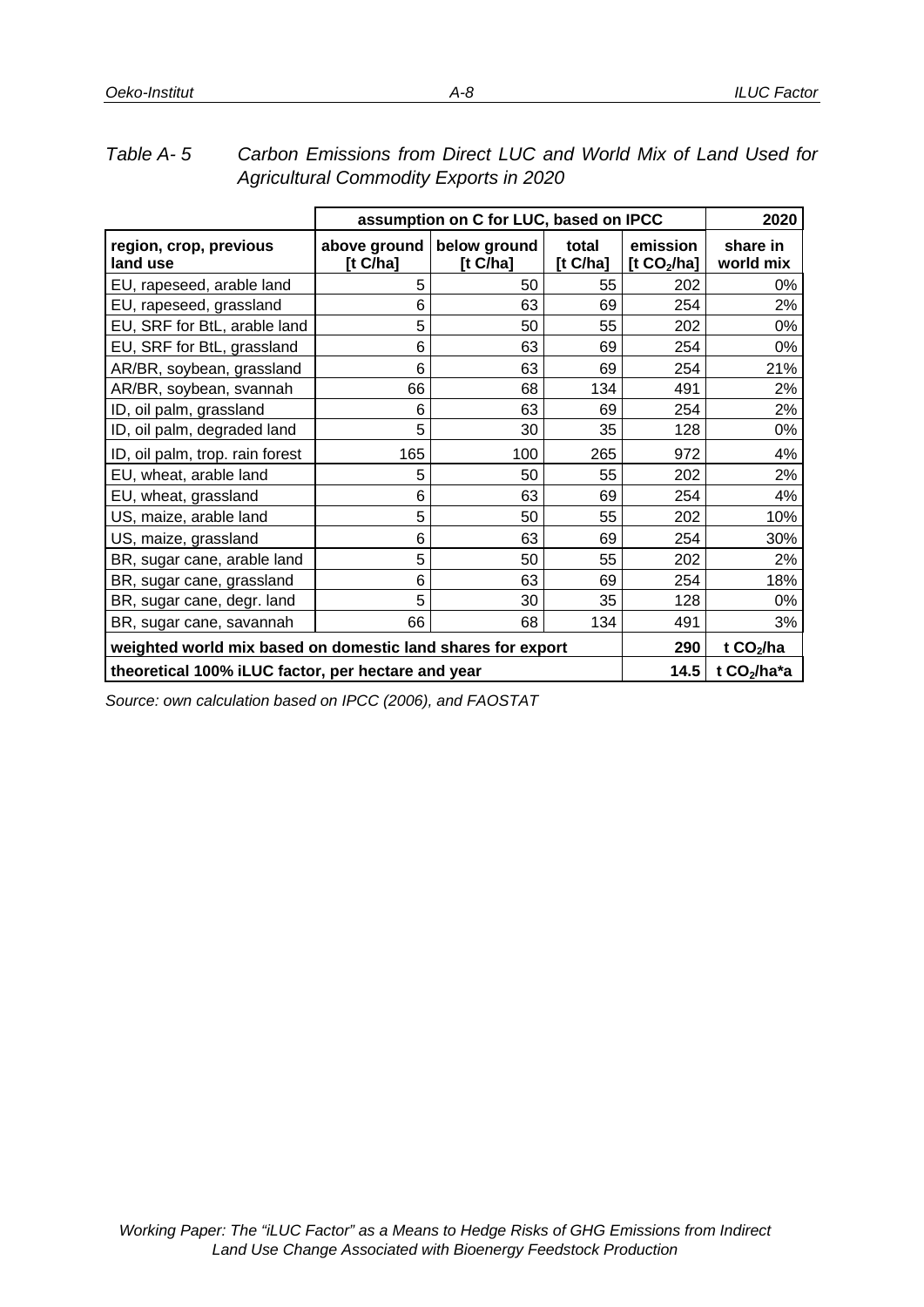*Table A- 5 Carbon Emissions from Direct LUC and World Mix of Land Used for Agricultural Commodity Exports in 2020*

| | assumption on C for LUC, based on IPCC | | | | 2020 |
|---|---|---|---|---|---|
| **region, crop, previous land use** | **above ground [t C/ha]** | **below ground [t C/ha]** | **total [t C/ha]** | **emission [t $CO_2$/ha]** | **share in world mix** |
| EU, rapeseed, arable land | 5 | 50 | 55 | 202 | 0% |
| EU, rapeseed, grassland | 6 | 63 | 69 | 254 | 2% |
| EU, SRF for BtL, arable land | 5 | 50 | 55 | 202 | 0% |
| EU, SRF for BtL, grassland | 6 | 63 | 69 | 254 | 0% |
| AR/BR, soybean, grassland | 6 | 63 | 69 | 254 | 21% |
| AR/BR, soybean, svannah | 66 | 68 | 134 | 491 | 2% |
| ID, oil palm, grassland | 6 | 63 | 69 | 254 | 2% |
| ID, oil palm, degraded land | 5 | 30 | 35 | 128 | 0% |
| ID, oil palm, trop. rain forest | 165 | 100 | 265 | 972 | 4% |
| EU, wheat, arable land | 5 | 50 | 55 | 202 | 2% |
| EU, wheat, grassland | 6 | 63 | 69 | 254 | 4% |
| US, maize, arable land | 5 | 50 | 55 | 202 | 10% |
| US, maize, grassland | 6 | 63 | 69 | 254 | 30% |
| BR, sugar cane, arable land | 5 | 50 | 55 | 202 | 2% |
| BR, sugar cane, grassland | 6 | 63 | 69 | 254 | 18% |
| BR, sugar cane, degr. land | 5 | 30 | 35 | 128 | 0% |
| BR, sugar cane, savannah | 66 | 68 | 134 | 491 | 3% |
| **weighted world mix based on domestic land shares for export** | | | | **290** | **t $CO_2$/ha** |
| **theoretical 100% iLUC factor, per hectare and year** | | | | **14.5** | **t $CO_2$/ha*a** |

*Source: own calculation based on IPCC (2006), and FAOSTAT*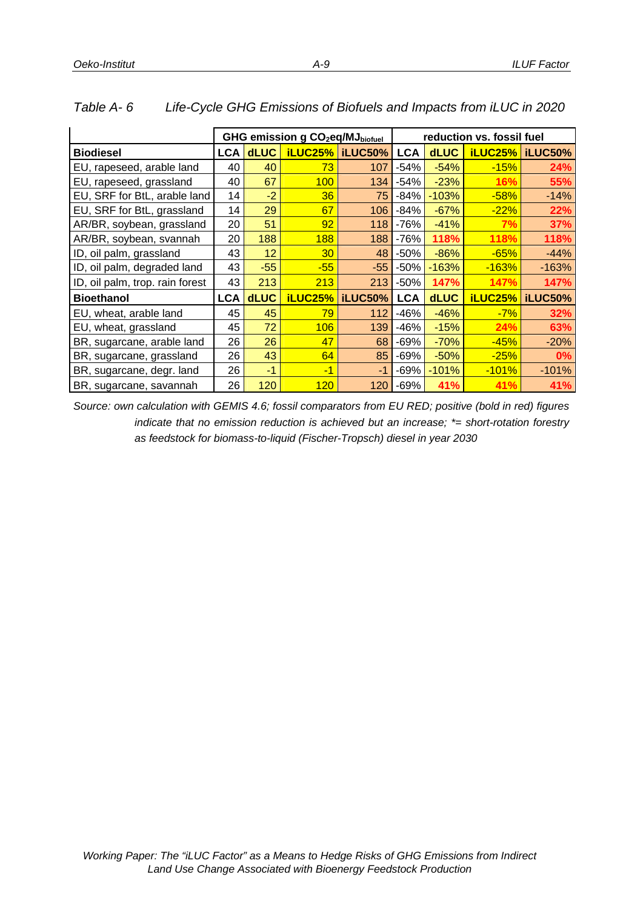*Table A- 6 Life-Cycle GHG Emissions of Biofuels and Impacts from iLUC in 2020*

| | GHG emission g $CO_2eq/MJ_{biofuel}$ | | | | reduction vs. fossil fuel | | | |
|---|---|---|---|---|---|---|---|---|
| **Biodiesel** | **LCA** | **dLUC** | **iLUC25%** | **iLUC50%** | **LCA** | **dLUC** | **iLUC25%** | **iLUC50%** |
| EU, rapeseed, arable land | 40 | 40 | 73 | 107 | -54% | -54% | -15% | **24%** |
| EU, rapeseed, grassland | 40 | 67 | 100 | 134 | -54% | -23% | **16%** | **55%** |
| EU, SRF for BtL, arable land | 14 | -2 | 36 | 75 | -84% | -103% | -58% | -14% |
| EU, SRF for BtL, grassland | 14 | 29 | 67 | 106 | -84% | -67% | -22% | **22%** |
| AR/BR, soybean, grassland | 20 | 51 | 92 | 118 | -76% | -41% | **7%** | **37%** |
| AR/BR, soybean, svannah | 20 | 188 | 188 | 188 | -76% | **118%** | **118%** | **118%** |
| ID, oil palm, grassland | 43 | 12 | 30 | 48 | -50% | -86% | -65% | -44% |
| ID, oil palm, degraded land | 43 | -55 | -55 | -55 | -50% | -163% | -163% | -163% |
| ID, oil palm, trop. rain forest | 43 | 213 | 213 | 213 | -50% | **147%** | **147%** | **147%** |
| **Bioethanol** | **LCA** | **dLUC** | **iLUC25%** | **iLUC50%** | **LCA** | **dLUC** | **iLUC25%** | **iLUC50%** |
| EU, wheat, arable land | 45 | 45 | 79 | 112 | -46% | -46% | -7% | **32%** |
| EU, wheat, grassland | 45 | 72 | 106 | 139 | -46% | -15% | **24%** | **63%** |
| BR, sugarcane, arable land | 26 | 26 | 47 | 68 | -69% | -70% | -45% | -20% |
| BR, sugarcane, grassland | 26 | 43 | 64 | 85 | -69% | -50% | -25% | **0%** |
| BR, sugarcane, degr. land | 26 | -1 | -1 | -1 | -69% | -101% | -101% | -101% |
| BR, sugarcane, savannah | 26 | 120 | 120 | 120 | -69% | **41%** | **41%** | **41%** |

*Source: own calculation with GEMIS 4.6; fossil comparators from EU RED; positive (bold in red) figures indicate that no emission reduction is achieved but an increase; *= short-rotation forestry as feedstock for biomass-to-liquid (Fischer-Tropsch) diesel in year 2030*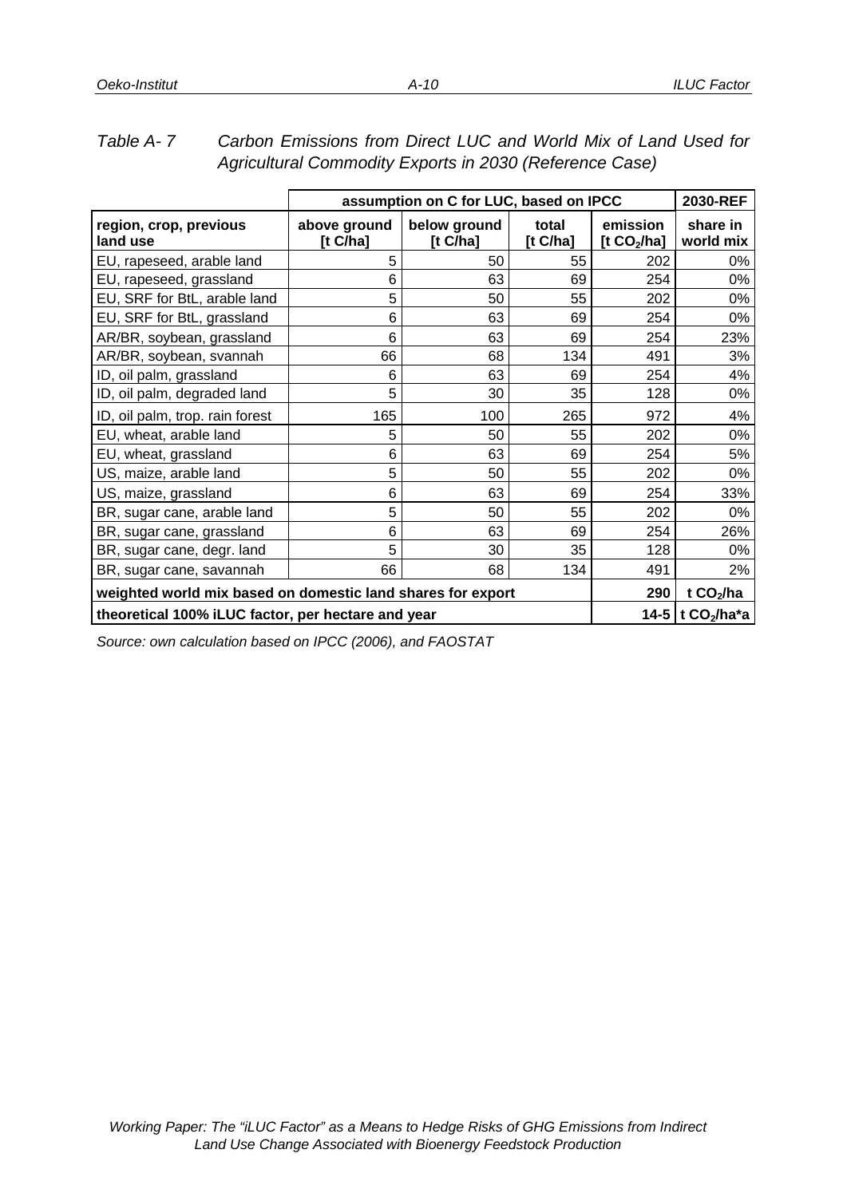*Table A- 7 Carbon Emissions from Direct LUC and World Mix of Land Used for Agricultural Commodity Exports in 2030 (Reference Case)*

| | assumption on C for LUC, based on IPCC | | | | 2030-REF |
|---|---|---|---|---|---|
| **region, crop, previous land use** | **above ground [t C/ha]** | **below ground [t C/ha]** | **total [t C/ha]** | **emission [t $CO_2$/ha]** | **share in world mix** |
| EU, rapeseed, arable land | 5 | 50 | 55 | 202 | 0% |
| EU, rapeseed, grassland | 6 | 63 | 69 | 254 | 0% |
| EU, SRF for BtL, arable land | 5 | 50 | 55 | 202 | 0% |
| EU, SRF for BtL, grassland | 6 | 63 | 69 | 254 | 0% |
| AR/BR, soybean, grassland | 6 | 63 | 69 | 254 | 23% |
| AR/BR, soybean, svannah | 66 | 68 | 134 | 491 | 3% |
| ID, oil palm, grassland | 6 | 63 | 69 | 254 | 4% |
| ID, oil palm, degraded land | 5 | 30 | 35 | 128 | 0% |
| ID, oil palm, trop. rain forest | 165 | 100 | 265 | 972 | 4% |
| EU, wheat, arable land | 5 | 50 | 55 | 202 | 0% |
| EU, wheat, grassland | 6 | 63 | 69 | 254 | 5% |
| US, maize, arable land | 5 | 50 | 55 | 202 | 0% |
| US, maize, grassland | 6 | 63 | 69 | 254 | 33% |
| BR, sugar cane, arable land | 5 | 50 | 55 | 202 | 0% |
| BR, sugar cane, grassland | 6 | 63 | 69 | 254 | 26% |
| BR, sugar cane, degr. land | 5 | 30 | 35 | 128 | 0% |
| BR, sugar cane, savannah | 66 | 68 | 134 | 491 | 2% |
| **weighted world mix based on domestic land shares for export** | | | | **290** | **t $CO_2$/ha** |
| **theoretical 100% iLUC factor, per hectare and year** | | | | **14-5** | **t $CO_2$/ha\*a** |

*Source: own calculation based on IPCC (2006), and FAOSTAT*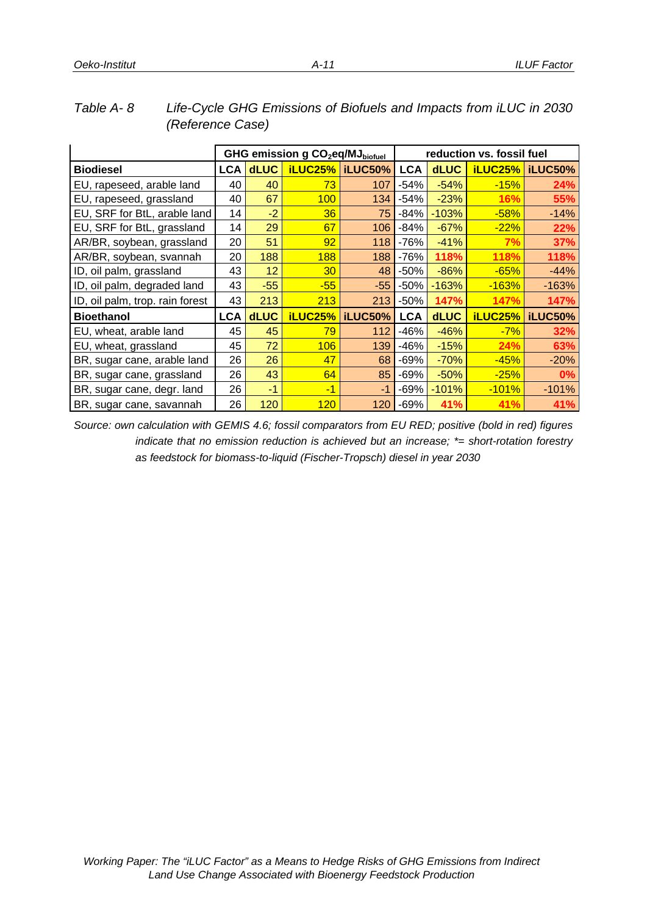*Table A- 8 Life-Cycle GHG Emissions of Biofuels and Impacts from iLUC in 2030 (Reference Case)*

| | GHG emission g $CO_2eq/MJ_{biofuel}$ | | | | reduction vs. fossil fuel | | | |
|---|---|---|---|---|---|---|---|---|
| **Biodiesel** | **LCA** | **dLUC** | **iLUC25%** | **iLUC50%** | **LCA** | **dLUC** | **iLUC25%** | **iLUC50%** |
| EU, rapeseed, arable land | 40 | 40 | 73 | 107 | -54% | -54% | -15% | **24%** |
| EU, rapeseed, grassland | 40 | 67 | 100 | 134 | -54% | -23% | **16%** | **55%** |
| EU, SRF for BtL, arable land | 14 | -2 | 36 | 75 | -84% | -103% | -58% | -14% |
| EU, SRF for BtL, grassland | 14 | 29 | 67 | 106 | -84% | -67% | -22% | **22%** |
| AR/BR, soybean, grassland | 20 | 51 | 92 | 118 | -76% | -41% | **7%** | **37%** |
| AR/BR, soybean, svannah | 20 | 188 | 188 | 188 | -76% | **118%** | **118%** | **118%** |
| ID, oil palm, grassland | 43 | 12 | 30 | 48 | -50% | -86% | -65% | -44% |
| ID, oil palm, degraded land | 43 | -55 | -55 | -55 | -50% | -163% | -163% | -163% |
| ID, oil palm, trop. rain forest | 43 | 213 | 213 | 213 | -50% | **147%** | **147%** | **147%** |
| **Bioethanol** | **LCA** | **dLUC** | **iLUC25%** | **iLUC50%** | **LCA** | **dLUC** | **iLUC25%** | **iLUC50%** |
| EU, wheat, arable land | 45 | 45 | 79 | 112 | -46% | -46% | -7% | **32%** |
| EU, wheat, grassland | 45 | 72 | 106 | 139 | -46% | -15% | **24%** | **63%** |
| BR, sugar cane, arable land | 26 | 26 | 47 | 68 | -69% | -70% | -45% | -20% |
| BR, sugar cane, grassland | 26 | 43 | 64 | 85 | -69% | -50% | -25% | **0%** |
| BR, sugar cane, degr. land | 26 | -1 | -1 | -1 | -69% | -101% | -101% | -101% |
| BR, sugar cane, savannah | 26 | 120 | 120 | 120 | -69% | **41%** | **41%** | **41%** |

*Source: own calculation with GEMIS 4.6; fossil comparators from EU RED; positive (bold in red) figures indicate that no emission reduction is achieved but an increase; *= short-rotation forestry as feedstock for biomass-to-liquid (Fischer-Tropsch) diesel in year 2030*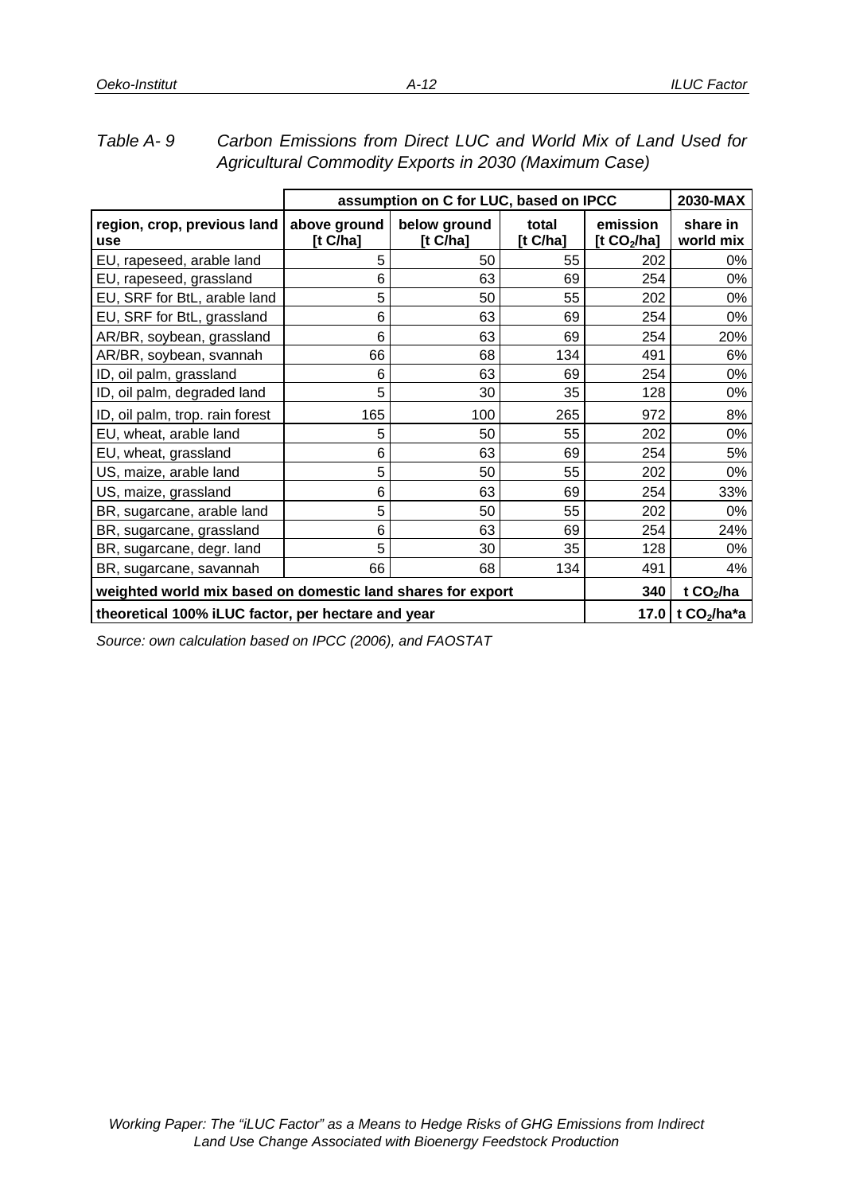*Table A- 9 Carbon Emissions from Direct LUC and World Mix of Land Used for Agricultural Commodity Exports in 2030 (Maximum Case)*

| | assumption on C for LUC, based on IPCC | | | | 2030-MAX |
|---|---|---|---|---|---|
| **region, crop, previous land use** | **above ground [t C/ha]** | **below ground [t C/ha]** | **total [t C/ha]** | **emission [t $CO_2$/ha]** | **share in world mix** |
| EU, rapeseed, arable land | 5 | 50 | 55 | 202 | 0% |
| EU, rapeseed, grassland | 6 | 63 | 69 | 254 | 0% |
| EU, SRF for BtL, arable land | 5 | 50 | 55 | 202 | 0% |
| EU, SRF for BtL, grassland | 6 | 63 | 69 | 254 | 0% |
| AR/BR, soybean, grassland | 6 | 63 | 69 | 254 | 20% |
| AR/BR, soybean, svannah | 66 | 68 | 134 | 491 | 6% |
| ID, oil palm, grassland | 6 | 63 | 69 | 254 | 0% |
| ID, oil palm, degraded land | 5 | 30 | 35 | 128 | 0% |
| ID, oil palm, trop. rain forest | 165 | 100 | 265 | 972 | 8% |
| EU, wheat, arable land | 5 | 50 | 55 | 202 | 0% |
| EU, wheat, grassland | 6 | 63 | 69 | 254 | 5% |
| US, maize, arable land | 5 | 50 | 55 | 202 | 0% |
| US, maize, grassland | 6 | 63 | 69 | 254 | 33% |
| BR, sugarcane, arable land | 5 | 50 | 55 | 202 | 0% |
| BR, sugarcane, grassland | 6 | 63 | 69 | 254 | 24% |
| BR, sugarcane, degr. land | 5 | 30 | 35 | 128 | 0% |
| BR, sugarcane, savannah | 66 | 68 | 134 | 491 | 4% |
| **weighted world mix based on domestic land shares for export** | | | | **340** | **t $CO_2$/ha** |
| **theoretical 100% iLUC factor, per hectare and year** | | | | **17.0** | **t $CO_2$/ha*a** |

*Source: own calculation based on IPCC (2006), and FAOSTAT*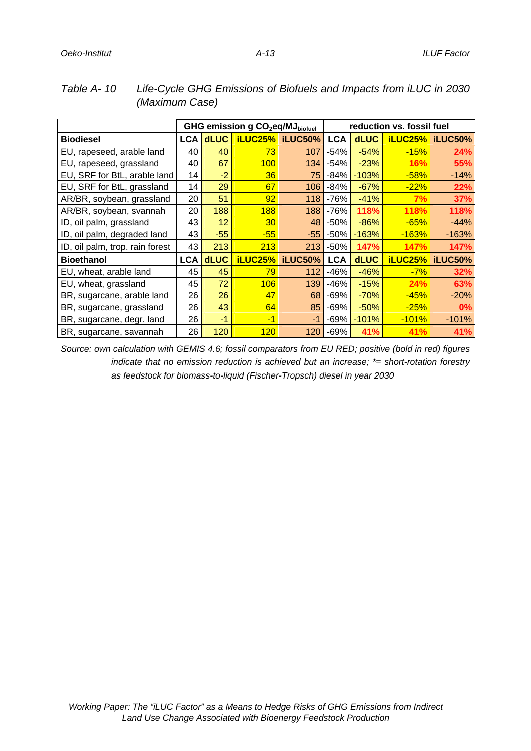*Table A- 10 Life-Cycle GHG Emissions of Biofuels and Impacts from iLUC in 2030 (Maximum Case)*

| | GHG emission g $CO_2eq/MJ_{biofuel}$ | | | | reduction vs. fossil fuel | | | |
|---|---|---|---|---|---|---|---|---|
| **Biodiesel** | **LCA** | **dLUC** | **iLUC25%** | **iLUC50%** | **LCA** | **dLUC** | **iLUC25%** | **iLUC50%** |
| EU, rapeseed, arable land | 40 | 40 | 73 | 107 | -54% | -54% | -15% | **24%** |
| EU, rapeseed, grassland | 40 | 67 | 100 | 134 | -54% | -23% | **16%** | **55%** |
| EU, SRF for BtL, arable land | 14 | -2 | 36 | 75 | -84% | -103% | -58% | -14% |
| EU, SRF for BtL, grassland | 14 | 29 | 67 | 106 | -84% | -67% | -22% | **22%** |
| AR/BR, soybean, grassland | 20 | 51 | 92 | 118 | -76% | -41% | **7%** | **37%** |
| AR/BR, soybean, svannah | 20 | 188 | 188 | 188 | -76% | **118%** | **118%** | **118%** |
| ID, oil palm, grassland | 43 | 12 | 30 | 48 | -50% | -86% | -65% | -44% |
| ID, oil palm, degraded land | 43 | -55 | -55 | -55 | -50% | -163% | -163% | -163% |
| ID, oil palm, trop. rain forest | 43 | 213 | 213 | 213 | -50% | **147%** | **147%** | **147%** |
| **Bioethanol** | **LCA** | **dLUC** | **iLUC25%** | **iLUC50%** | **LCA** | **dLUC** | **iLUC25%** | **iLUC50%** |
| EU, wheat, arable land | 45 | 45 | 79 | 112 | -46% | -46% | -7% | **32%** |
| EU, wheat, grassland | 45 | 72 | 106 | 139 | -46% | -15% | **24%** | **63%** |
| BR, sugarcane, arable land | 26 | 26 | 47 | 68 | -69% | -70% | -45% | -20% |
| BR, sugarcane, grassland | 26 | 43 | 64 | 85 | -69% | -50% | -25% | **0%** |
| BR, sugarcane, degr. land | 26 | -1 | -1 | -1 | -69% | -101% | -101% | -101% |
| BR, sugarcane, savannah | 26 | 120 | 120 | 120 | -69% | **41%** | **41%** | **41%** |

*Source: own calculation with GEMIS 4.6; fossil comparators from EU RED; positive (bold in red) figures indicate that no emission reduction is achieved but an increase; \*= short-rotation forestry as feedstock for biomass-to-liquid (Fischer-Tropsch) diesel in year 2030*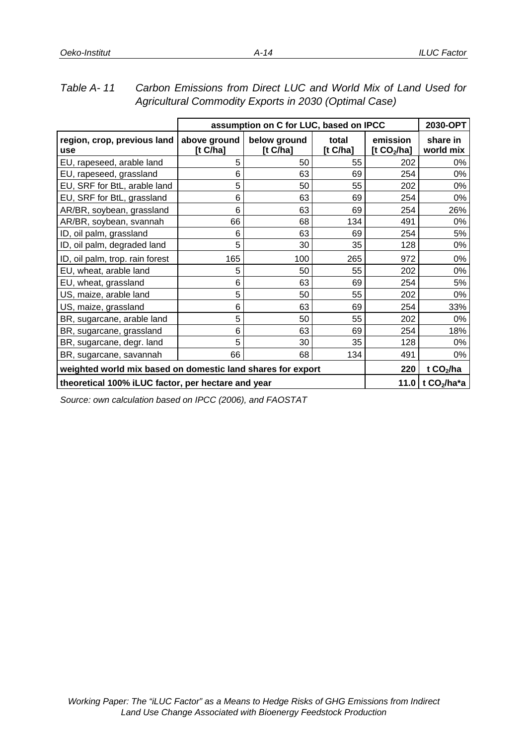*Table A- 11 Carbon Emissions from Direct LUC and World Mix of Land Used for Agricultural Commodity Exports in 2030 (Optimal Case)*

| | assumption on C for LUC, based on IPCC | | | | 2030-OPT |
|---|---|---|---|---|---|
| **region, crop, previous land use** | **above ground [t C/ha]** | **below ground [t C/ha]** | **total [t C/ha]** | **emission [t $CO_2$/ha]** | **share in world mix** |
| EU, rapeseed, arable land | 5 | 50 | 55 | 202 | 0% |
| EU, rapeseed, grassland | 6 | 63 | 69 | 254 | 0% |
| EU, SRF for BtL, arable land | 5 | 50 | 55 | 202 | 0% |
| EU, SRF for BtL, grassland | 6 | 63 | 69 | 254 | 0% |
| AR/BR, soybean, grassland | 6 | 63 | 69 | 254 | 26% |
| AR/BR, soybean, svannah | 66 | 68 | 134 | 491 | 0% |
| ID, oil palm, grassland | 6 | 63 | 69 | 254 | 5% |
| ID, oil palm, degraded land | 5 | 30 | 35 | 128 | 0% |
| ID, oil palm, trop. rain forest | 165 | 100 | 265 | 972 | 0% |
| EU, wheat, arable land | 5 | 50 | 55 | 202 | 0% |
| EU, wheat, grassland | 6 | 63 | 69 | 254 | 5% |
| US, maize, arable land | 5 | 50 | 55 | 202 | 0% |
| US, maize, grassland | 6 | 63 | 69 | 254 | 33% |
| BR, sugarcane, arable land | 5 | 50 | 55 | 202 | 0% |
| BR, sugarcane, grassland | 6 | 63 | 69 | 254 | 18% |
| BR, sugarcane, degr. land | 5 | 30 | 35 | 128 | 0% |
| BR, sugarcane, savannah | 66 | 68 | 134 | 491 | 0% |
| **weighted world mix based on domestic land shares for export** | | | | **220** | **t $CO_2$/ha** |
| **theoretical 100% iLUC factor, per hectare and year** | | | | **11.0** | **t $CO_2$/ha\*a** |

*Source: own calculation based on IPCC (2006), and FAOSTAT*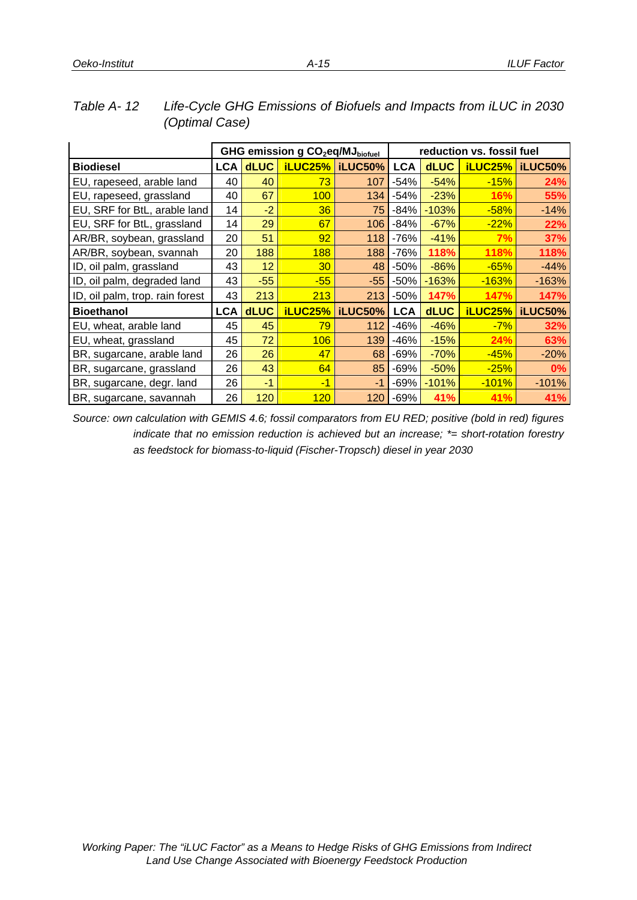*Table A- 12 Life-Cycle GHG Emissions of Biofuels and Impacts from iLUC in 2030 (Optimal Case)*

| | GHG emission g $CO_2eq/MJ_{biofuel}$ | | | | reduction vs. fossil fuel | | | |
|---|---|---|---|---|---|---|---|---|
| **Biodiesel** | **LCA** | **dLUC** | **iLUC25%** | **iLUC50%** | **LCA** | **dLUC** | **iLUC25%** | **iLUC50%** |
| EU, rapeseed, arable land | 40 | 40 | 73 | 107 | -54% | -54% | -15% | **24%** |
| EU, rapeseed, grassland | 40 | 67 | 100 | 134 | -54% | -23% | **16%** | **55%** |
| EU, SRF for BtL, arable land | 14 | -2 | 36 | 75 | -84% | -103% | -58% | -14% |
| EU, SRF for BtL, grassland | 14 | 29 | 67 | 106 | -84% | -67% | -22% | **22%** |
| AR/BR, soybean, grassland | 20 | 51 | 92 | 118 | -76% | -41% | **7%** | **37%** |
| AR/BR, soybean, svannah | 20 | 188 | 188 | 188 | -76% | **118%** | **118%** | **118%** |
| ID, oil palm, grassland | 43 | 12 | 30 | 48 | -50% | -86% | -65% | -44% |
| ID, oil palm, degraded land | 43 | -55 | -55 | -55 | -50% | -163% | -163% | -163% |
| ID, oil palm, trop. rain forest | 43 | 213 | 213 | 213 | -50% | **147%** | **147%** | **147%** |
| **Bioethanol** | **LCA** | **dLUC** | **iLUC25%** | **iLUC50%** | **LCA** | **dLUC** | **iLUC25%** | **iLUC50%** |
| EU, wheat, arable land | 45 | 45 | 79 | 112 | -46% | -46% | -7% | **32%** |
| EU, wheat, grassland | 45 | 72 | 106 | 139 | -46% | -15% | **24%** | **63%** |
| BR, sugarcane, arable land | 26 | 26 | 47 | 68 | -69% | -70% | -45% | -20% |
| BR, sugarcane, grassland | 26 | 43 | 64 | 85 | -69% | -50% | -25% | **0%** |
| BR, sugarcane, degr. land | 26 | -1 | -1 | -1 | -69% | -101% | -101% | -101% |
| BR, sugarcane, savannah | 26 | 120 | 120 | 120 | -69% | **41%** | **41%** | **41%** |

*Source: own calculation with GEMIS 4.6; fossil comparators from EU RED; positive (bold in red) figures indicate that no emission reduction is achieved but an increase; \*= short-rotation forestry as feedstock for biomass-to-liquid (Fischer-Tropsch) diesel in year 2030*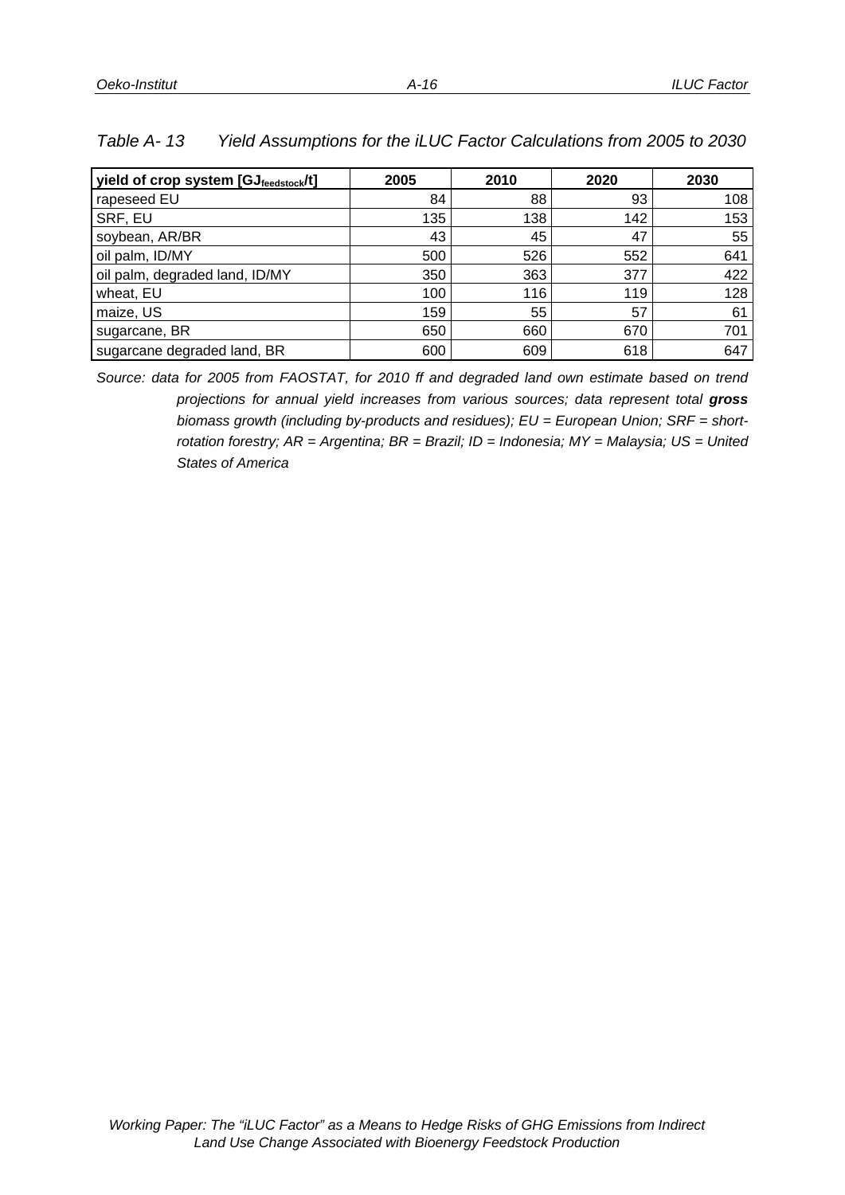*Table A- 13 Yield Assumptions for the iLUC Factor Calculations from 2005 to 2030*

| yield of crop system [$GJ_{feedstock}$/t] | 2005 | 2010 | 2020 | 2030 |
|---|---|---|---|---|
| rapeseed EU | 84 | 88 | 93 | 108 |
| SRF, EU | 135 | 138 | 142 | 153 |
| soybean, AR/BR | 43 | 45 | 47 | 55 |
| oil palm, ID/MY | 500 | 526 | 552 | 641 |
| oil palm, degraded land, ID/MY | 350 | 363 | 377 | 422 |
| wheat, EU | 100 | 116 | 119 | 128 |
| maize, US | 159 | 55 | 57 | 61 |
| sugarcane, BR | 650 | 660 | 670 | 701 |
| sugarcane degraded land, BR | 600 | 609 | 618 | 647 |

*Source: data for 2005 from FAOSTAT, for 2010 ff and degraded land own estimate based on trend projections for annual yield increases from various sources; data represent total **gross** biomass growth (including by-products and residues); EU = European Union; SRF = short-rotation forestry; AR = Argentina; BR = Brazil; ID = Indonesia; MY = Malaysia; US = United States of America*